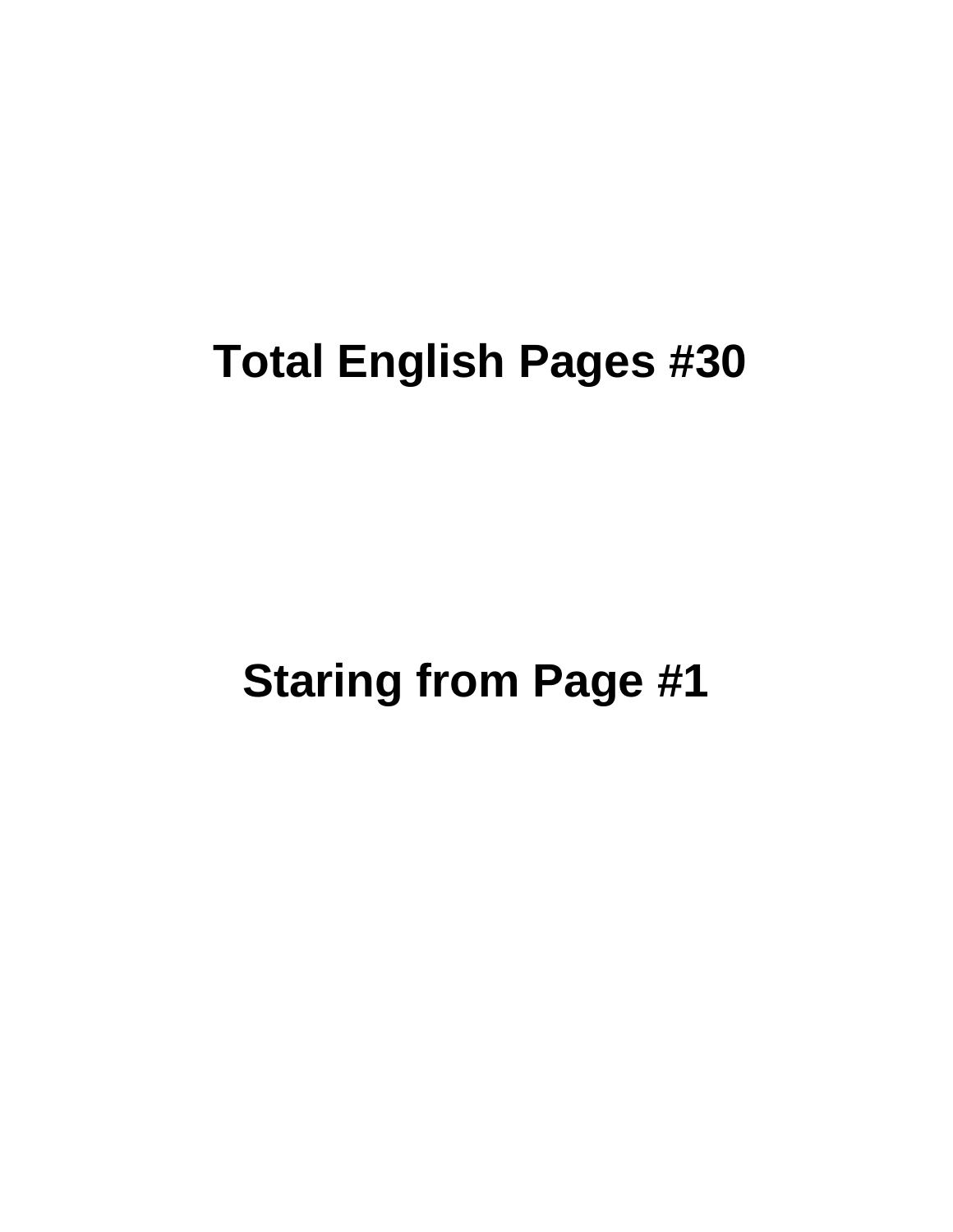**Total English Pages #30**

**Staring from Page #1**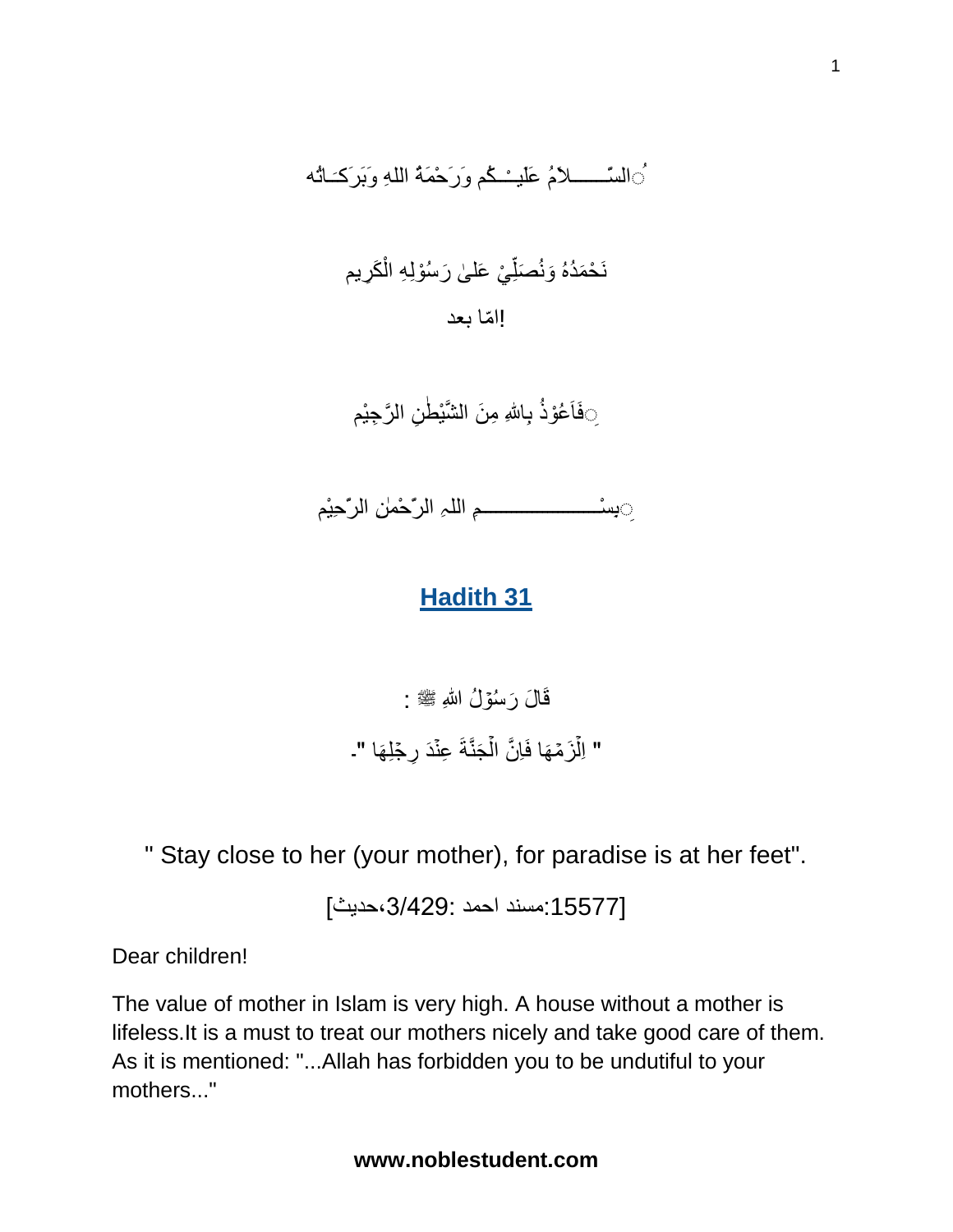السَّـــــلاَمُ عَلَيـْـكُم وَرَحْمَةُ اللهِ وَبَرَكَـاتُه

نَحْمَدُهُ وَنُصَلِّيْ عَلىٰ رَسُوْلِهِ الْكَرِيم

امّا بعد!

فَاَعُوْذُ بِاللهِ مِنَ الشَّيْطٰنِ الرَّجِيْم

بِسْــــــــــــــم اللهِ الرّحْمٰنِ الرّحِيْم

## Hadith 31

قَالَ رَسُوْلُ اللهِ ﷺ :

" اِلْزَمْهَا فَاِنَّ الْجَنَّةَ عِنْدَ رِجْلِهَا ".

" Stay close to her (your mother), for paradise is at her feet".

[مسند احمد :3/429،حديث:15577]

Dear children!

The value of mother in Islam is very high. A house without a mother is lifeless.It is a must to treat our mothers nicely and take good care of them. As it is mentioned: "...Allah has forbidden you to be undutiful to your mothers..."

**www.noblestudent.com**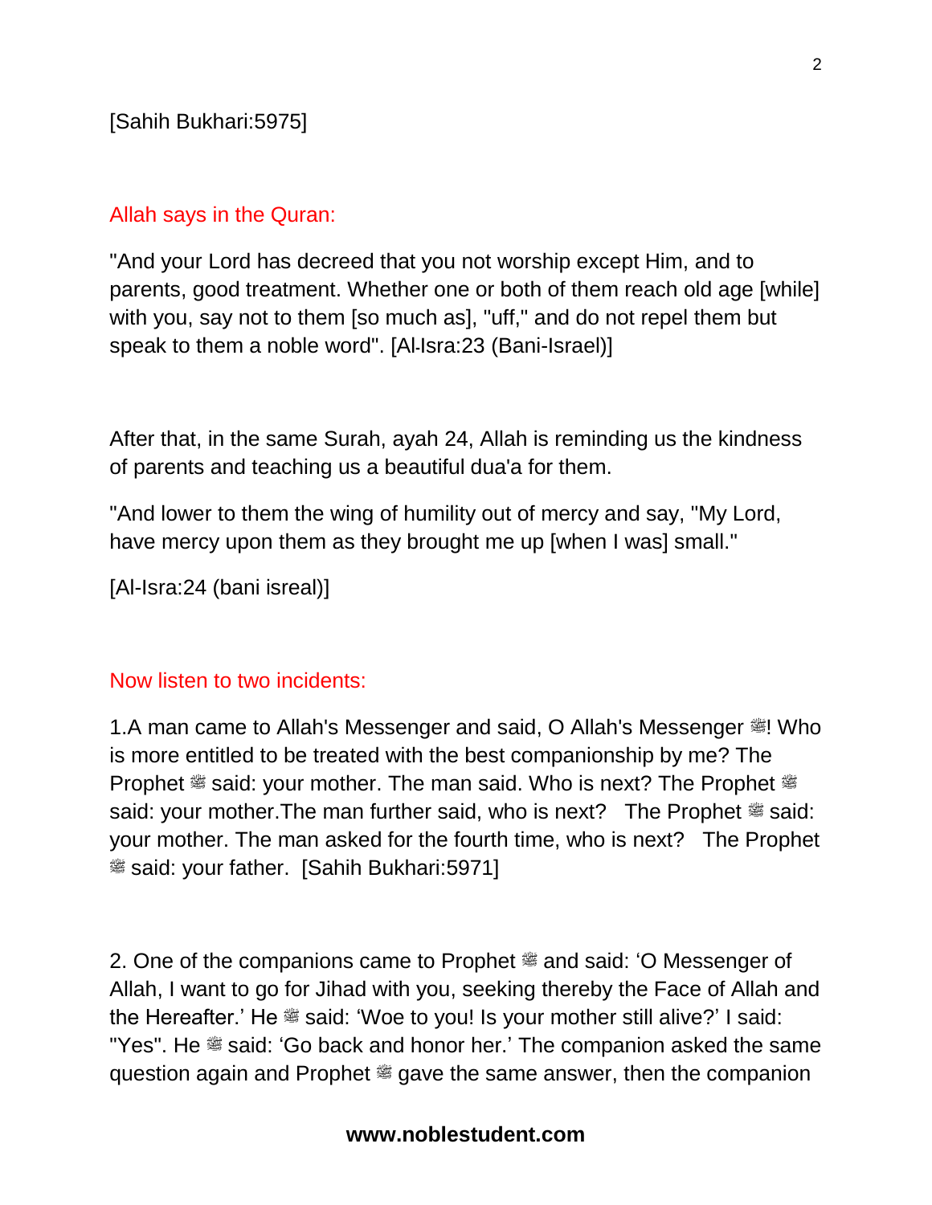[Sahih Bukhari:5975]

## Allah says in the Quran:

"And your Lord has decreed that you not worship except Him, and to parents, good treatment. Whether one or both of them reach old age [while] with you, say not to them [so much as], "uff," and do not repel them but speak to them a noble word". [Al-Isra:23 (Bani-Israel)]

After that, in the same Surah, ayah 24, Allah is reminding us the kindness of parents and teaching us a beautiful dua'a for them.

"And lower to them the wing of humility out of mercy and say, "My Lord, have mercy upon them as they brought me up [when I was] small."

[Al-Isra:24 (bani isreal)]

## Now listen to two incidents:

1.A man came to Allah's Messenger and said, O Allah's Messenger ﷺ! Who is more entitled to be treated with the best companionship by me? The Prophet ﷺ said: your mother. The man said. Who is next? The Prophet ﷺ said: your mother.The man further said, who is next? The Prophet ﷺ said: your mother. The man asked for the fourth time, who is next? The Prophet ﷺ said: your father. [Sahih Bukhari:5971]

2. One of the companions came to Prophet ﷺ and said: 'O Messenger of Allah, I want to go for Jihad with you, seeking thereby the Face of Allah and the Hereafter.' He ﷺ said: 'Woe to you! Is your mother still alive?' I said: "Yes". He ﷺ said: 'Go back and honor her.' The companion asked the same question again and Prophet ﷺ gave the same answer, then the companion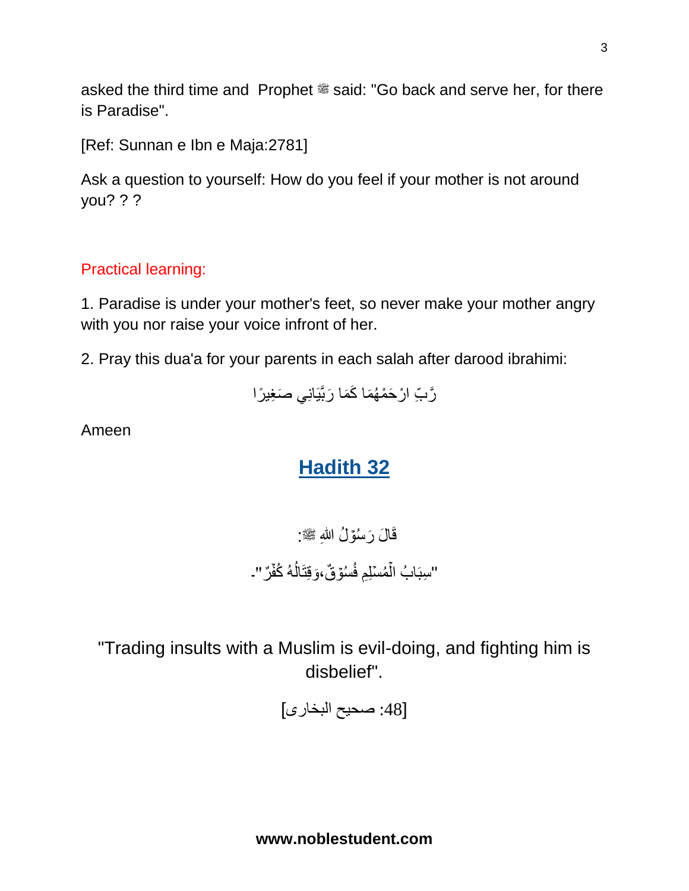asked the third time and Prophet ﷺ said: "Go back and serve her, for there is Paradise".

[Ref: Sunnan e Ibn e Maja:2781]

Ask a question to yourself: How do you feel if your mother is not around you? ? ?

Practical learning:

1. Paradise is under your mother's feet, so never make your mother angry with you nor raise your voice infront of her.

2. Pray this dua'a for your parents in each salah after darood ibrahimi:

رَّبِّ ارْحَمْهُمَا كَمَا رَبَّيَانِي صَغِيرًا

Ameen

## Hadith 32

قَالَ رَسُوْلُ اللهِ ﷺ:

"سِبَابُ الْمُسْلِمِ فُسُوْقٌ،وَقِتَالُهُ كُفْرٌ".

"Trading insults with a Muslim is evil-doing, and fighting him is disbelief".

[48: صحیح البخاری]

**www.noblestudent.com**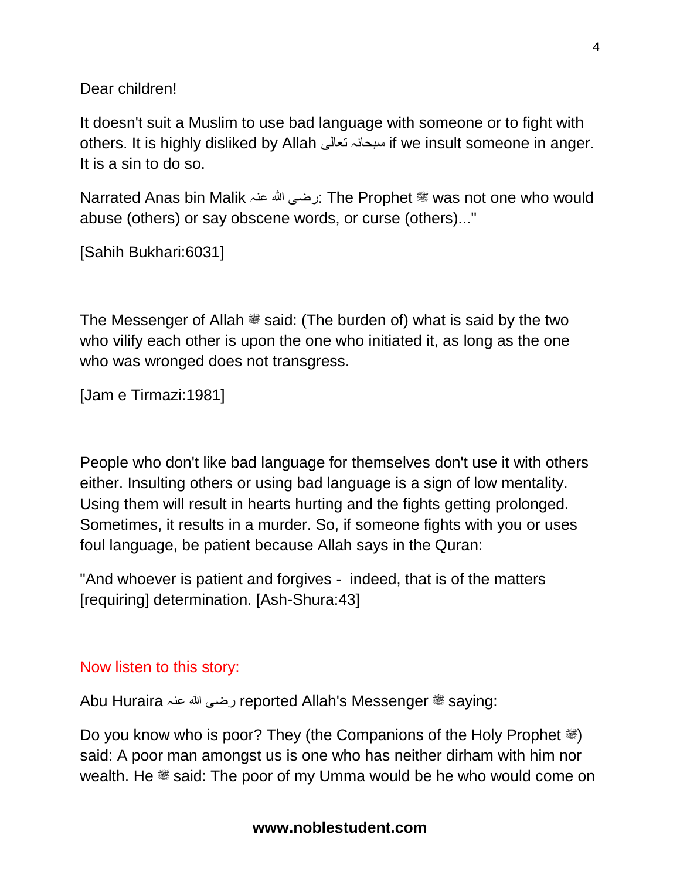Dear children!

It doesn't suit a Muslim to use bad language with someone or to fight with others. It is highly disliked by Allah سبحانہ تعالی if we insult someone in anger. It is a sin to do so.

Narrated Anas bin Malik رضی اللہ عنہ: The Prophet ﷺ was not one who would abuse (others) or say obscene words, or curse (others)..."

[Sahih Bukhari:6031]

The Messenger of Allah ﷺ said: (The burden of) what is said by the two who vilify each other is upon the one who initiated it, as long as the one who was wronged does not transgress.

[Jam e Tirmazi:1981]

People who don't like bad language for themselves don't use it with others either. Insulting others or using bad language is a sign of low mentality. Using them will result in hearts hurting and the fights getting prolonged. Sometimes, it results in a murder. So, if someone fights with you or uses foul language, be patient because Allah says in the Quran:

"And whoever is patient and forgives - indeed, that is of the matters [requiring] determination. [Ash-Shura:43]

Now listen to this story:

Abu Huraira رضی اللہ عنہ reported Allah's Messenger ﷺ saying:

Do you know who is poor? They (the Companions of the Holy Prophet ﷺ) said: A poor man amongst us is one who has neither dirham with him nor wealth. He ﷺ said: The poor of my Umma would be he who would come on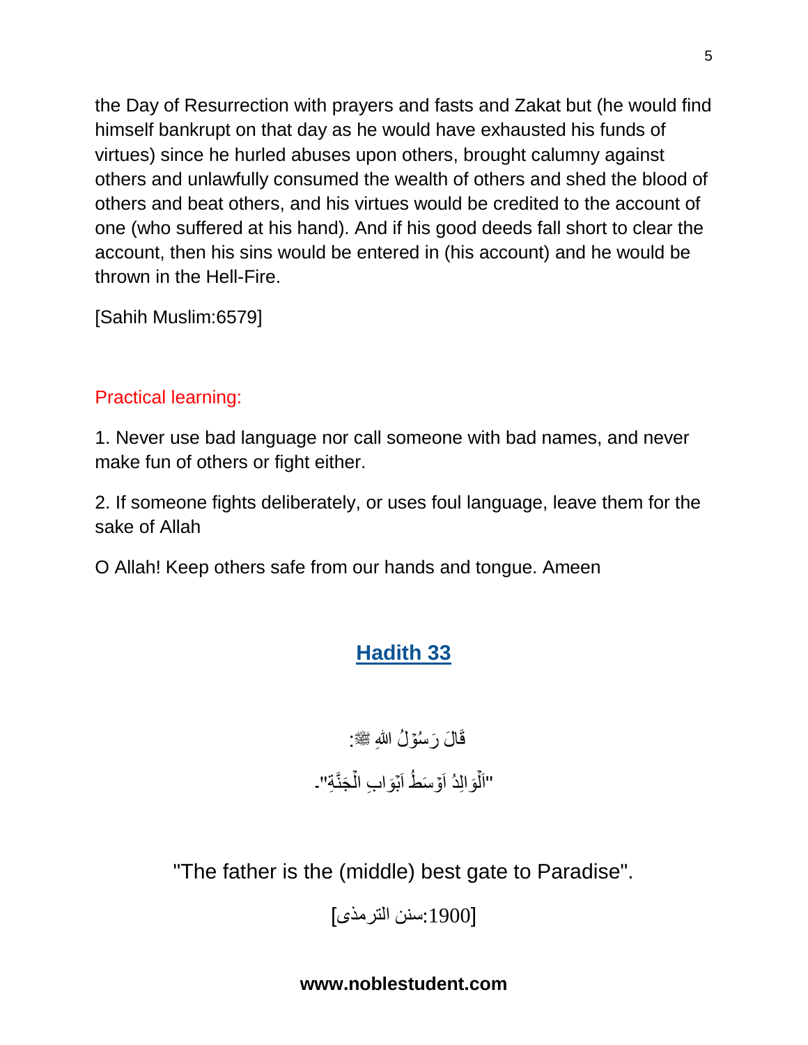the Day of Resurrection with prayers and fasts and Zakat but (he would find himself bankrupt on that day as he would have exhausted his funds of virtues) since he hurled abuses upon others, brought calumny against others and unlawfully consumed the wealth of others and shed the blood of others and beat others, and his virtues would be credited to the account of one (who suffered at his hand). And if his good deeds fall short to clear the account, then his sins would be entered in (his account) and he would be thrown in the Hell-Fire.

[Sahih Muslim:6579]

Practical learning:

1. Never use bad language nor call someone with bad names, and never make fun of others or fight either.

2. If someone fights deliberately, or uses foul language, leave them for the sake of Allah

O Allah! Keep others safe from our hands and tongue. Ameen

## Hadith 33

قَالَ رَسُوْلُ اللهِ ﷺ:

"اَلْوَالِدُ اَوْسَطُ اَبْوَابِ الْجَنَّةِ"۔

"The father is the (middle) best gate to Paradise".

[سنن الترمذی:1900]

www.noblestudent.com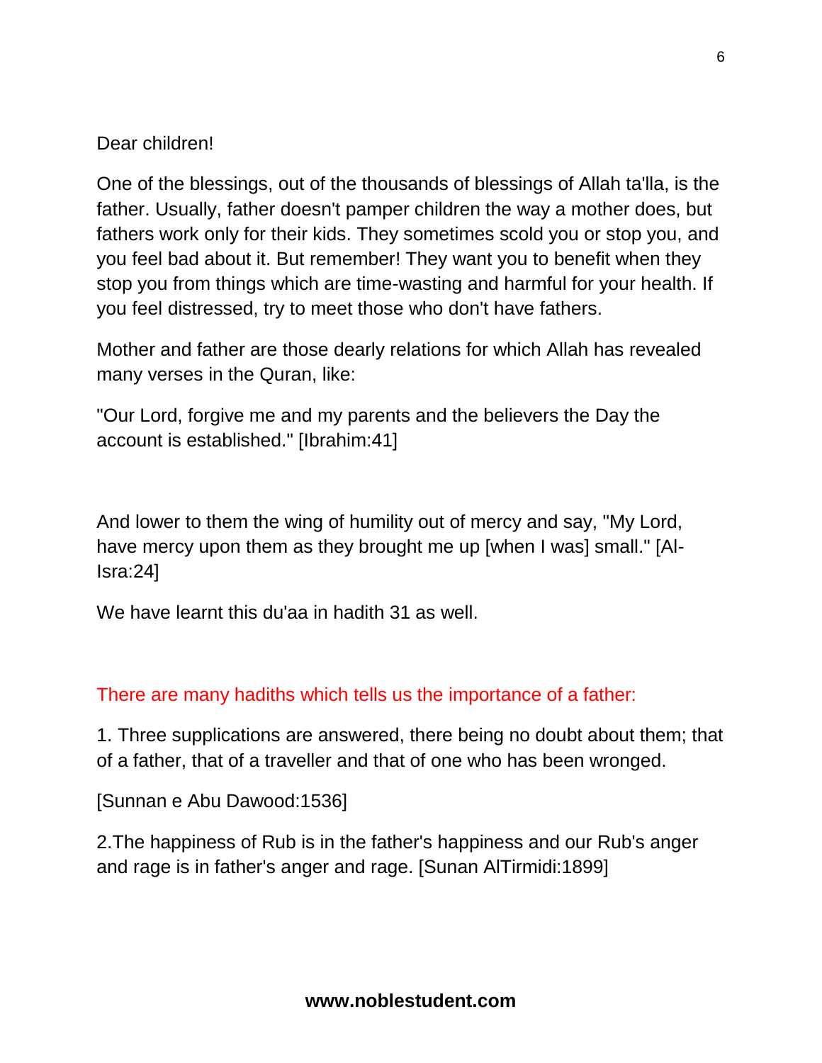Dear children!

One of the blessings, out of the thousands of blessings of Allah ta'lla, is the father. Usually, father doesn't pamper children the way a mother does, but fathers work only for their kids. They sometimes scold you or stop you, and you feel bad about it. But remember! They want you to benefit when they stop you from things which are time-wasting and harmful for your health. If you feel distressed, try to meet those who don't have fathers.

Mother and father are those dearly relations for which Allah has revealed many verses in the Quran, like:

"Our Lord, forgive me and my parents and the believers the Day the account is established." [Ibrahim:41]

And lower to them the wing of humility out of mercy and say, "My Lord, have mercy upon them as they brought me up [when I was] small." [Al-Isra:24]

We have learnt this du'aa in hadith 31 as well.

There are many hadiths which tells us the importance of a father:

1. Three supplications are answered, there being no doubt about them; that of a father, that of a traveller and that of one who has been wronged.

[Sunnan e Abu Dawood:1536]

2.The happiness of Rub is in the father's happiness and our Rub's anger and rage is in father's anger and rage. [Sunan AlTirmidi:1899]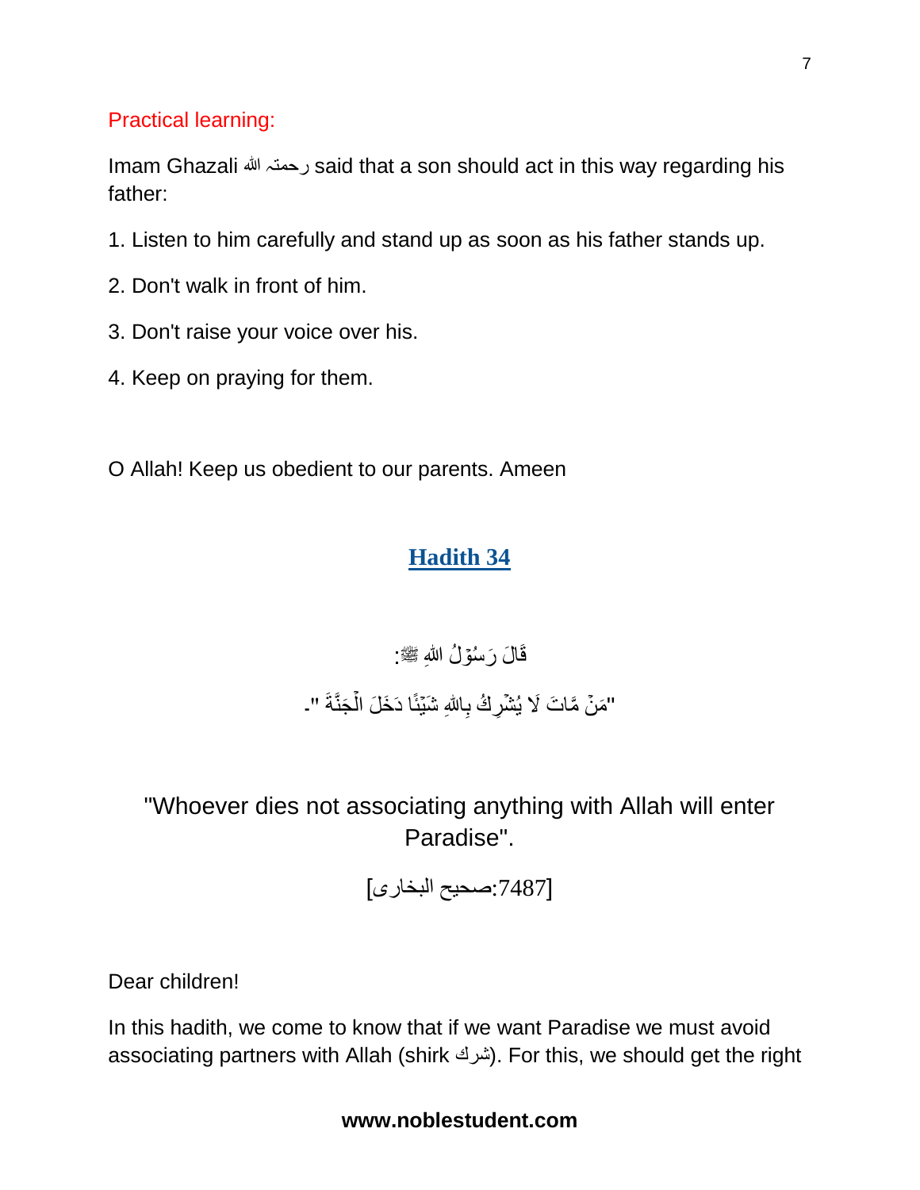Practical learning:

Imam Ghazali رحمتہ اللہ said that a son should act in this way regarding his father:

1. Listen to him carefully and stand up as soon as his father stands up.
2. Don't walk in front of him.
3. Don't raise your voice over his.
4. Keep on praying for them.

O Allah! Keep us obedient to our parents. Ameen

## Hadith 34

قَالَ رَسُوْلُ اللهِ ﷺ:

"مَنْ مَّاتَ لَا يُشْرِكُ بِاللهِ شَيْئًا دَخَلَ الْجَنَّةَ "۔

"Whoever dies not associating anything with Allah will enter Paradise".

[صحيح البخارى:7487]

Dear children!

In this hadith, we come to know that if we want Paradise we must avoid associating partners with Allah (shirk شرك). For this, we should get the right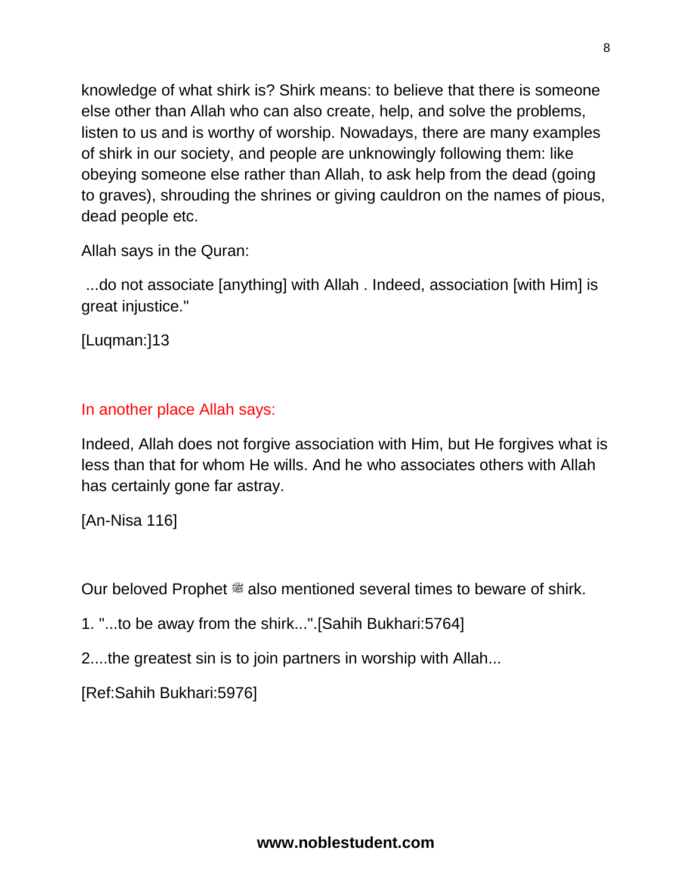knowledge of what shirk is? Shirk means: to believe that there is someone else other than Allah who can also create, help, and solve the problems, listen to us and is worthy of worship. Nowadays, there are many examples of shirk in our society, and people are unknowingly following them: like obeying someone else rather than Allah, to ask help from the dead (going to graves), shrouding the shrines or giving cauldron on the names of pious, dead people etc.

Allah says in the Quran:

...do not associate [anything] with Allah . Indeed, association [with Him] is great injustice."

[Luqman:]13

In another place Allah says:

Indeed, Allah does not forgive association with Him, but He forgives what is less than that for whom He wills. And he who associates others with Allah has certainly gone far astray.

[An-Nisa 116]

Our beloved Prophet ﷺ also mentioned several times to beware of shirk.

1. "...to be away from the shirk...".[Sahih Bukhari:5764]

2....the greatest sin is to join partners in worship with Allah...

[Ref:Sahih Bukhari:5976]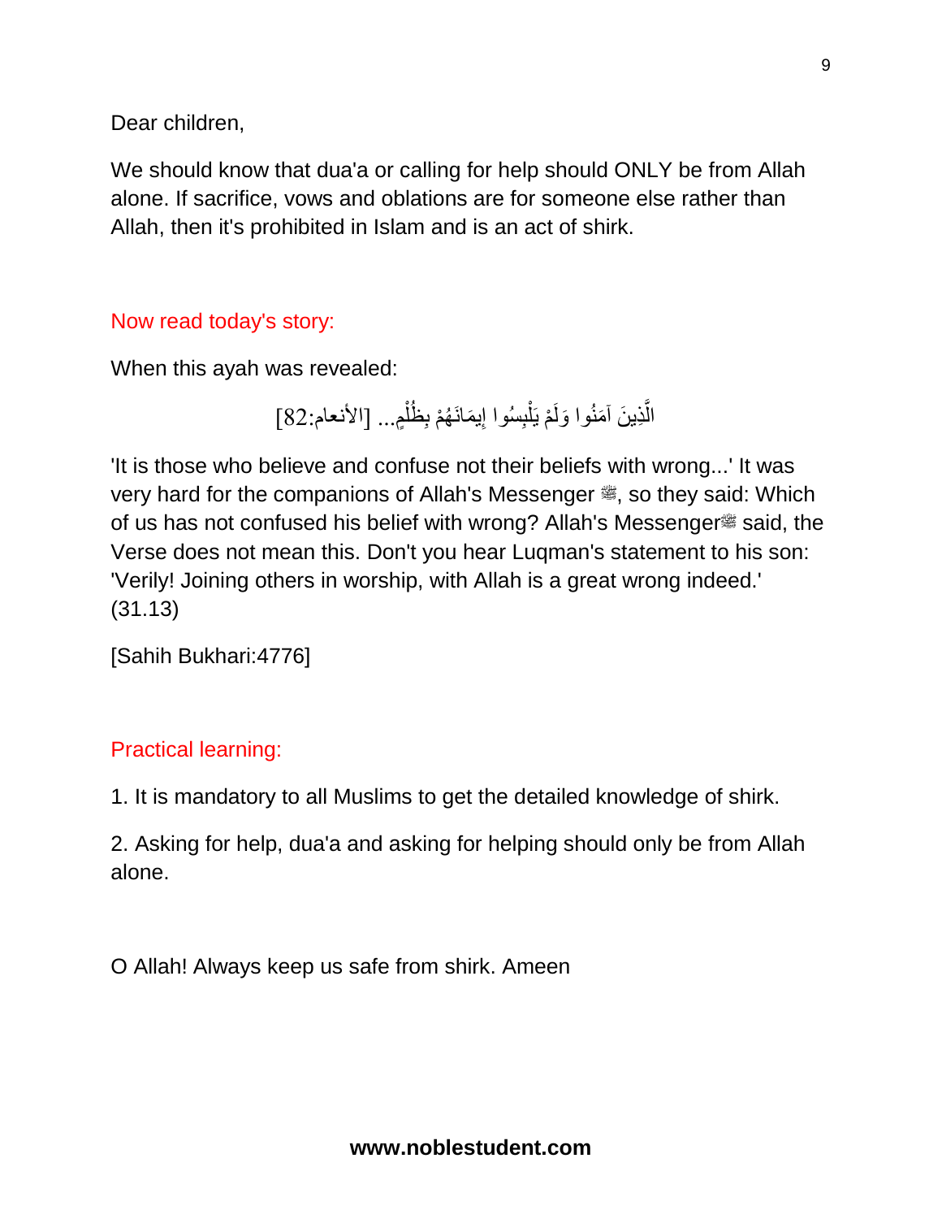Dear children,

We should know that dua'a or calling for help should ONLY be from Allah alone. If sacrifice, vows and oblations are for someone else rather than Allah, then it's prohibited in Islam and is an act of shirk.

Now read today's story:

When this ayah was revealed:

الَّذِينَ آمَنُوا وَلَمْ يَلْبِسُوا إِيمَانَهُمْ بِظُلْمٍ... [الأنعام:82]

'It is those who believe and confuse not their beliefs with wrong...' It was very hard for the companions of Allah's Messenger ﷺ, so they said: Which of us has not confused his belief with wrong? Allah's Messenger ﷺ said, the Verse does not mean this. Don't you hear Luqman's statement to his son: 'Verily! Joining others in worship, with Allah is a great wrong indeed.' (31.13)

[Sahih Bukhari:4776]

Practical learning:

1. It is mandatory to all Muslims to get the detailed knowledge of shirk.

2. Asking for help, dua'a and asking for helping should only be from Allah alone.

O Allah! Always keep us safe from shirk. Ameen

**www.noblestudent.com**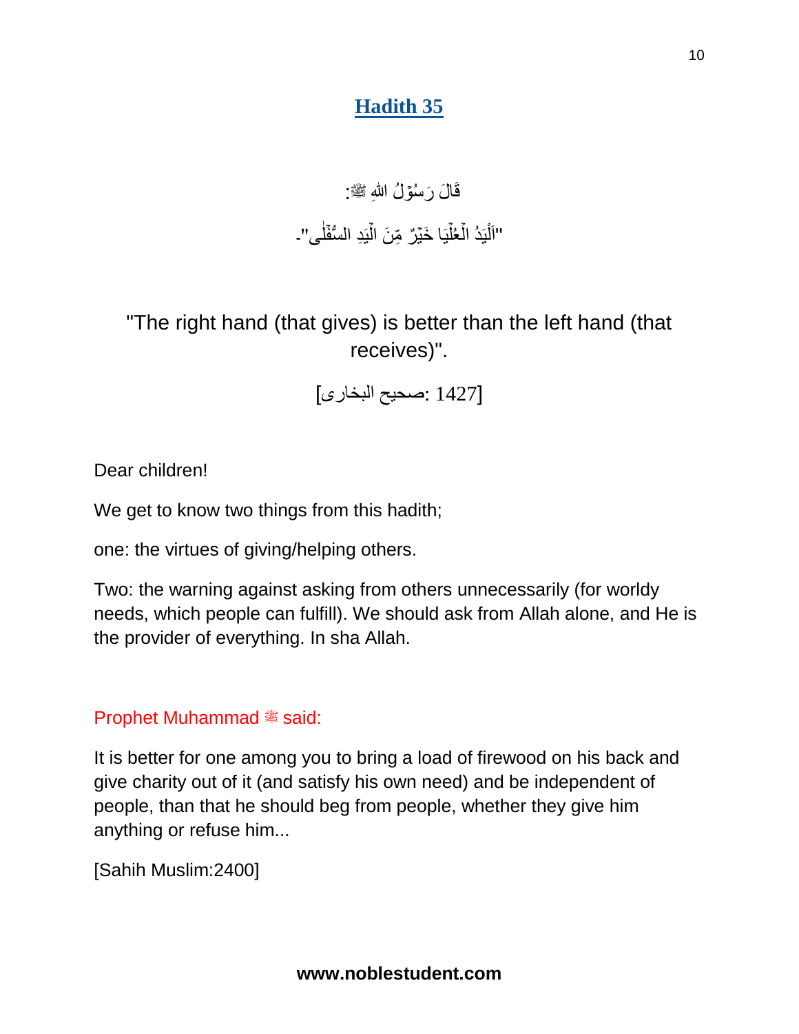## Hadith 35

قَالَ رَسُوْلُ اللهِ ﷺ:

"اَلْيَدُ الْعُلْيَا خَيْرٌ مِّنَ الْيَدِ السُّفْلٰى"۔

"The right hand (that gives) is better than the left hand (that receives)".

[صحيح البخارى: 1427]

Dear children!

We get to know two things from this hadith;

one: the virtues of giving/helping others.

Two: the warning against asking from others unnecessarily (for worldy needs, which people can fulfill). We should ask from Allah alone, and He is the provider of everything. In sha Allah.

Prophet Muhammad ﷺ said:

It is better for one among you to bring a load of firewood on his back and give charity out of it (and satisfy his own need) and be independent of people, than that he should beg from people, whether they give him anything or refuse him...

[Sahih Muslim:2400]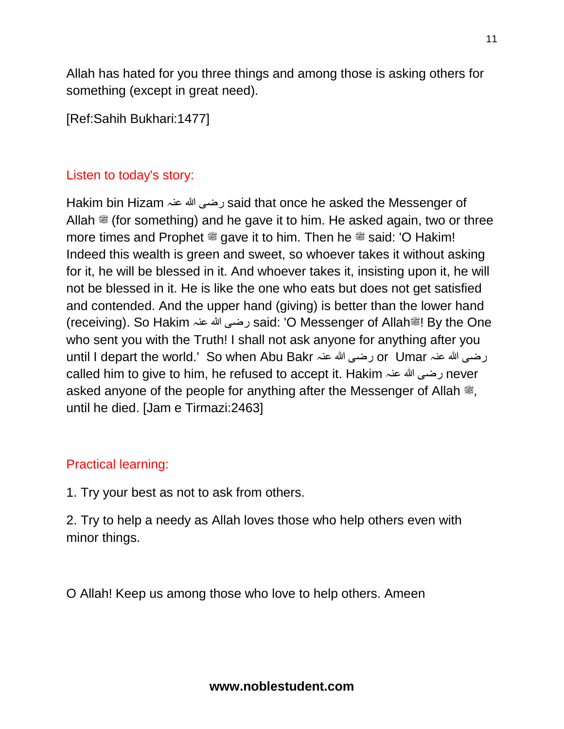Allah has hated for you three things and among those is asking others for something (except in great need).

[Ref:Sahih Bukhari:1477]

## Listen to today's story:

Hakim bin Hizam رضی الله عنہ said that once he asked the Messenger of Allah ﷺ (for something) and he gave it to him. He asked again, two or three more times and Prophet ﷺ gave it to him. Then he ﷺ said: 'O Hakim! Indeed this wealth is green and sweet, so whoever takes it without asking for it, he will be blessed in it. And whoever takes it, insisting upon it, he will not be blessed in it. He is like the one who eats but does not get satisfied and contended. And the upper hand (giving) is better than the lower hand (receiving). So Hakim رضی الله عنہ said: 'O Messenger of Allahﷺ! By the One who sent you with the Truth! I shall not ask anyone for anything after you until I depart the world.' So when Abu Bakr رضی الله عنہ or Umar رضی الله عنہ called him to give to him, he refused to accept it. Hakim رضی الله عنہ never asked anyone of the people for anything after the Messenger of Allah ﷺ, until he died. [Jam e Tirmazi:2463]

## Practical learning:

1. Try your best as not to ask from others.

2. Try to help a needy as Allah loves those who help others even with minor things.

O Allah! Keep us among those who love to help others. Ameen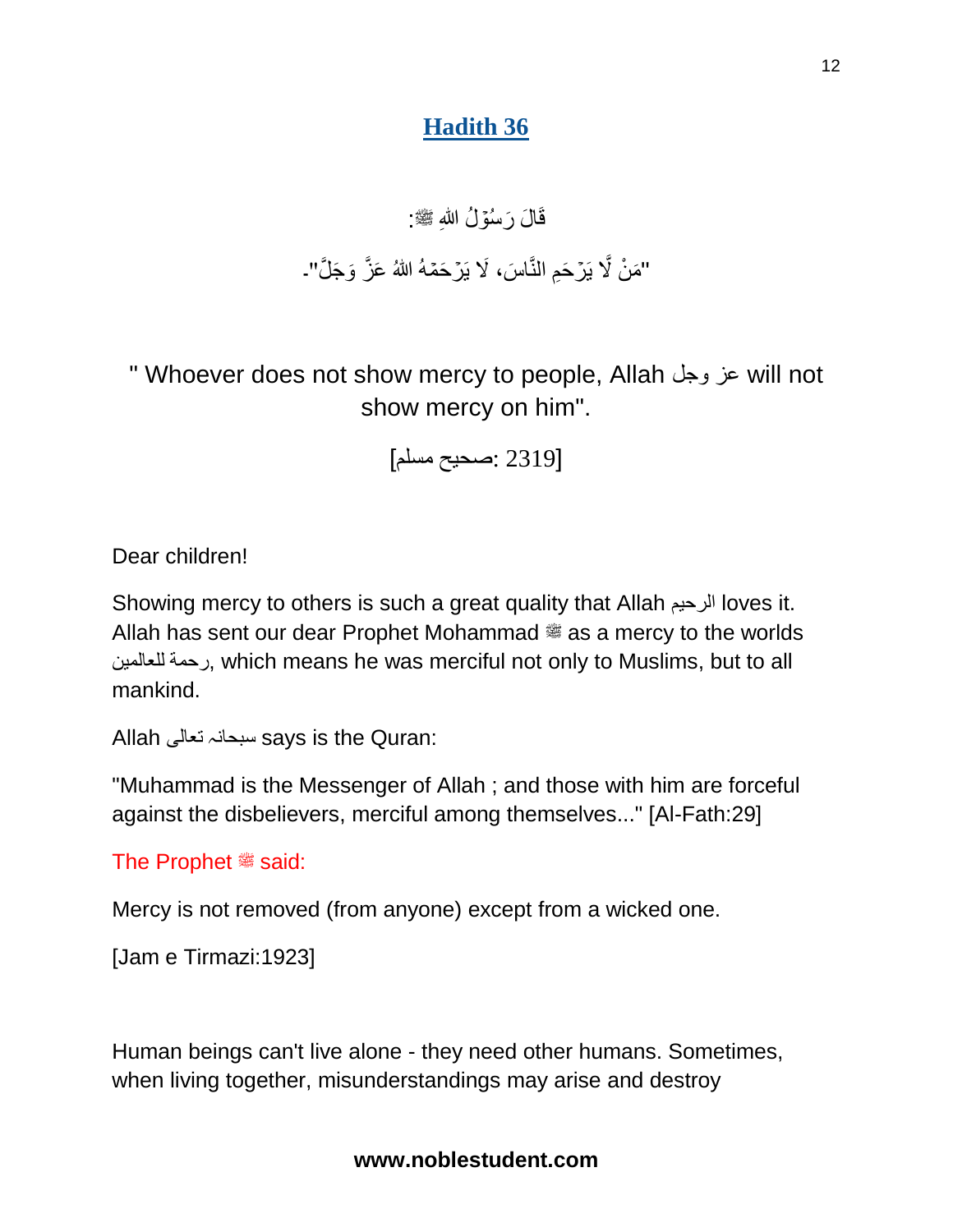## Hadith 36

قَالَ رَسُوْلُ اللهِ ﷺ:

"مَنْ لَّا يَرْحَمِ النَّاسَ، لَا يَرْحَمْهُ اللهُ عَزَّ وَجَلَّ".

" Whoever does not show mercy to people, Allah عز وجل will not show mercy on him".

[صحيح مسلم: 2319]

Dear children!

Showing mercy to others is such a great quality that Allah الرحيم loves it. Allah has sent our dear Prophet Mohammad ﷺ as a mercy to the worlds رحمة للعالمين, which means he was merciful not only to Muslims, but to all mankind.

Allah سبحانہ تعالی says is the Quran:

"Muhammad is the Messenger of Allah ; and those with him are forceful against the disbelievers, merciful among themselves..." [Al-Fath:29]

The Prophet ﷺ said:

Mercy is not removed (from anyone) except from a wicked one.

[Jam e Tirmazi:1923]

Human beings can't live alone - they need other humans. Sometimes, when living together, misunderstandings may arise and destroy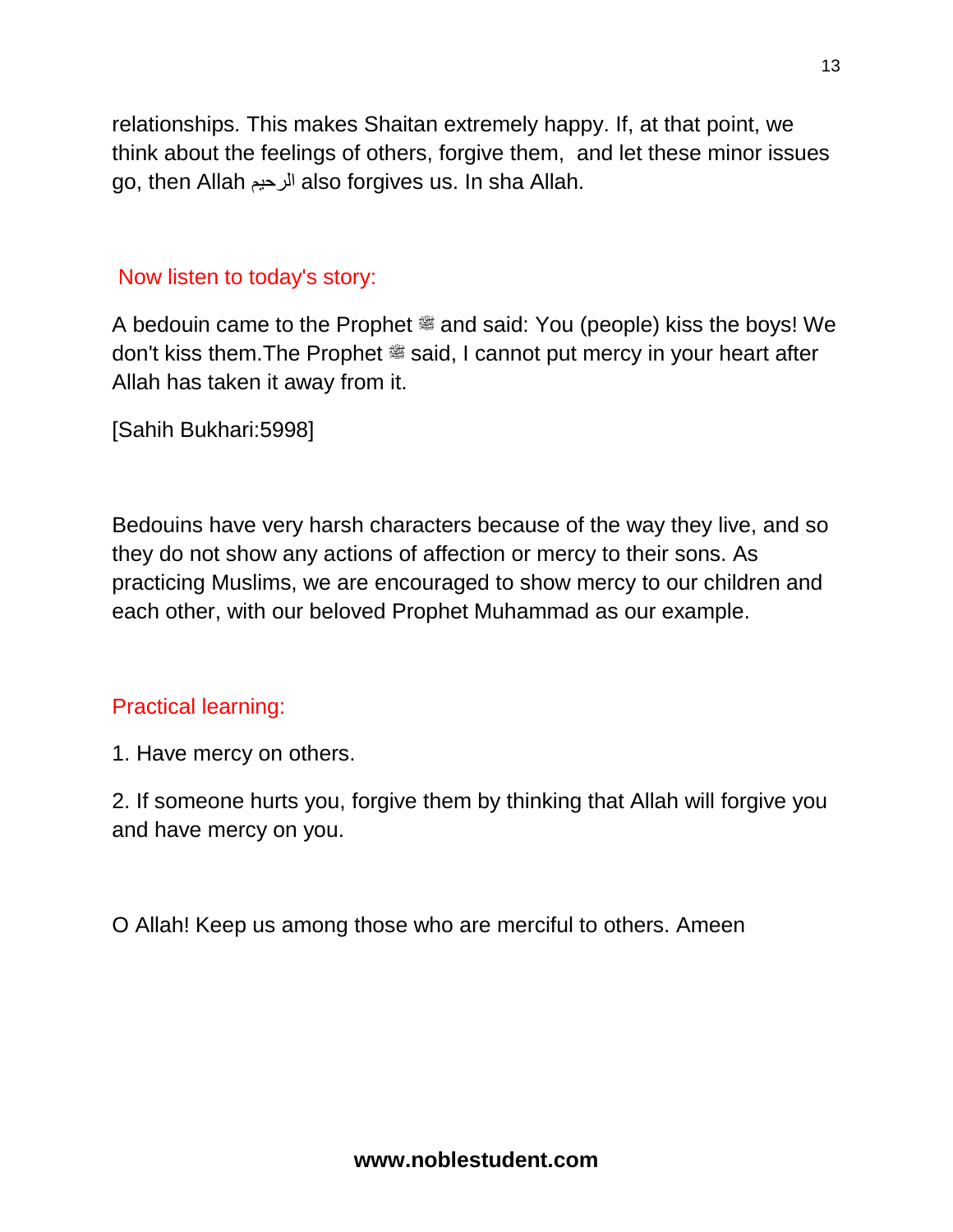relationships. This makes Shaitan extremely happy. If, at that point, we think about the feelings of others, forgive them, and let these minor issues go, then Allah الرحيم also forgives us. In sha Allah.

## Now listen to today's story:

A bedouin came to the Prophet ﷺ and said: You (people) kiss the boys! We don't kiss them.The Prophet ﷺ said, I cannot put mercy in your heart after Allah has taken it away from it.

[Sahih Bukhari:5998]

Bedouins have very harsh characters because of the way they live, and so they do not show any actions of affection or mercy to their sons. As practicing Muslims, we are encouraged to show mercy to our children and each other, with our beloved Prophet Muhammad as our example.

## Practical learning:

1. Have mercy on others.

2. If someone hurts you, forgive them by thinking that Allah will forgive you and have mercy on you.

O Allah! Keep us among those who are merciful to others. Ameen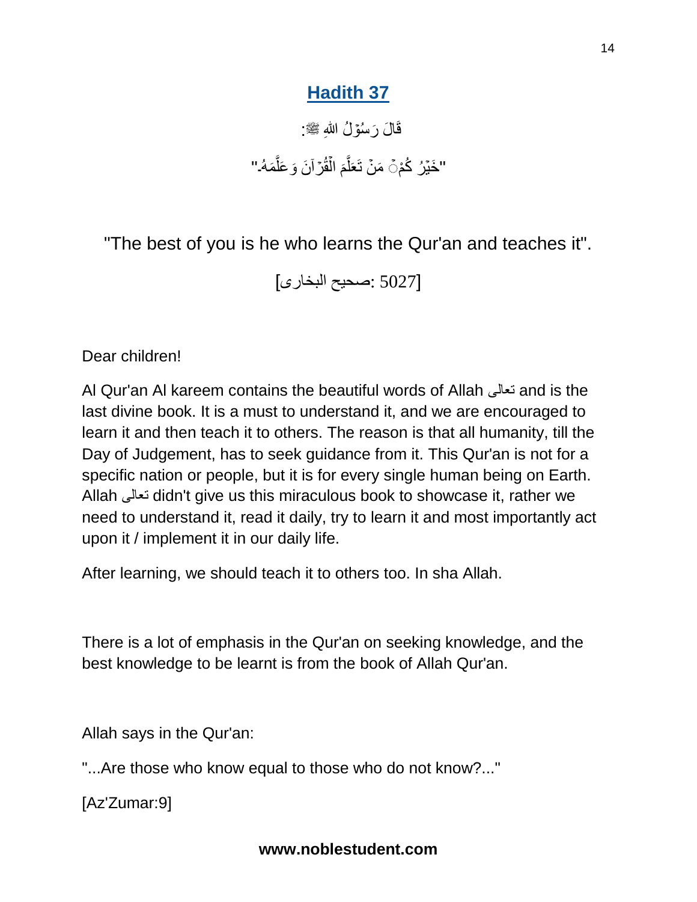## Hadith 37

قَالَ رَسُوْلُ اللهِ ﷺ:

"خَيْرُ كُمْ مَنْ تَعَلَّمَ الْقُرْآنَ وَعَلَّمَهُ."

"The best of you is he who learns the Qur'an and teaches it".

[صحيح البخارى: 5027]

Dear children!

Al Qur'an Al kareem contains the beautiful words of Allah تعالى and is the last divine book. It is a must to understand it, and we are encouraged to learn it and then teach it to others. The reason is that all humanity, till the Day of Judgement, has to seek guidance from it. This Qur'an is not for a specific nation or people, but it is for every single human being on Earth. Allah تعالى didn't give us this miraculous book to showcase it, rather we need to understand it, read it daily, try to learn it and most importantly act upon it / implement it in our daily life.

After learning, we should teach it to others too. In sha Allah.

There is a lot of emphasis in the Qur'an on seeking knowledge, and the best knowledge to be learnt is from the book of Allah Qur'an.

Allah says in the Qur'an:

"...Are those who know equal to those who do not know?..."

[Az'Zumar:9]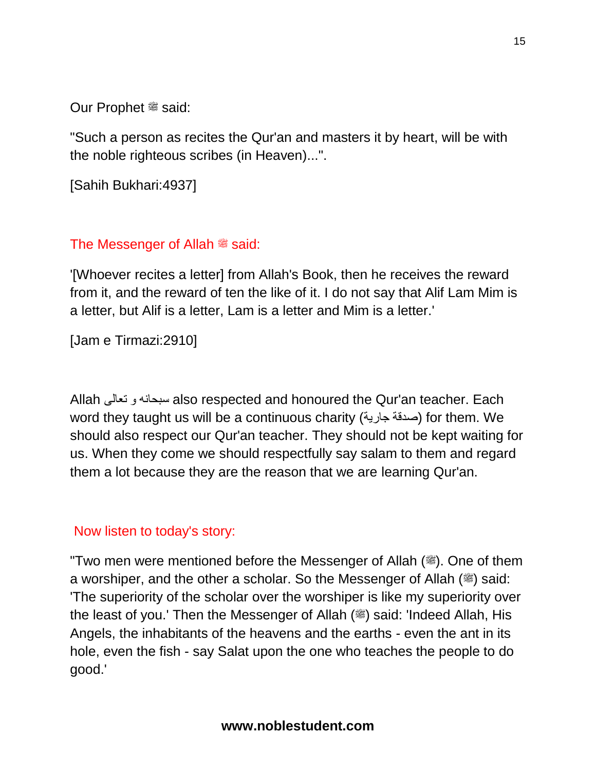Our Prophet ﷺ said:

"Such a person as recites the Qur'an and masters it by heart, will be with the noble righteous scribes (in Heaven)...".

[Sahih Bukhari:4937]

The Messenger of Allah ﷺ said:

'[Whoever recites a letter] from Allah's Book, then he receives the reward from it, and the reward of ten the like of it. I do not say that Alif Lam Mim is a letter, but Alif is a letter, Lam is a letter and Mim is a letter.'

[Jam e Tirmazi:2910]

Allah سبحانه و تعالى also respected and honoured the Qur'an teacher. Each word they taught us will be a continuous charity (صدقة جارية) for them. We should also respect our Qur'an teacher. They should not be kept waiting for us. When they come we should respectfully say salam to them and regard them a lot because they are the reason that we are learning Qur'an.

Now listen to today's story:

"Two men were mentioned before the Messenger of Allah (ﷺ). One of them a worshiper, and the other a scholar. So the Messenger of Allah (ﷺ) said: 'The superiority of the scholar over the worshiper is like my superiority over the least of you.' Then the Messenger of Allah (ﷺ) said: 'Indeed Allah, His Angels, the inhabitants of the heavens and the earths - even the ant in its hole, even the fish - say Salat upon the one who teaches the people to do good.'

**www.noblestudent.com**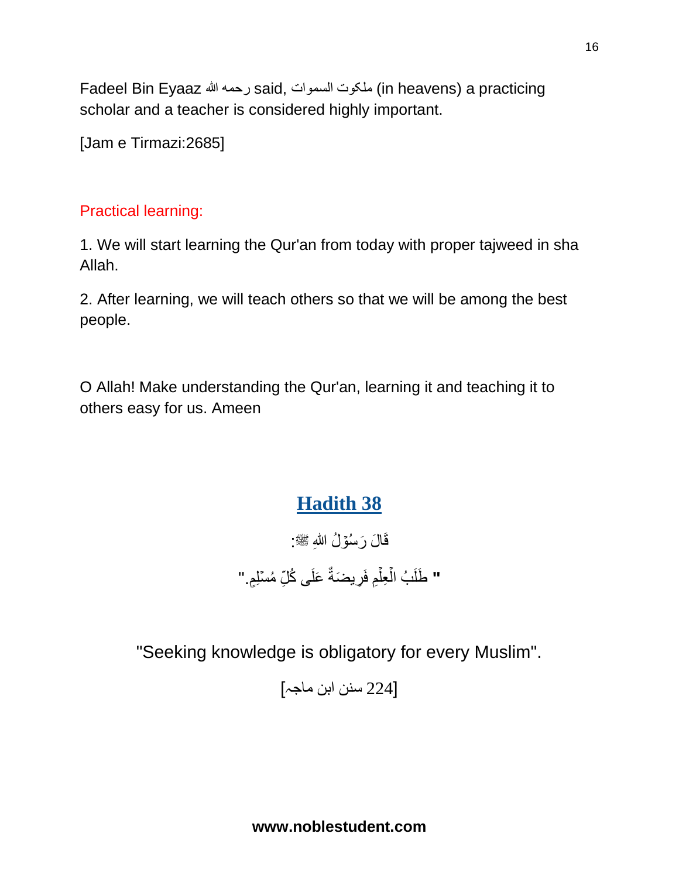Fadeel Bin Eyaaz رحمه الله said, ملکوت السموات (in heavens) a practicing scholar and a teacher is considered highly important.

[Jam e Tirmazi:2685]

Practical learning:

1. We will start learning the Qur'an from today with proper tajweed in sha Allah.

2. After learning, we will teach others so that we will be among the best people.

O Allah! Make understanding the Qur'an, learning it and teaching it to others easy for us. Ameen

## Hadith 38

قَالَ رَسُوْلُ اللهِ ﷺ:

" طَلَبُ الْعِلْمِ فَرِيضَةٌ عَلَى كُلِّ مُسْلِمٍ."

"Seeking knowledge is obligatory for every Muslim".

[سنن ابن ماجہ 224]

**www.noblestudent.com**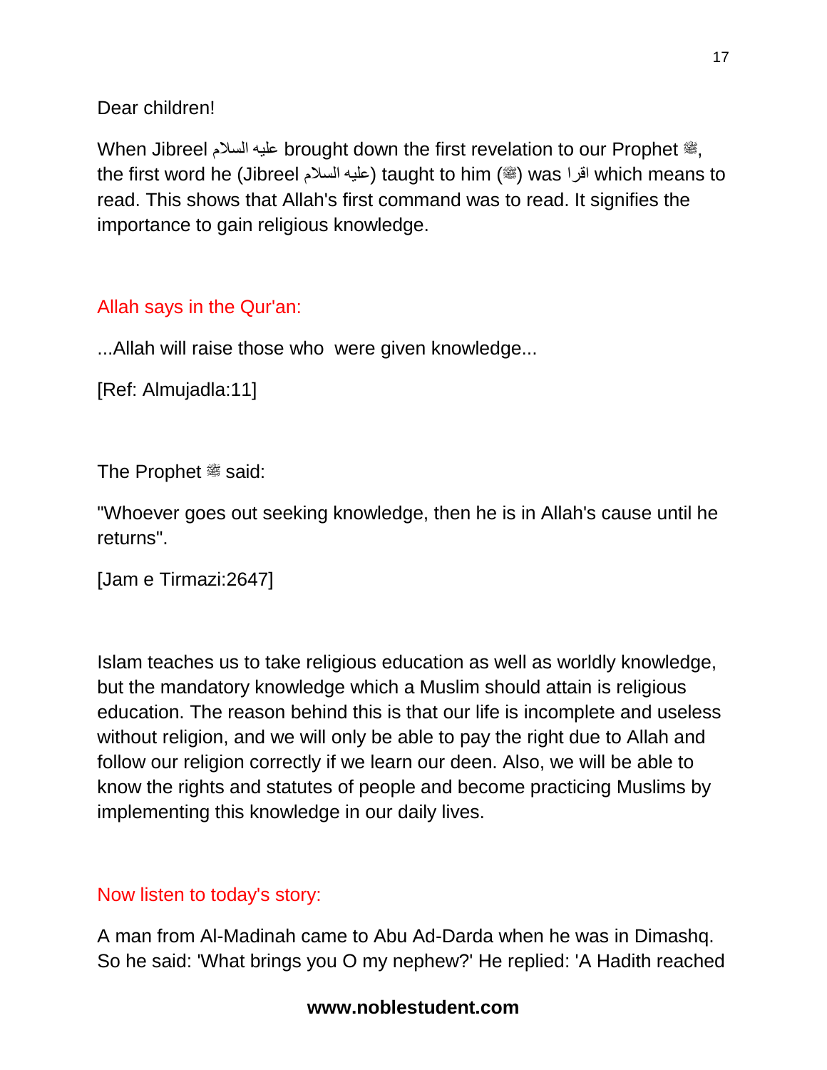Dear children!

When Jibreel عليه السلام brought down the first revelation to our Prophet ﷺ, the first word he (Jibreel عليه السلام) taught to him (ﷺ) was اقرا which means to read. This shows that Allah's first command was to read. It signifies the importance to gain religious knowledge.

Allah says in the Qur'an:

...Allah will raise those who were given knowledge...

[Ref: Almujadla:11]

The Prophet ﷺ said:

"Whoever goes out seeking knowledge, then he is in Allah's cause until he returns".

[Jam e Tirmazi:2647]

Islam teaches us to take religious education as well as worldly knowledge, but the mandatory knowledge which a Muslim should attain is religious education. The reason behind this is that our life is incomplete and useless without religion, and we will only be able to pay the right due to Allah and follow our religion correctly if we learn our deen. Also, we will be able to know the rights and statutes of people and become practicing Muslims by implementing this knowledge in our daily lives.

Now listen to today's story:

A man from Al-Madinah came to Abu Ad-Darda when he was in Dimashq. So he said: 'What brings you O my nephew?' He replied: 'A Hadith reached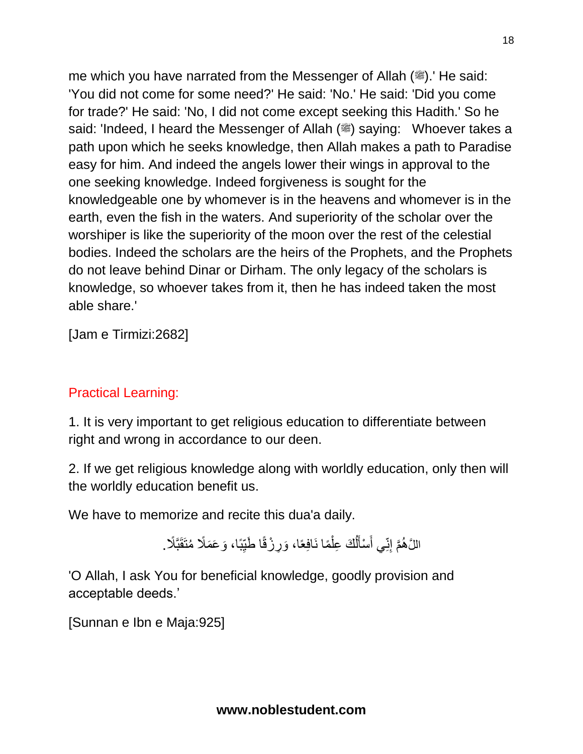me which you have narrated from the Messenger of Allah (ﷺ).' He said: 'You did not come for some need?' He said: 'No.' He said: 'Did you come for trade?' He said: 'No, I did not come except seeking this Hadith.' So he said: 'Indeed, I heard the Messenger of Allah (ﷺ) saying: Whoever takes a path upon which he seeks knowledge, then Allah makes a path to Paradise easy for him. And indeed the angels lower their wings in approval to the one seeking knowledge. Indeed forgiveness is sought for the knowledgeable one by whomever is in the heavens and whomever is in the earth, even the fish in the waters. And superiority of the scholar over the worshiper is like the superiority of the moon over the rest of the celestial bodies. Indeed the scholars are the heirs of the Prophets, and the Prophets do not leave behind Dinar or Dirham. The only legacy of the scholars is knowledge, so whoever takes from it, then he has indeed taken the most able share.'

[Jam e Tirmizi:2682]

## Practical Learning:

1. It is very important to get religious education to differentiate between right and wrong in accordance to our deen.

2. If we get religious knowledge along with worldly education, only then will the worldly education benefit us.

We have to memorize and recite this dua'a daily.

اللَّهُمَّ إِنِّي أَسْأَلُكَ عِلْمًا نَافِعًا، وَرِزْقًا طَيِّبًا، وَعَمَلًا مُتَقَبَّلًا.

'O Allah, I ask You for beneficial knowledge, goodly provision and acceptable deeds.'

[Sunnan e Ibn e Maja:925]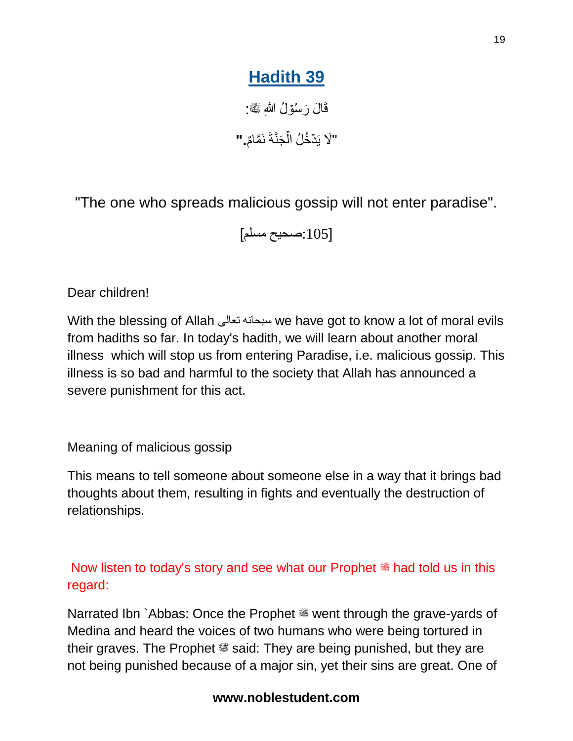# Hadith 39

قَالَ رَسُوْلُ اللهِ ﷺ:

"لَا يَدْخُلُ الْجَنَّةَ نَمَّامٌ."

"The one who spreads malicious gossip will not enter paradise".

[صحيح مسلم:105]

Dear children!

With the blessing of Allah سبحانه تعالى we have got to know a lot of moral evils from hadiths so far. In today's hadith, we will learn about another moral illness which will stop us from entering Paradise, i.e. malicious gossip. This illness is so bad and harmful to the society that Allah has announced a severe punishment for this act.

Meaning of malicious gossip

This means to tell someone about someone else in a way that it brings bad thoughts about them, resulting in fights and eventually the destruction of relationships.

Now listen to today's story and see what our Prophet ﷺ had told us in this regard:

Narrated Ibn `Abbas: Once the Prophet ﷺ went through the grave-yards of Medina and heard the voices of two humans who were being tortured in their graves. The Prophet ﷺ said: They are being punished, but they are not being punished because of a major sin, yet their sins are great. One of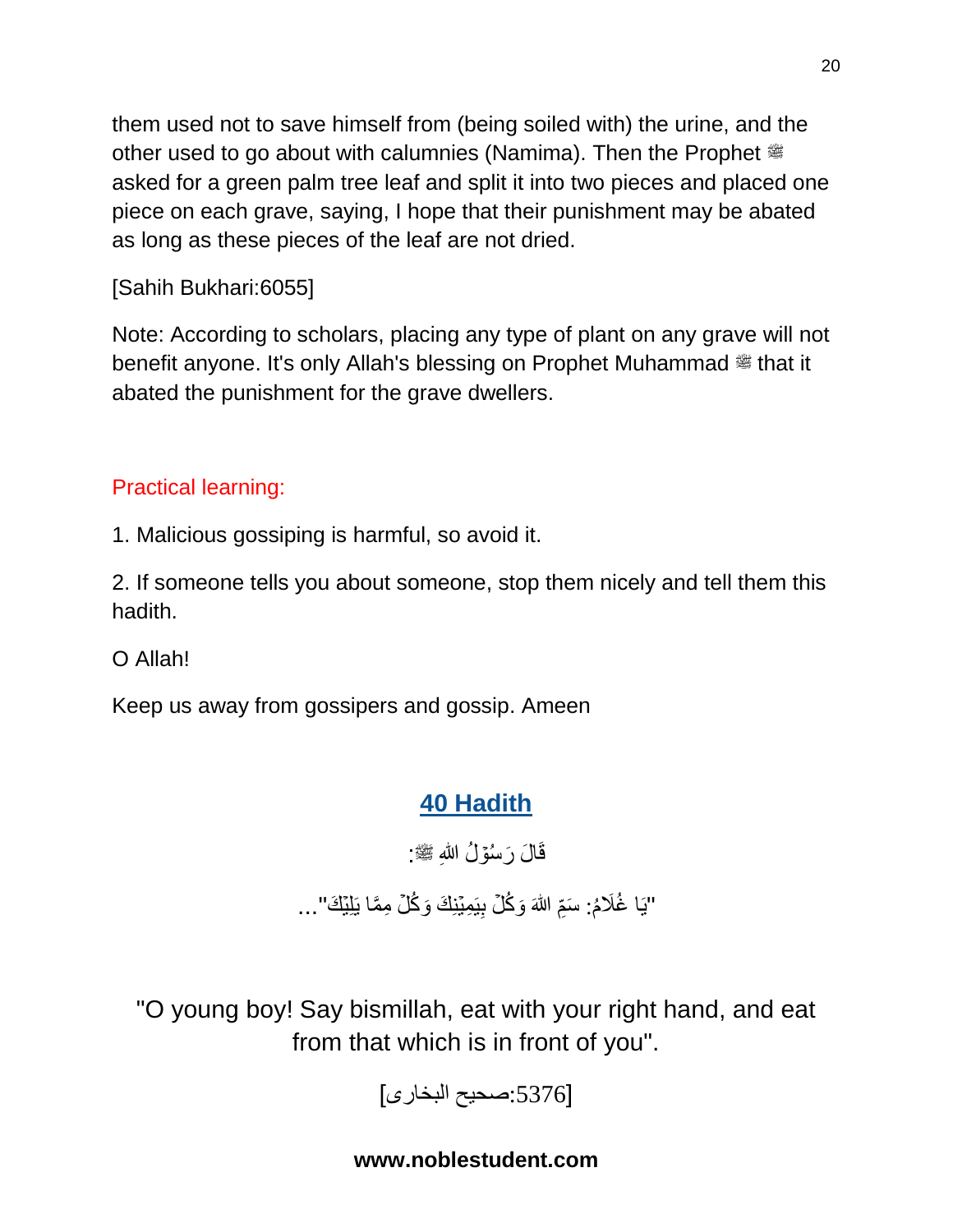them used not to save himself from (being soiled with) the urine, and the other used to go about with calumnies (Namima). Then the Prophet ﷺ asked for a green palm tree leaf and split it into two pieces and placed one piece on each grave, saying, I hope that their punishment may be abated as long as these pieces of the leaf are not dried.

[Sahih Bukhari:6055]

Note: According to scholars, placing any type of plant on any grave will not benefit anyone. It's only Allah's blessing on Prophet Muhammad ﷺ that it abated the punishment for the grave dwellers.

Practical learning:

1. Malicious gossiping is harmful, so avoid it.

2. If someone tells you about someone, stop them nicely and tell them this hadith.

O Allah!

Keep us away from gossipers and gossip. Ameen

## 40 Hadith

قَالَ رَسُوْلُ اللهِ ﷺ:

"يَا غُلَامُ: سَمِّ اللهَ وَكُلْ بِيَمِيْنِكَ وَكُلْ مِمَّا يَلِيْكَ"...

"O young boy! Say bismillah, eat with your right hand, and eat from that which is in front of you".

[صحيح البخارى:5376]

**www.noblestudent.com**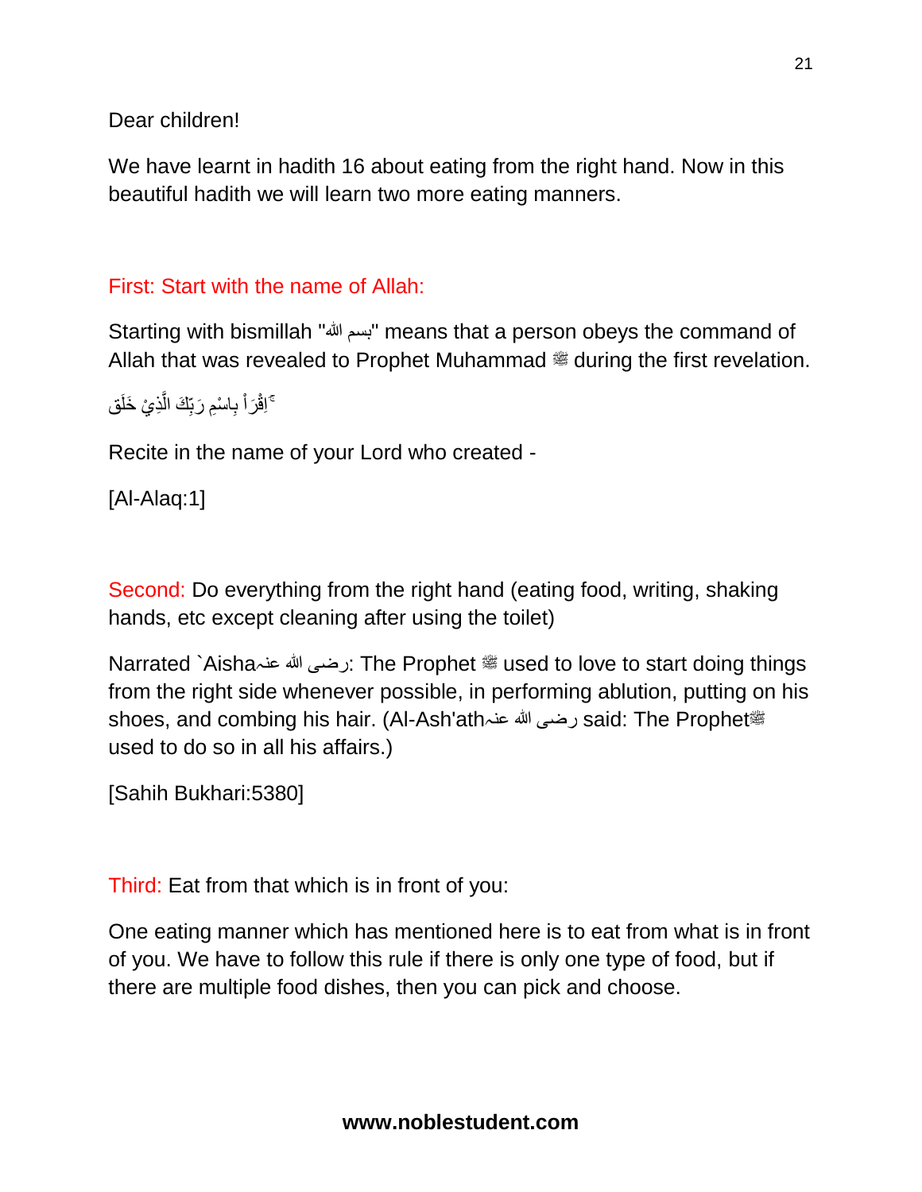Dear children!

We have learnt in hadith 16 about eating from the right hand. Now in this beautiful hadith we will learn two more eating manners.

First: Start with the name of Allah:

Starting with bismillah "بسم الله" means that a person obeys the command of Allah that was revealed to Prophet Muhammad ﷺ during the first revelation.

اِقْرَاْ بِاسْمِ رَبِّكَ الَّذِيْ خَلَقَ ۚ

Recite in the name of your Lord who created -

[Al-Alaq:1]

Second: Do everything from the right hand (eating food, writing, shaking hands, etc except cleaning after using the toilet)

Narrated `Aisha رضى الله عنہ: The Prophet ﷺ used to love to start doing things from the right side whenever possible, in performing ablution, putting on his shoes, and combing his hair. (Al-Ash'ath رضى الله عنہ said: The Prophet ﷺ used to do so in all his affairs.)

[Sahih Bukhari:5380]

Third: Eat from that which is in front of you:

One eating manner which has mentioned here is to eat from what is in front of you. We have to follow this rule if there is only one type of food, but if there are multiple food dishes, then you can pick and choose.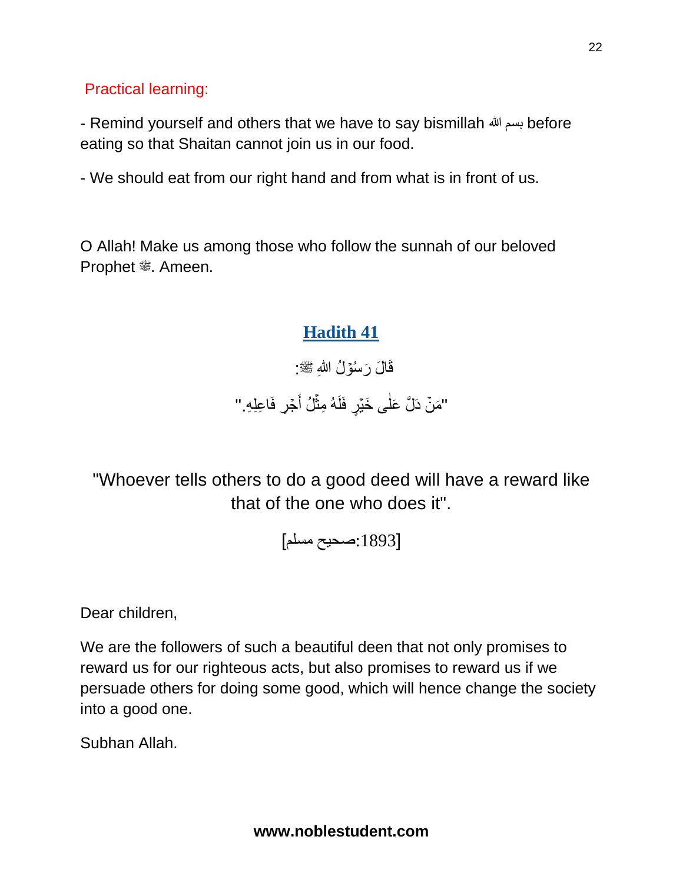Practical learning:

- Remind yourself and others that we have to say bismillah بسم الله before eating so that Shaitan cannot join us in our food.

- We should eat from our right hand and from what is in front of us.

O Allah! Make us among those who follow the sunnah of our beloved Prophet ﷺ. Ameen.

## Hadith 41

قَالَ رَسُوْلُ اللهِ ﷺ:

"مَنْ دَلَّ عَلٰى خَيْرٍ فَلَهُ مِثْلُ أَجْرِ فَاعِلِهِ."

"Whoever tells others to do a good deed will have a reward like that of the one who does it".

[صحيح مسلم:1893]

Dear children,

We are the followers of such a beautiful deen that not only promises to reward us for our righteous acts, but also promises to reward us if we persuade others for doing some good, which will hence change the society into a good one.

Subhan Allah.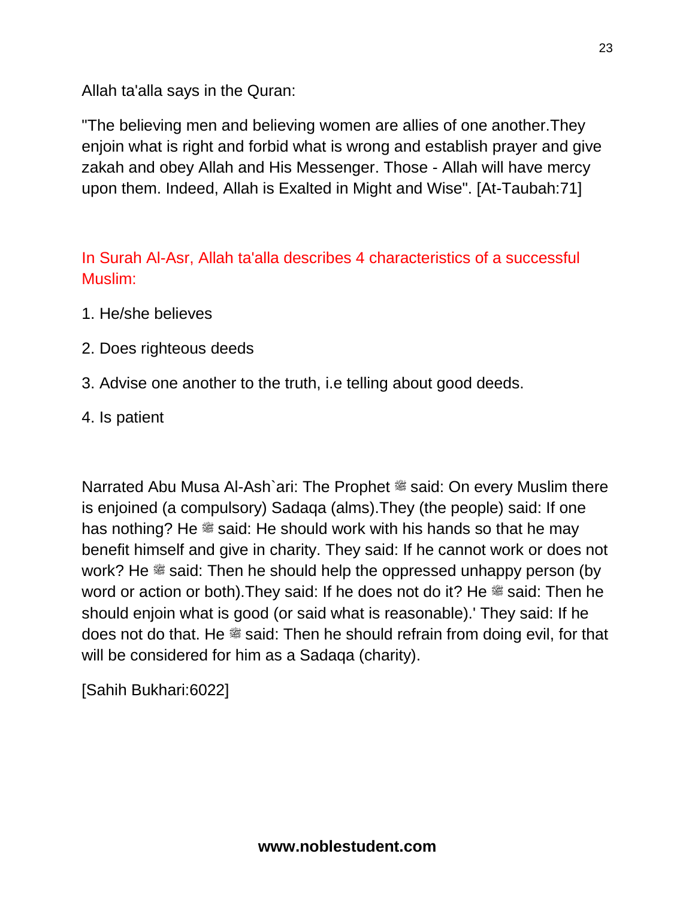Allah ta'alla says in the Quran:

"The believing men and believing women are allies of one another.They enjoin what is right and forbid what is wrong and establish prayer and give zakah and obey Allah and His Messenger. Those - Allah will have mercy upon them. Indeed, Allah is Exalted in Might and Wise". [At-Taubah:71]

In Surah Al-Asr, Allah ta'alla describes 4 characteristics of a successful Muslim:

1. He/she believes
2. Does righteous deeds
3. Advise one another to the truth, i.e telling about good deeds.
4. Is patient

Narrated Abu Musa Al-Ash`ari: The Prophet ﷺ said: On every Muslim there is enjoined (a compulsory) Sadaqa (alms).They (the people) said: If one has nothing? He ﷺ said: He should work with his hands so that he may benefit himself and give in charity. They said: If he cannot work or does not work? He ﷺ said: Then he should help the oppressed unhappy person (by word or action or both).They said: If he does not do it? He ﷺ said: Then he should enjoin what is good (or said what is reasonable).' They said: If he does not do that. He ﷺ said: Then he should refrain from doing evil, for that will be considered for him as a Sadaqa (charity).

[Sahih Bukhari:6022]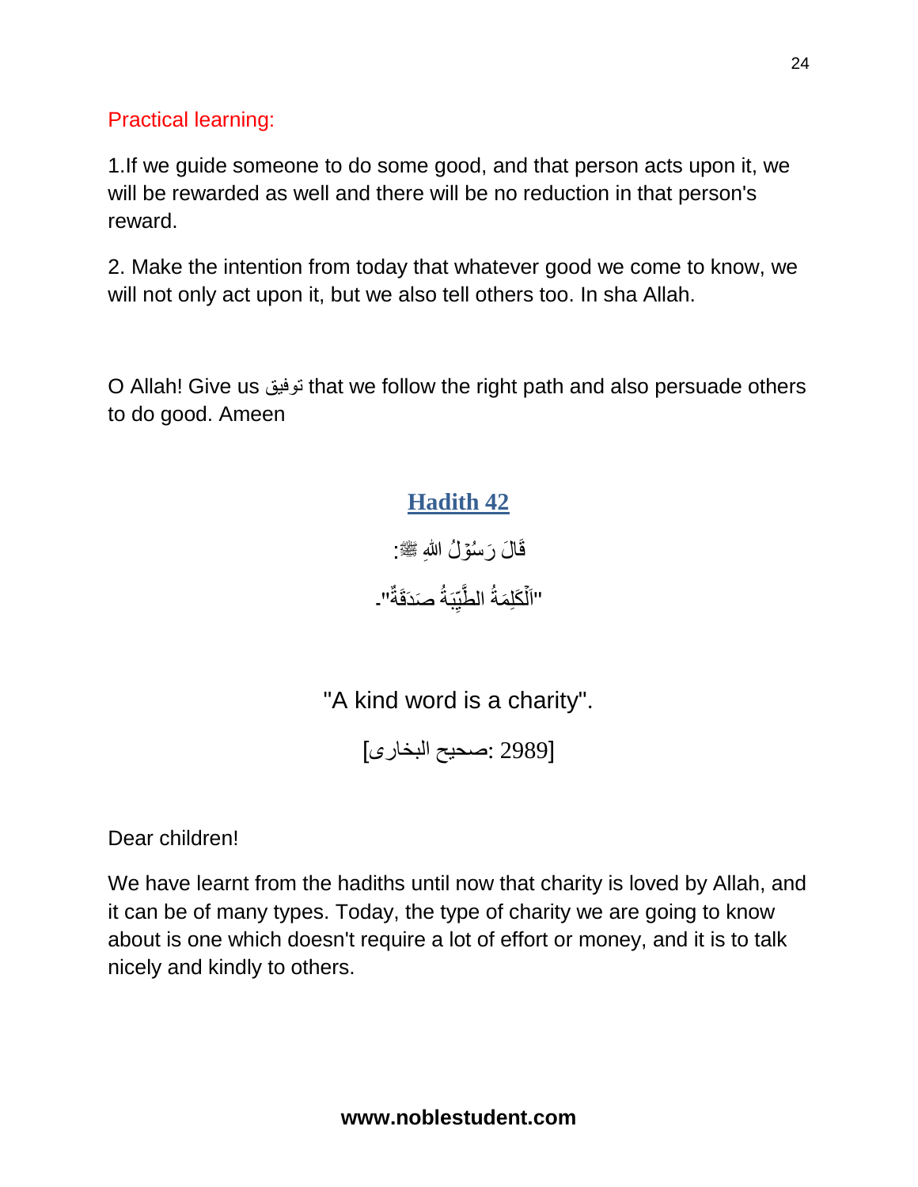Practical learning:

1.If we guide someone to do some good, and that person acts upon it, we will be rewarded as well and there will be no reduction in that person's reward.

2. Make the intention from today that whatever good we come to know, we will not only act upon it, but we also tell others too. In sha Allah.

O Allah! Give us توفیق that we follow the right path and also persuade others to do good. Ameen

## Hadith 42

قَالَ رَسُوْلُ اللهِ ﷺ:

"اَلْكَلِمَةُ الطَّيِّبَةُ صَدَقَةٌ"۔

"A kind word is a charity".

[صحیح البخاری: 2989]

Dear children!

We have learnt from the hadiths until now that charity is loved by Allah, and it can be of many types. Today, the type of charity we are going to know about is one which doesn't require a lot of effort or money, and it is to talk nicely and kindly to others.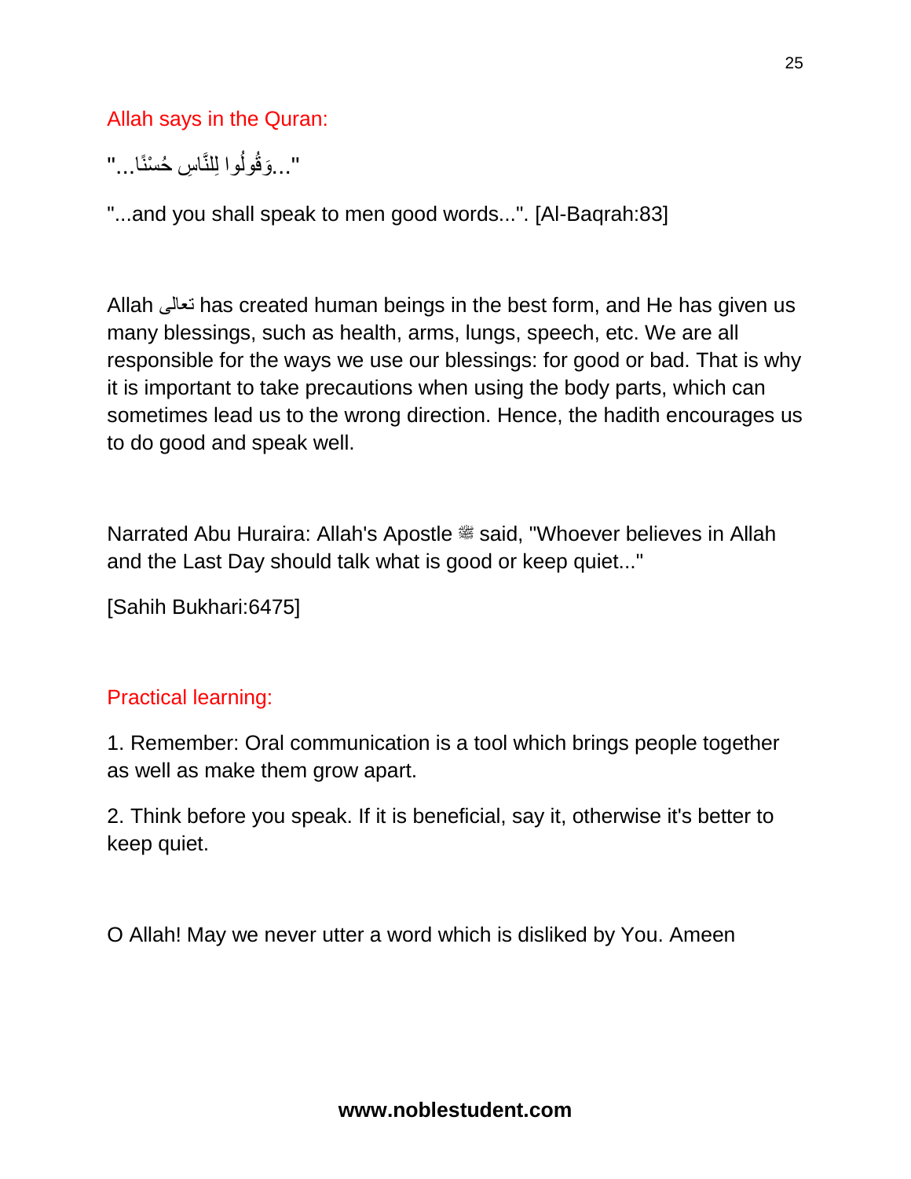Allah says in the Quran:

"...وَقُولُوا لِلنَّاسِ حُسْنًا..."

"...and you shall speak to men good words...". [Al-Baqrah:83]

Allah تعالى has created human beings in the best form, and He has given us many blessings, such as health, arms, lungs, speech, etc. We are all responsible for the ways we use our blessings: for good or bad. That is why it is important to take precautions when using the body parts, which can sometimes lead us to the wrong direction. Hence, the hadith encourages us to do good and speak well.

Narrated Abu Huraira: Allah's Apostle ﷺ said, "Whoever believes in Allah and the Last Day should talk what is good or keep quiet..."

[Sahih Bukhari:6475]

Practical learning:

1. Remember: Oral communication is a tool which brings people together as well as make them grow apart.

2. Think before you speak. If it is beneficial, say it, otherwise it's better to keep quiet.

O Allah! May we never utter a word which is disliked by You. Ameen

**www.noblestudent.com**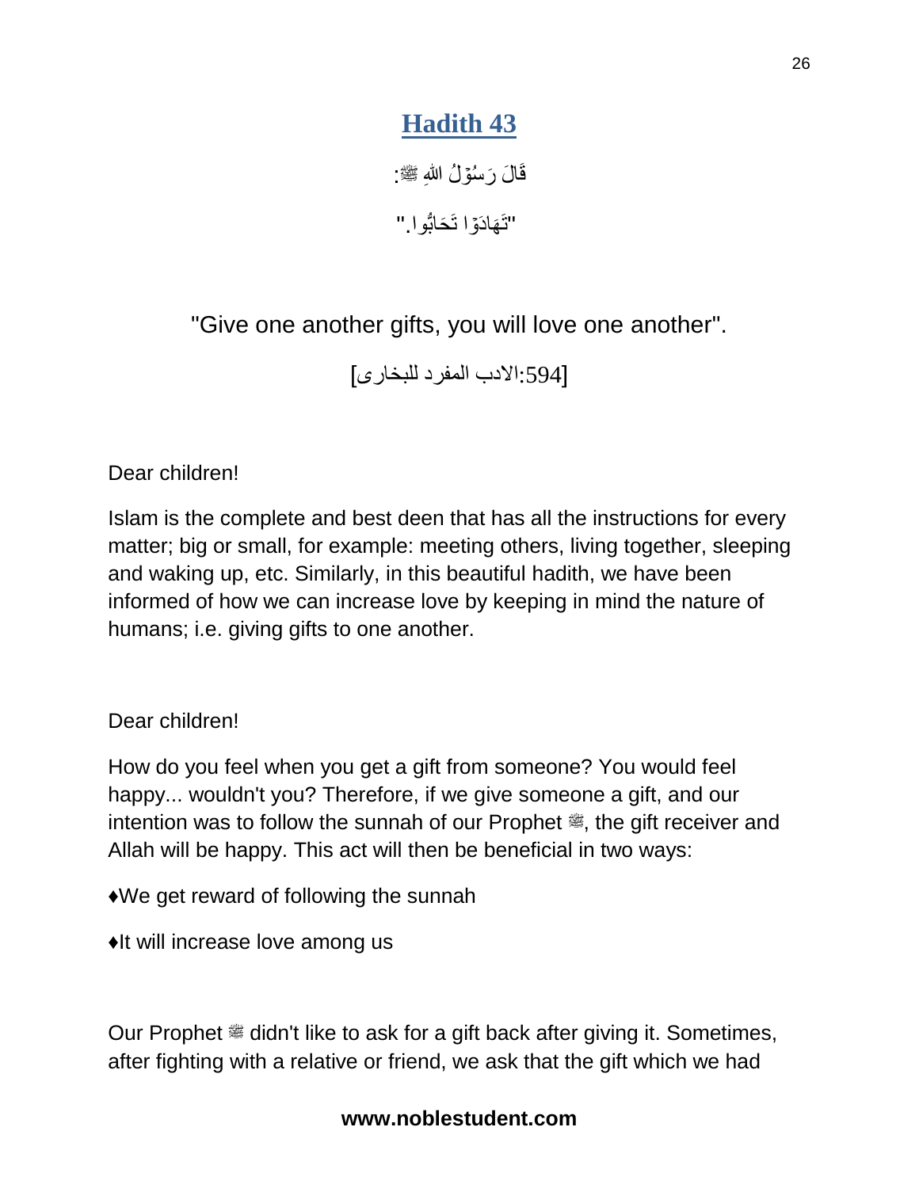## Hadith 43

قَالَ رَسُوْلُ اللهِ ﷺ:

"تَهَادَوْا تَحَابُّوا."

"Give one another gifts, you will love one another".

[594:الادب المفرد للبخاری]

Dear children!

Islam is the complete and best deen that has all the instructions for every matter; big or small, for example: meeting others, living together, sleeping and waking up, etc. Similarly, in this beautiful hadith, we have been informed of how we can increase love by keeping in mind the nature of humans; i.e. giving gifts to one another.

Dear children!

How do you feel when you get a gift from someone? You would feel happy... wouldn't you? Therefore, if we give someone a gift, and our intention was to follow the sunnah of our Prophet ﷺ, the gift receiver and Allah will be happy. This act will then be beneficial in two ways:

♦We get reward of following the sunnah

♦It will increase love among us

Our Prophet ﷺ didn't like to ask for a gift back after giving it. Sometimes, after fighting with a relative or friend, we ask that the gift which we had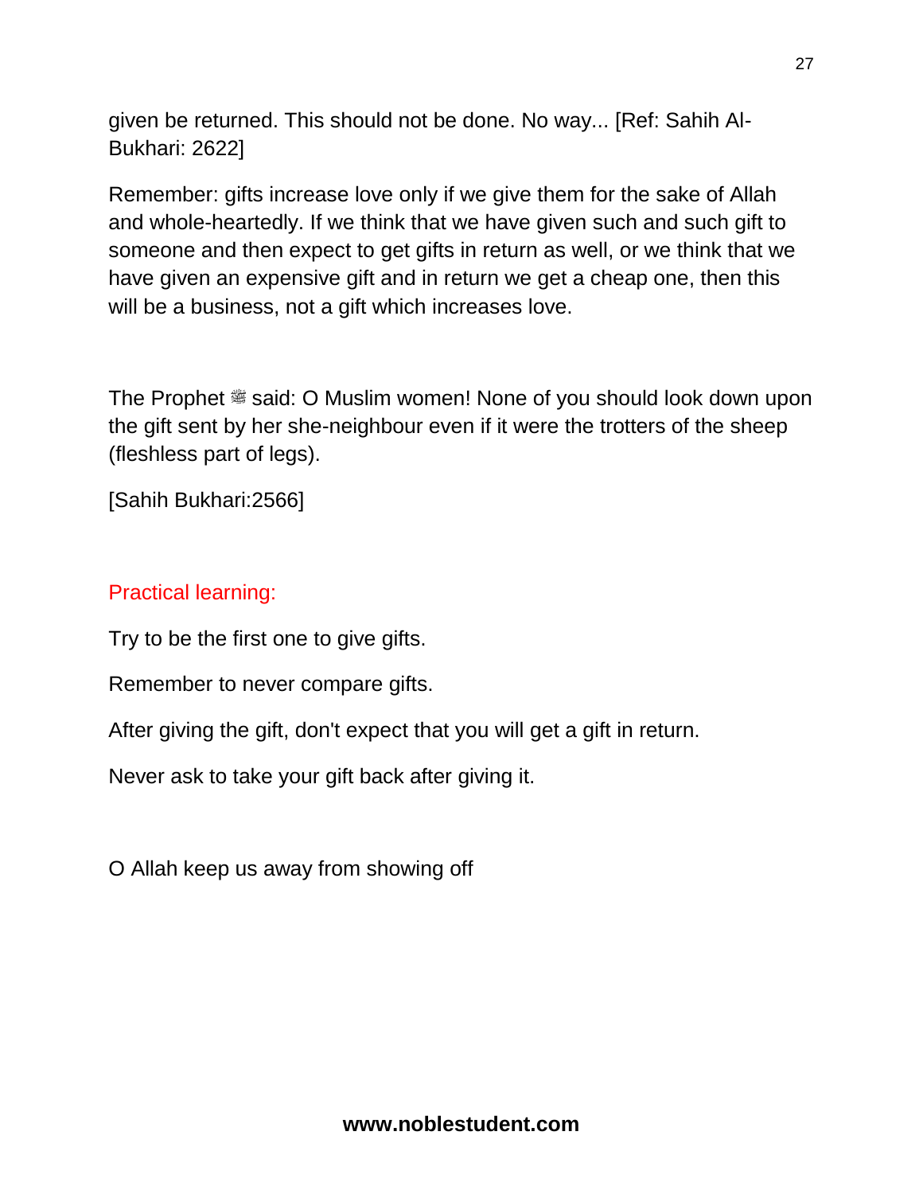given be returned. This should not be done. No way... [Ref: Sahih Al-Bukhari: 2622]

Remember: gifts increase love only if we give them for the sake of Allah and whole-heartedly. If we think that we have given such and such gift to someone and then expect to get gifts in return as well, or we think that we have given an expensive gift and in return we get a cheap one, then this will be a business, not a gift which increases love.

The Prophet ﷺ said: O Muslim women! None of you should look down upon the gift sent by her she-neighbour even if it were the trotters of the sheep (fleshless part of legs).

[Sahih Bukhari:2566]

## Practical learning:

Try to be the first one to give gifts.

Remember to never compare gifts.

After giving the gift, don't expect that you will get a gift in return.

Never ask to take your gift back after giving it.

O Allah keep us away from showing off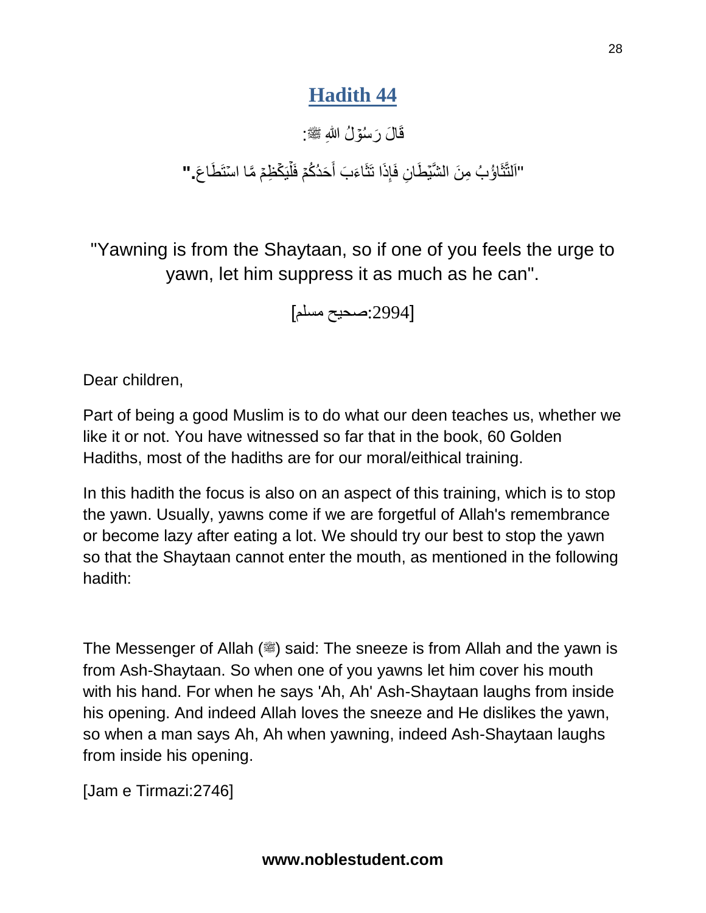## Hadith 44

قَالَ رَسُوْلُ اللهِ ﷺ:

"اَلتَّثَاؤُبُ مِنَ الشَّيْطَانِ فَإِذَا تَثَاءَبَ أَحَدُكُمْ فَلْيَكْظِمْ مَّا اسْتَطَاعَ."

"Yawning is from the Shaytaan, so if one of you feels the urge to yawn, let him suppress it as much as he can".

[صحيح مسلم:2994]

Dear children,

Part of being a good Muslim is to do what our deen teaches us, whether we like it or not. You have witnessed so far that in the book, 60 Golden Hadiths, most of the hadiths are for our moral/eithical training.

In this hadith the focus is also on an aspect of this training, which is to stop the yawn. Usually, yawns come if we are forgetful of Allah's remembrance or become lazy after eating a lot. We should try our best to stop the yawn so that the Shaytaan cannot enter the mouth, as mentioned in the following hadith:

The Messenger of Allah (ﷺ) said: The sneeze is from Allah and the yawn is from Ash-Shaytaan. So when one of you yawns let him cover his mouth with his hand. For when he says 'Ah, Ah' Ash-Shaytaan laughs from inside his opening. And indeed Allah loves the sneeze and He dislikes the yawn, so when a man says Ah, Ah when yawning, indeed Ash-Shaytaan laughs from inside his opening.

[Jam e Tirmazi:2746]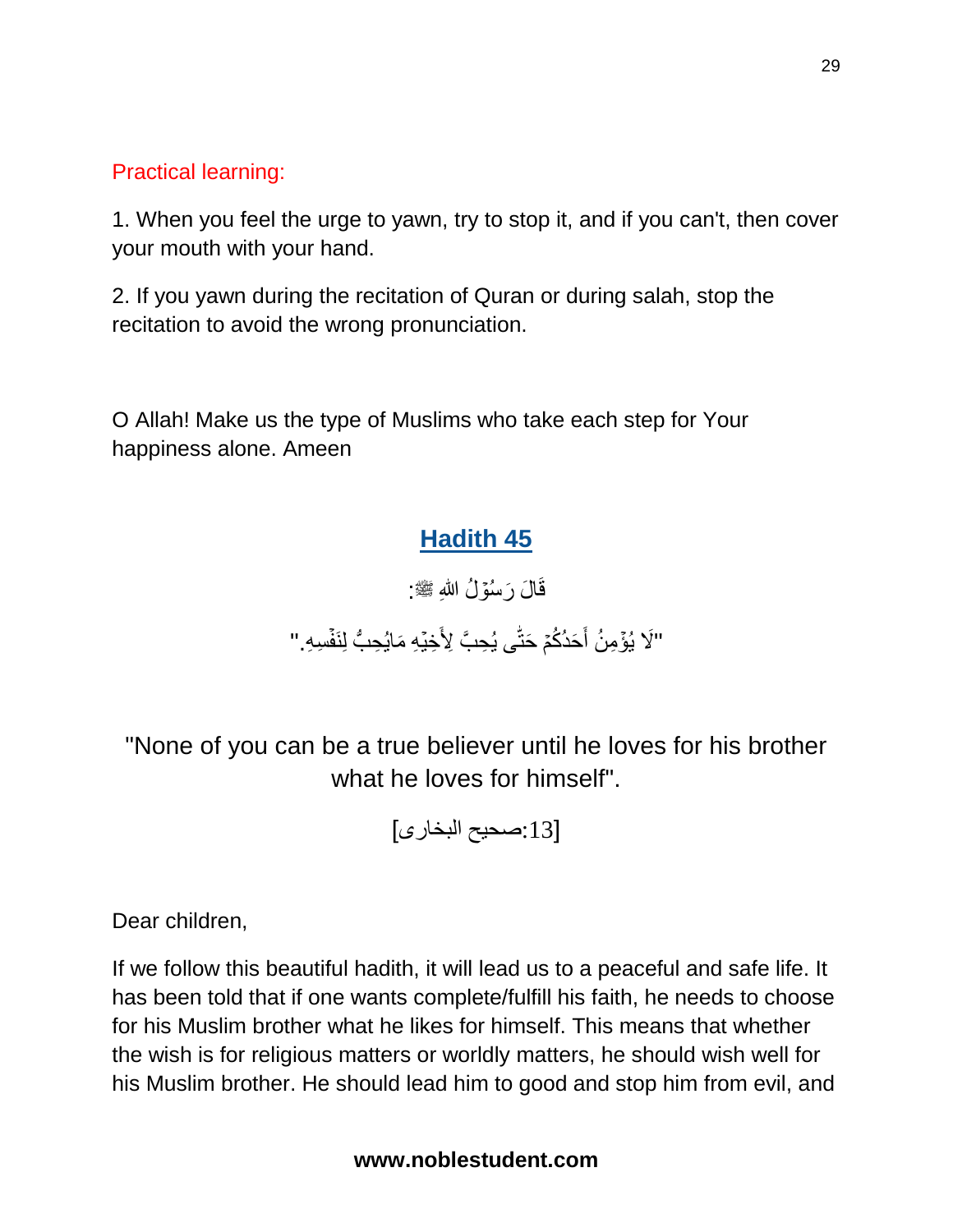Practical learning:

1. When you feel the urge to yawn, try to stop it, and if you can't, then cover your mouth with your hand.

2. If you yawn during the recitation of Quran or during salah, stop the recitation to avoid the wrong pronunciation.

O Allah! Make us the type of Muslims who take each step for Your happiness alone. Ameen

## Hadith 45

قَالَ رَسُوْلُ اللهِ ﷺ:

"لَا يُؤْمِنُ أَحَدُكُمْ حَتّٰى يُحِبَّ لِأَخِيْهِ مَايُحِبُّ لِنَفْسِهِ."

"None of you can be a true believer until he loves for his brother what he loves for himself".

[صحيح البخارى:13]

Dear children,

If we follow this beautiful hadith, it will lead us to a peaceful and safe life. It has been told that if one wants complete/fulfill his faith, he needs to choose for his Muslim brother what he likes for himself. This means that whether the wish is for religious matters or worldly matters, he should wish well for his Muslim brother. He should lead him to good and stop him from evil, and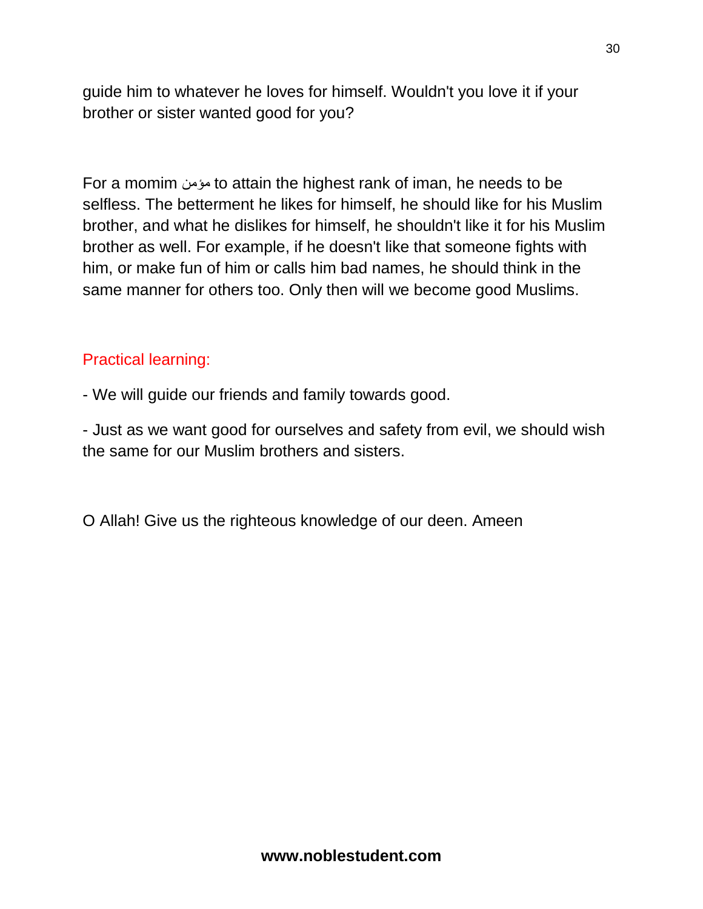guide him to whatever he loves for himself. Wouldn't you love it if your brother or sister wanted good for you?

For a momim مؤمن to attain the highest rank of iman, he needs to be selfless. The betterment he likes for himself, he should like for his Muslim brother, and what he dislikes for himself, he shouldn't like it for his Muslim brother as well. For example, if he doesn't like that someone fights with him, or make fun of him or calls him bad names, he should think in the same manner for others too. Only then will we become good Muslims.

Practical learning:

- We will guide our friends and family towards good.

- Just as we want good for ourselves and safety from evil, we should wish the same for our Muslim brothers and sisters.

O Allah! Give us the righteous knowledge of our deen. Ameen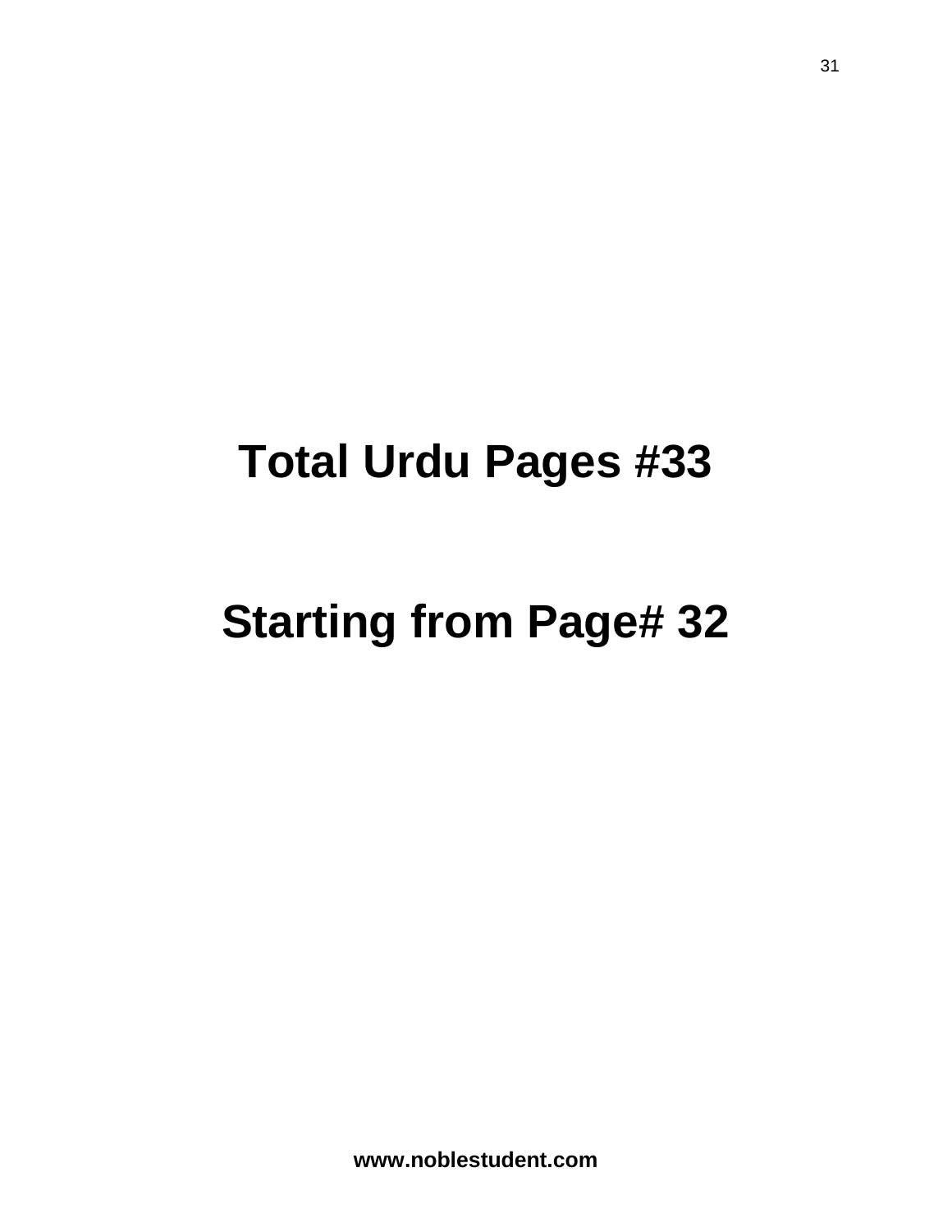# Total Urdu Pages #33

# Starting from Page# 32

**www.noblestudent.com**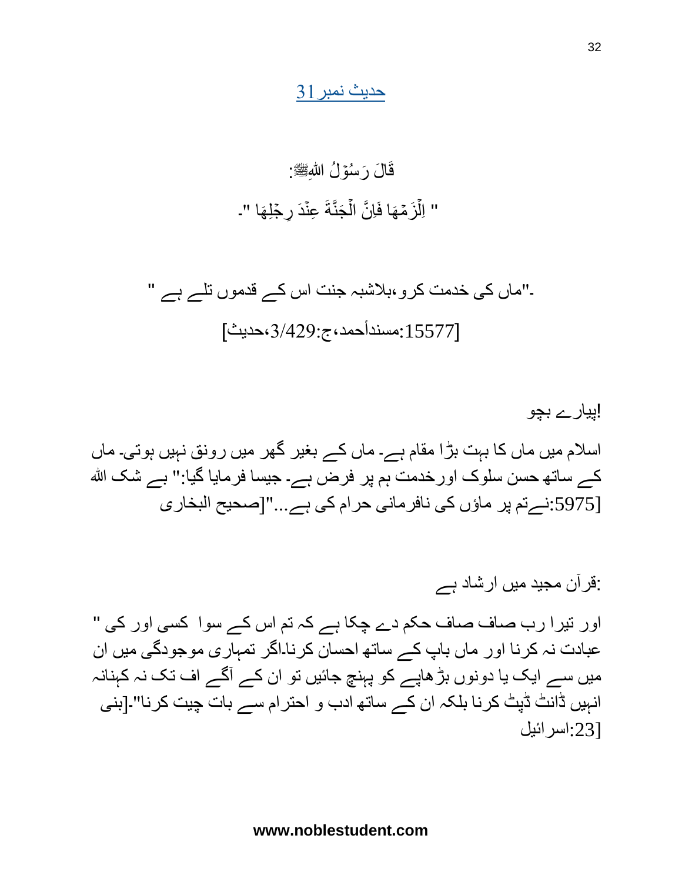## حدیث نمبر31

قَالَ رَسُوْلُ اللّٰہِﷺ:

" اِلْزَمْهَا فَاِنَّ الْجَنَّةَ عِنْدَ رِجْلِهَا "۔

"ماں کی خدمت کرو،بلاشبہ جنت اس کے قدموں تلے ہے "۔

[مسندأحمد،ج:3/429،حدیث:15577]

پیارے بچو!

اسلام میں ماں کا بہت بڑا مقام ہے۔ ماں کے بغیر گھر میں رونق نہیں ہوتی۔ ماں کے ساتھ حسن سلوک اورخدمت ہم پر فرض ہے۔ جیسا فرمایا گیا:" بے شک اللہ نےتم پر ماؤں کی نافرمانی حرام کی ہے..."[صحیح البخاری:5975]

قرآن مجید میں ارشاد ہے:

" اور تیرا رب صاف صاف حکم دے چکا ہے کہ تم اس کے سوا کسی اور کی عبادت نہ کرنا اور ماں باپ کے ساتھ احسان کرنا۔اگر تمہاری موجودگی میں ان میں سے ایک یا دونوں بڑھاپے کو پہنچ جائیں تو ان کے آگے اف تک نہ کہنانہ انہیں ڈانٹ ڈپٹ کرنا بلکہ ان کے ساتھ ادب و احترام سے بات چیت کرنا"۔[بنی اسرائیل:23]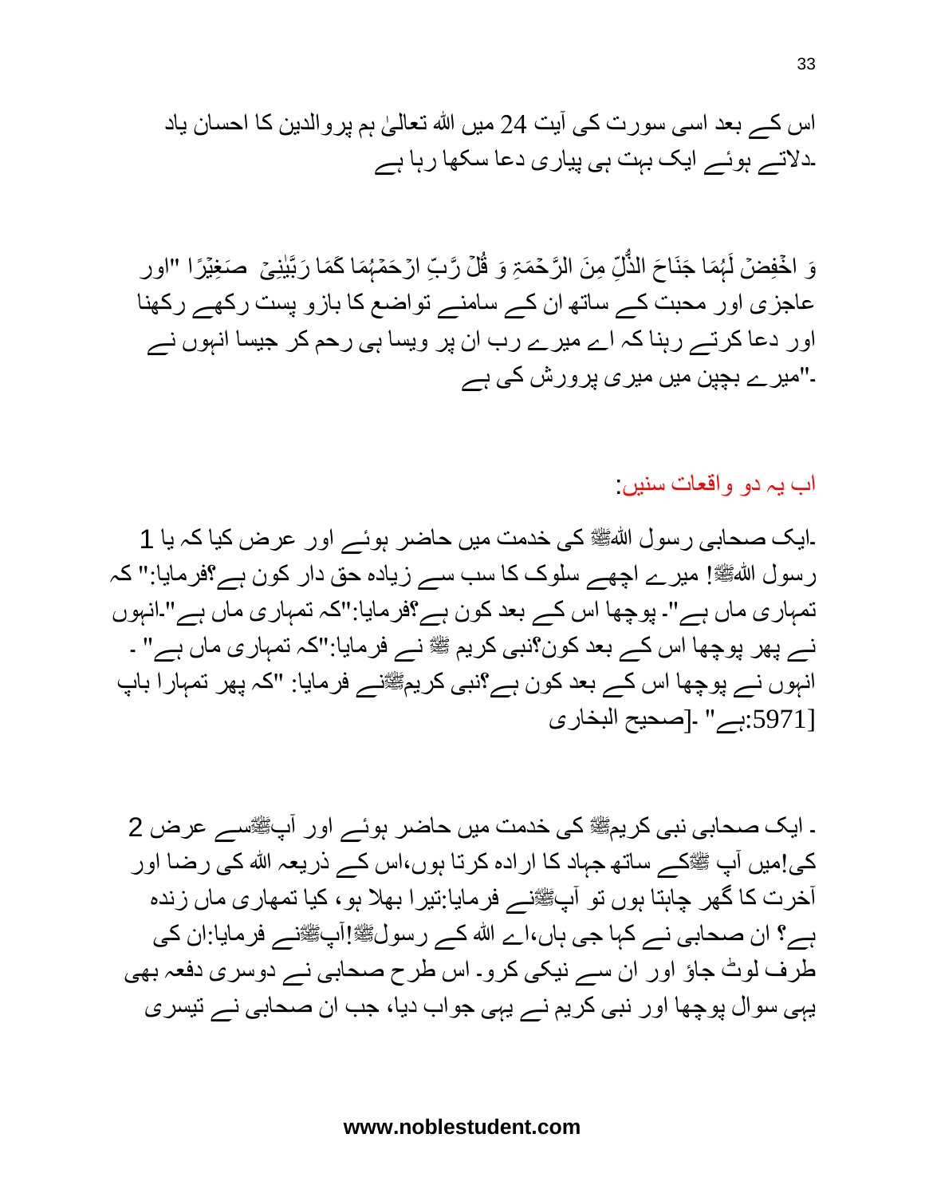اس کے بعد اسی سورت کی آیت 24 میں اللہ تعالیٰ ہم پروالدین کا احسان یاد دلاتے ہوئے ایک بہت ہی پیاری دعا سکھا رہا ہے۔

وَ اخۡفِضۡ لَہُمَا جَنَاحَ الذُّلِّ مِنَ الرَّحۡمَۃِ وَ قُلۡ رَّبِّ ارۡحَمۡہُمَا کَمَا رَبَّیٰنِیۡ صَغِیۡرًا "اور عاجزی اور محبت کے ساتھ ان کے سامنے تواضع کا بازو پست رکھے رکھنا اور دعا کرتے رہنا کہ اے میرے رب ان پر ویسا ہی رحم کر جیسا انہوں نے میرے بچپن میں میری پرورش کی ہے"۔

اب یہ دو واقعات سنیں:

1 ایک صحابی رسول اللہﷺ کی خدمت میں حاضر ہوئے اور عرض کیا کہ یا رسول اللہﷺ! میرے اچھے سلوک کا سب سے زیادہ حق دار کون ہے؟فرمایا:" کہ تمہاری ماں ہے"۔ پوچھا اس کے بعد کون ہے؟فرمایا:"کہ تمہاری ماں ہے"۔انہوں نے پھر پوچھا اس کے بعد کون؟نبی کریم ﷺ نے فرمایا:"کہ تمہاری ماں ہے" ۔ انہوں نے پوچھا اس کے بعد کون ہے؟نبی کریمﷺنے فرمایا: "کہ پھر تمہارا باپ ہے" ۔[صحیح البخاری:5971]

2 ۔ ایک صحابی نبی کریمﷺ کی خدمت میں حاضر ہوئے اور آپﷺسے عرض کی!میں آپ ﷺکے ساتھ جہاد کا ارادہ کرتا ہوں،اس کے ذریعہ اللہ کی رضا اور آخرت کا گھر چاہتا ہوں تو آپﷺنے فرمایا:تیرا بھلا ہو، کیا تمھاری ماں زندہ ہے؟ ان صحابی نے کہا جی ہاں،اے اللہ کے رسولﷺ!آپﷺنے فرمایا:ان کی طرف لوٹ جاؤ اور ان سے نیکی کرو۔ اس طرح صحابی نے دوسری دفعہ بھی یہی سوال پوچھا اور نبی کریم نے یہی جواب دیا، جب ان صحابی نے تیسری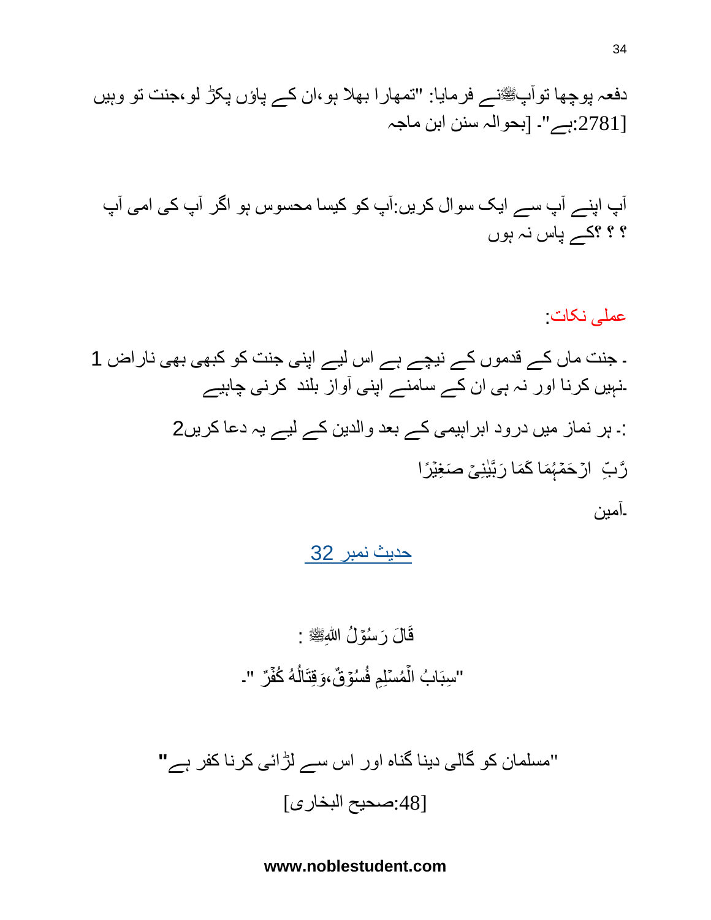دفعہ پوچھا توآپﷺنے فرمایا: "تمھارا بھلا ہو،ان کے پاؤں پکڑ لو،جنت تو وہیں ہے"۔ [بحوالہ سنن ابن ماجہ:2781]

آپ اپنے آپ سے ایک سوال کریں:آپ کو کیسا محسوس ہو اگر آپ کی امی آپ کے پاس نہ ہوں؟ ؟ ؟

عملی نکات:

1 ۔ جنت ماں کے قدموں کے نیچے ہے اس لیے اپنی جنت کو کبھی بھی ناراض نہیں کرنا اور نہ ہی ان کے سامنے اپنی آواز بلند کرنی چاہیے۔

2 ۔ ہر نماز میں درود ابراہیمی کے بعد والدین کے لیے یہ دعا کریں:

رَّبِّ ارْحَمْهُمَا كَمَا رَبَّيٰنِيْ صَغِيْرًا

آمین۔

## حدیث نمبر 32

قَالَ رَسُوْلُ اللہِﷺ :

"سِبَابُ الْمُسْلِمِ فُسُوْقٌ،وَقِتَالُهُ كُفْرٌ "۔

"مسلمان کو گالی دینا گناہ اور اس سے لڑائی کرنا کفر ہے"

[صحیح البخاری:48]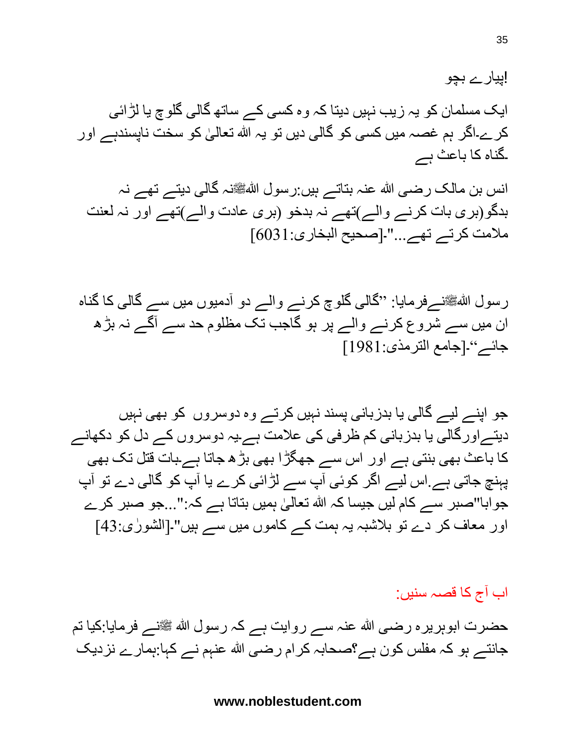!پیارے بچو

ایک مسلمان کو یہ زیب نہیں دیتا کہ وہ کسی کے ساتھ گالی گلوچ یا لڑائی کرے۔اگر ہم غصہ میں کسی کو گالی دیں تو یہ اللہ تعالیٰ کو سخت ناپسندہے اور گناہ کا باعث ہے۔

انس بن مالک رضی اللہ عنہ بتاتے ہیں:رسول اللہﷺنہ گالی دیتے تھے نہ بدگو(بری بات کرنے والے)تھے نہ بدخو (بری عادت والے)تھے اور نہ لعنت ملامت کرتے تھے..."۔[صحیح البخاری:6031]

رسول اللہﷺنےفرمایا: ”گالی گلوچ کرنے والے دو آدمیوں میں سے گالی کا گناہ ان میں سے شروع کرنے والے پر ہو گاجب تک مظلوم حد سے آگے نہ بڑھ جائے“۔[جامع الترمذی:1981]

جو اپنے لیے گالی یا بدزبانی پسند نہیں کرتے وہ دوسروں کو بھی نہیں دیتےاورگالی یا بدزبانی کم ظرفی کی علامت ہے۔یہ دوسروں کے دل کو دکھانے کا باعث بھی بنتی ہے اور اس سے جھگڑا بھی بڑھ جاتا ہے۔بات قتل تک بھی پہنچ جاتی ہے۔اس لیے اگر کوئی آپ سے لڑائی کرے یا آپ کو گالی دے تو آپ جواباً"صبر سے کام لیں جیسا کہ اللہ تعالیٰ ہمیں بتاتا ہے کہ:"...جو صبر کرے اور معاف کر دے تو بلاشبہ یہ ہمت کے کاموں میں سے ہیں"۔[الشوریٰ:43]

اب آج کا قصہ سنیں:

حضرت ابوہریرہ رضی اللہ عنہ سے روایت ہے کہ رسول اللہ ﷺنے فرمایا:کیا تم جانتے ہو کہ مفلس کون ہے؟صحابہ کرام رضی اللہ عنہم نے کہا:ہمارے نزدیک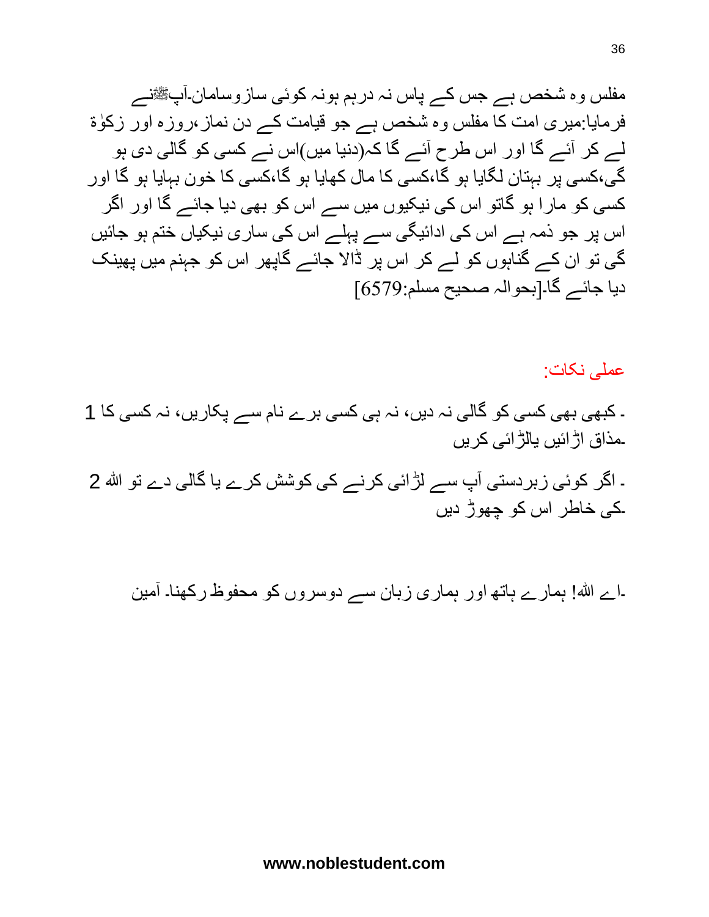مفلس وہ شخص ہے جس کے پاس نہ درہم ہونہ کوئی سازوسامان۔آپﷺنے فرمایا:میری امت کا مفلس وہ شخص ہے جو قیامت کے دن نماز ،روزہ اور زکوٰۃ لے کر آئے گا اور اس طرح آئے گا کہ(دنیا میں)اس نے کسی کو گالی دی ہو گی،کسی پر بہتان لگایا ہو گا،کسی کا مال کھایا ہو گا،کسی کا خون بہایا ہو گا اور کسی کو مارا ہو گاتو اس کی نیکیوں میں سے اس کو بھی دیا جائے گا اور اگر اس پر جو ذمہ ہے اس کی ادائیگی سے پہلے اس کی ساری نیکیاں ختم ہو جائیں گی تو ان کے گناہوں کو لے کر اس پر ڈالا جائے گاپھر اس کو جہنم میں پھینک دیا جائے گا۔[بحوالہ صحیح مسلم:6579]

عملی نکات:

1. کبھی بھی کسی کو گالی نہ دیں، نہ ہی کسی برے نام سے پکاریں، نہ کسی کا مذاق اڑائیں یالڑائی کریں۔

2. اگر کوئی زبردستی آپ سے لڑائی کرنے کی کوشش کرے یا گالی دے تو اللہ کی خاطر اس کو چھوڑ دیں۔

اے اللہ! ہمارے ہاتھ اور ہماری زبان سے دوسروں کو محفوظ رکھنا۔ آمین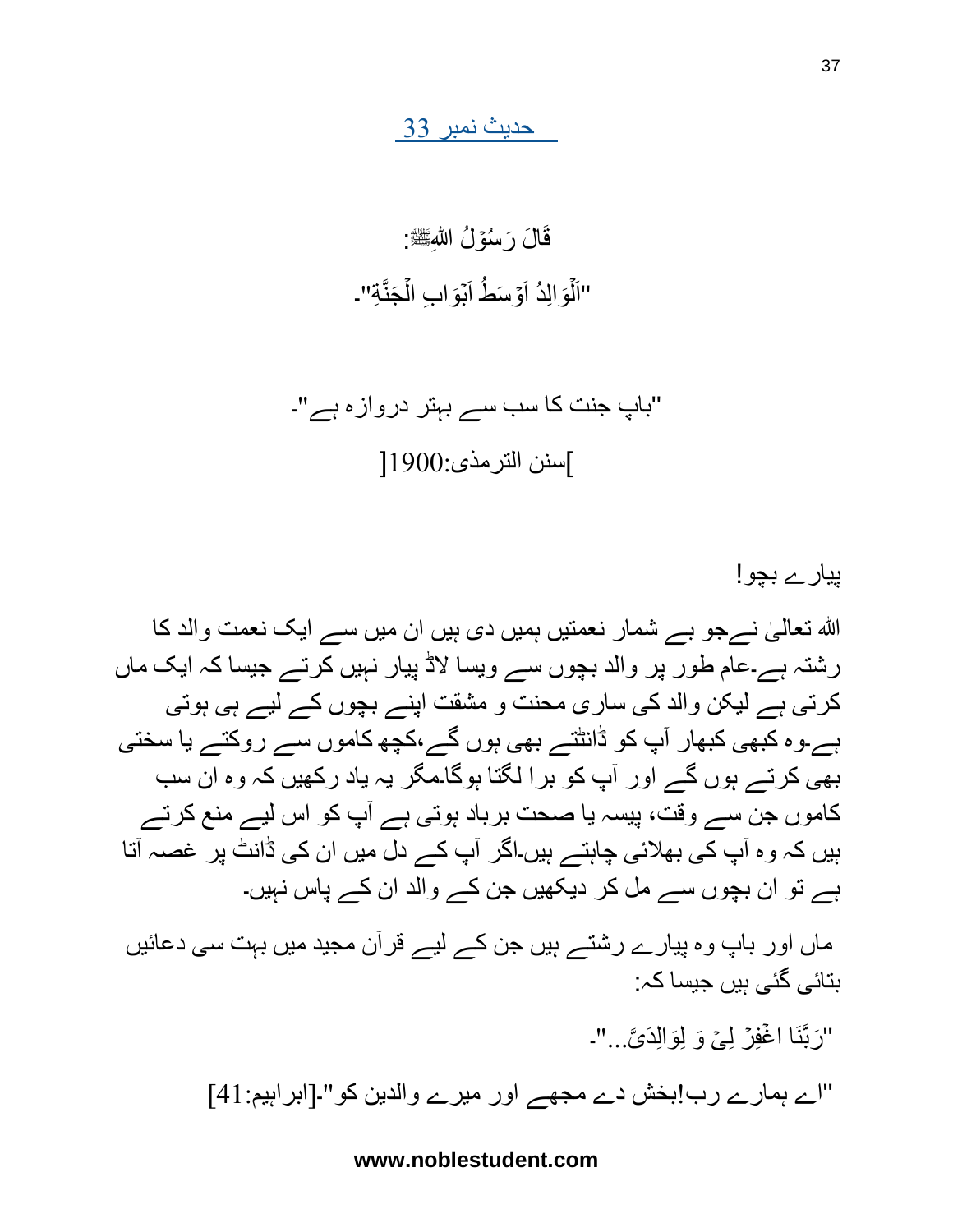## حدیث نمبر 33

قَالَ رَسُوْلُ اللہِﷺ:

"اَلْوَالِدُ اَوْسَطُ اَبْوَابِ الْجَنَّةِ"۔

"باپ جنت کا سب سے بہتر دروازہ ہے"۔

]سنن الترمذی:1900[

پیارے بچو!

اللہ تعالیٰ نےجو بے شمار نعمتیں ہمیں دی ہیں ان میں سے ایک نعمت والد کا رشتہ ہے۔عام طور پر والد بچوں سے ویسا لاڈ پیار نہیں کرتے جیسا کہ ایک ماں کرتی ہے لیکن والد کی ساری محنت و مشقت اپنے بچوں کے لیے ہی ہوتی ہے۔وہ کبھی کبھار آپ کو ڈانٹتے بھی ہوں گے،کچھ کاموں سے روکتے یا سختی بھی کرتے ہوں گے اور آپ کو برا لگتا ہوگا۔مگر یہ یاد رکھیں کہ وہ ان سب کاموں جن سے وقت، پیسہ یا صحت برباد ہوتی ہے آپ کو اس لیے منع کرتے ہیں کہ وہ آپ کی بھلائی چاہتے ہیں۔اگر آپ کے دل میں ان کی ڈانٹ پر غصہ آتا ہے تو ان بچوں سے مل کر دیکھیں جن کے والد ان کے پاس نہیں۔

ماں اور باپ وہ پیارے رشتے ہیں جن کے لیے قرآن مجید میں بہت سی دعائیں بتائی گئی ہیں جیسا کہ:

"رَبَّنَا اغْفِرْ لِیْ وَ لِوَالِدَیَّ..."۔

"اے ہمارے رب!بخش دے مجھے اور میرے والدین کو"-[ابراہیم:41]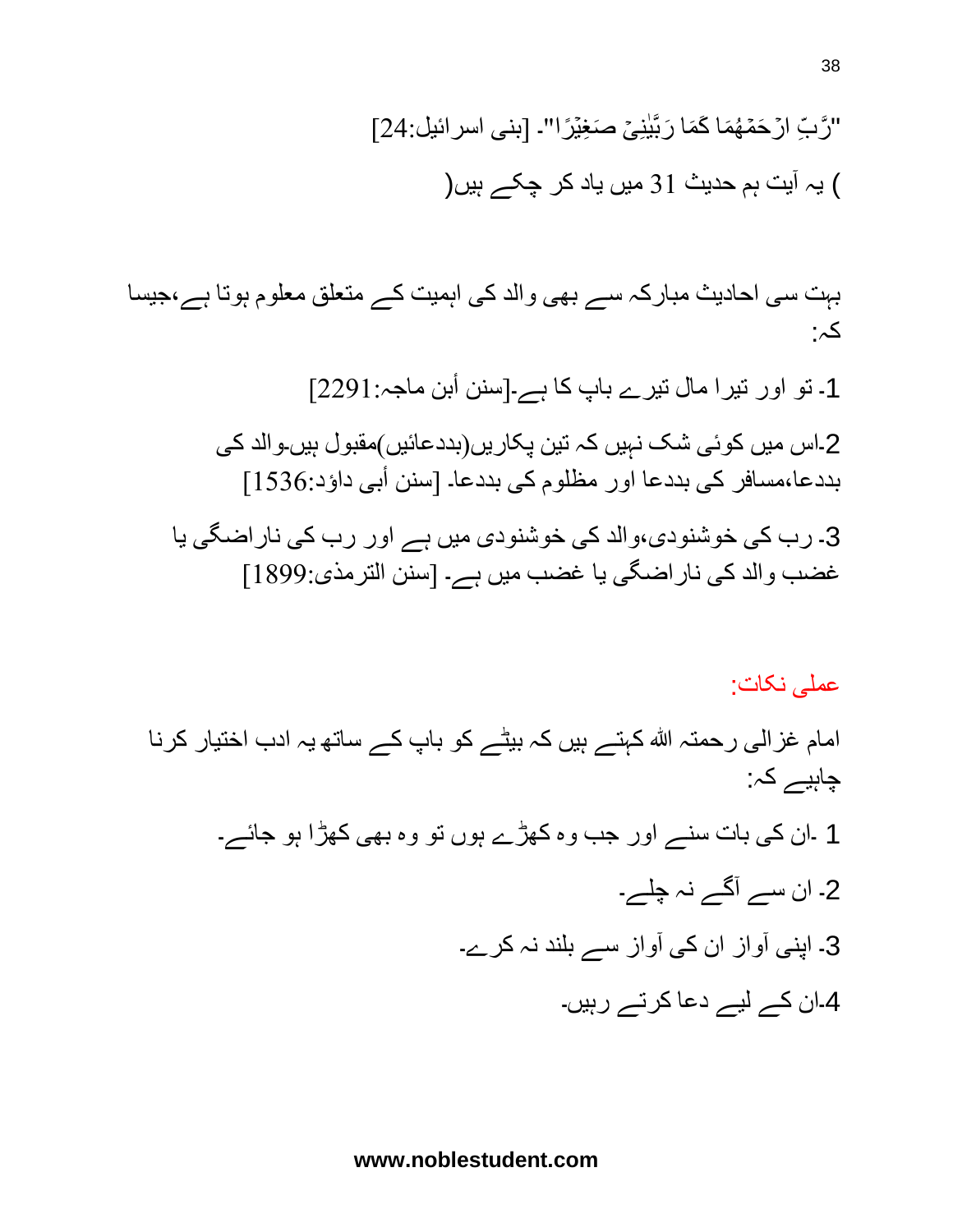"رَّبِّ ارْحَمْهُمَا كَمَا رَبَّيٰنِيْ صَغِيْرًا"۔ [بنی اسرائیل:24]

( یہ آیت ہم حدیث 31 میں یاد کر چکے ہیں )

بہت سی احادیث مبارکہ سے بھی والد کی اہمیت کے متعلق معلوم ہوتا ہے،جیسا کہ:

1۔ تو اور تیرا مال تیرے باپ کا ہے۔[سنن أبن ماجہ:2291]

2۔اس میں کوئی شک نہیں کہ تین پکاریں(بددعائیں)مقبول ہیں۔والد کی بددعا،مسافر کی بددعا اور مظلوم کی بددعا۔ [سنن أبی داؤد:1536]

3۔ رب کی خوشنودی،والد کی خوشنودی میں ہے اور رب کی ناراضگی یا غضب والد کی ناراضگی یا غضب میں ہے۔ [سنن الترمذی:1899]

## عملی نکات:

امام غزالی رحمتہ اللہ کہتے ہیں کہ بیٹے کو باپ کے ساتھ یہ ادب اختیار کرنا چاہیے کہ:

1 ۔ان کی بات سنے اور جب وہ کھڑے ہوں تو وہ بھی کھڑا ہو جائے۔

2۔ ان سے آگے نہ چلے۔

3۔ اپنی آواز ان کی آواز سے بلند نہ کرے۔

4۔ان کے لیے دعا کرتے رہیں۔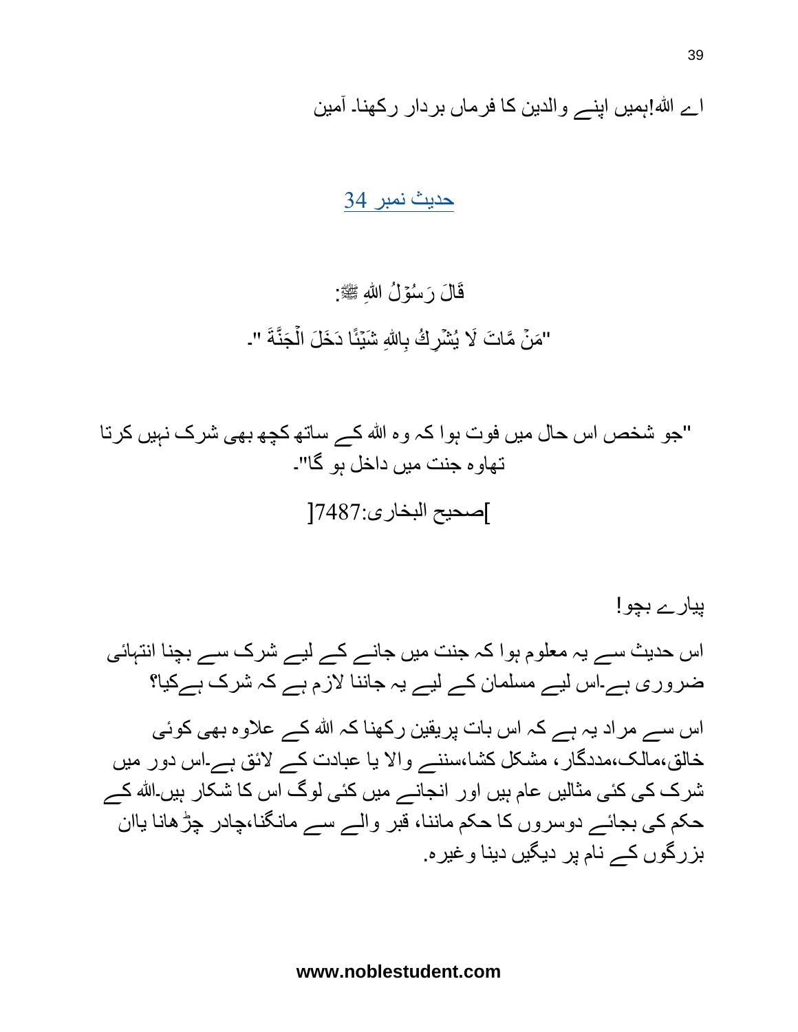اے اللہ!ہمیں اپنے والدین کا فرماں بردار رکھنا۔ آمین

## حدیث نمبر 34

قَالَ رَسُوْلُ اللہِ ﷺ:

"مَنْ مَّاتَ لَا يُشْرِكُ بِاللهِ شَيْئًا دَخَلَ الْجَنَّةَ "۔

"جو شخص اس حال میں فوت ہوا کہ وہ اللہ کے ساتھ کچھ بھی شرک نہیں کرتا تھاوہ جنت میں داخل ہو گا"۔

]صحیح البخاری:7487[

پیارے بچو!

اس حدیث سے یہ معلوم ہوا کہ جنت میں جانے کے لیے شرک سے بچنا انتہائی ضروری ہے۔اس لیے مسلمان کے لیے یہ جاننا لازم ہے کہ شرک ہےکیا؟

اس سے مراد یہ ہے کہ اس بات پریقین رکھنا کہ اللہ کے علاوہ بھی کوئی خالق،مالک،مددگار، مشکل کشا،سننے والا یا عبادت کے لائق ہے۔اس دور میں شرک کی کئی مثالیں عام ہیں اور انجانے میں کئی لوگ اس کا شکار ہیں۔اللہ کے حکم کی بجائے دوسروں کا حکم ماننا، قبر والے سے مانگنا،چادر چڑھانا یاان بزرگوں کے نام پر دیگیں دینا وغیرہ.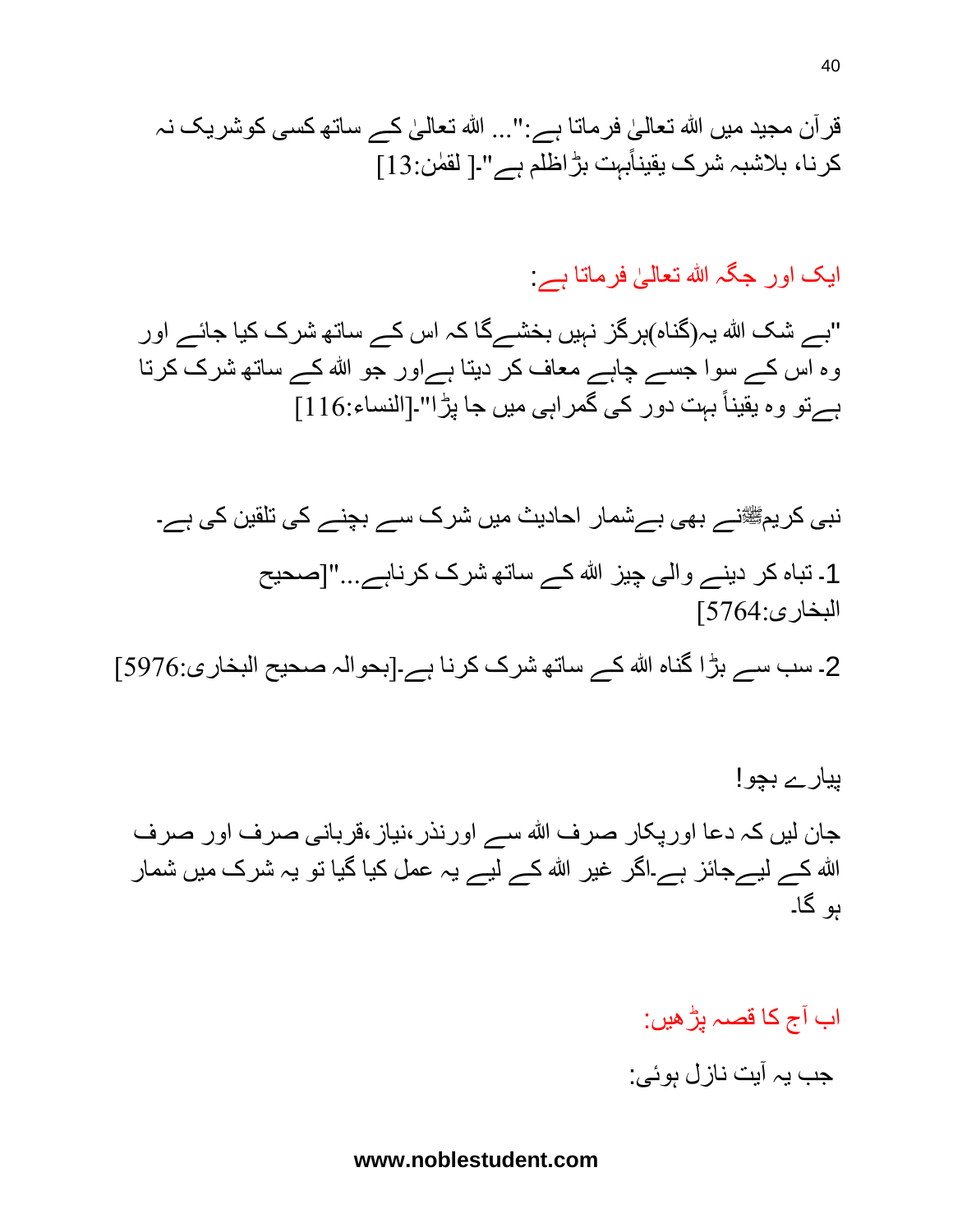قرآن مجید میں اللہ تعالیٰ فرماتا ہے:"... اللہ تعالیٰ کے ساتھ کسی کوشریک نہ کرنا، بلاشبہ شرک یقیناًبہت بڑاظلم ہے"-[ لقمٰن:13]

ایک اور جگہ اللہ تعالیٰ فرماتا ہے:

"بے شک اللہ یہ(گناہ)ہرگز نہیں بخشےگا کہ اس کے ساتھ شرک کیا جائے اور وہ اس کے سوا جسے چاہے معاف کر دیتا ہےاور جو اللہ کے ساتھ شرک کرتا ہےتو وہ یقیناً بہت دور کی گمراہی میں جا پڑا"-[النساء:116]

نبی کریمﷺنے بھی بےشمار احادیث میں شرک سے بچنے کی تلقین کی ہے-

1- تباہ کر دینے والی چیز اللہ کے ساتھ شرک کرناہے..."[صحیح البخاری:5764]

2- سب سے بڑا گناہ اللہ کے ساتھ شرک کرنا ہے-[بحوالہ صحیح البخاری:5976]

پیارے بچو!

جان لیں کہ دعا اورپکار صرف اللہ سے اورنذر،نیاز،قربانی صرف اور صرف اللہ کے لیےجائز ہے-اگر غیر اللہ کے لیے یہ عمل کیا گیا تو یہ شرک میں شمار ہو گا-

اب آج کا قصہ پڑھیں:

جب یہ آیت نازل ہوئی: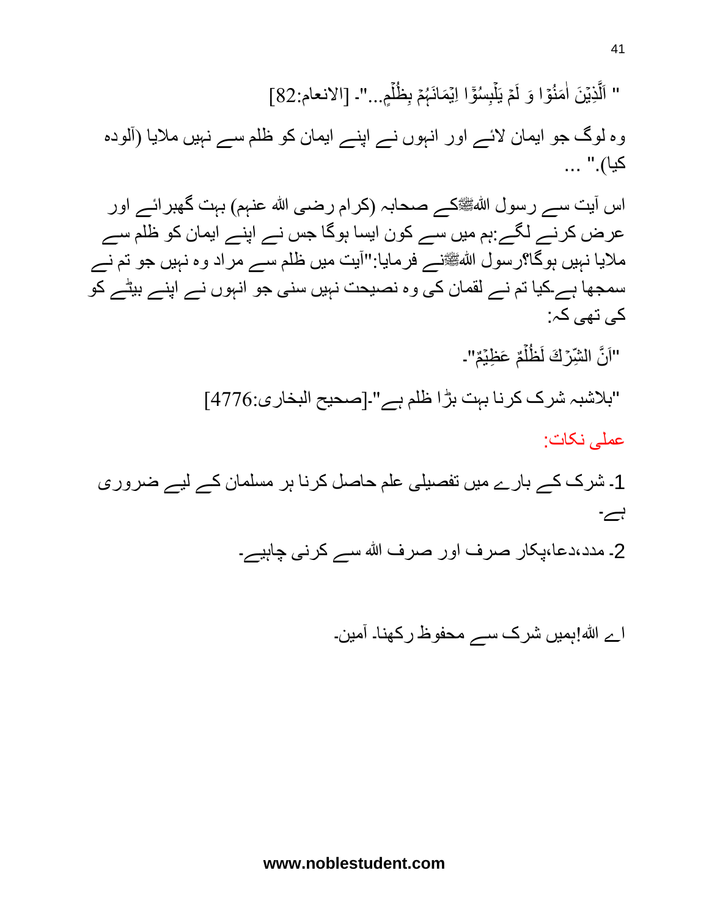" اَلَّذِيْنَ اٰمَنُوْا وَ لَمْ يَلْبِسُوْٓا اِيْمَانَہُمْ بِظُلْمٍ...". [الانعام:82]

وہ لوگ جو ایمان لائے اور انہوں نے اپنے ایمان کو ظلم سے نہیں ملایا (آلودہ کیا)." ...

اس آیت سے رسول اللہﷺکے صحابہ (کرام رضی اللہ عنہم) بہت گھبرائے اور عرض کرنے لگے:ہم میں سے کون ایسا ہوگا جس نے اپنے ایمان کو ظلم سے ملایا نہیں ہوگا؟رسول اللہﷺنے فرمایا:"آیت میں ظلم سے مراد وہ نہیں جو تم نے سمجھا ہے۔کیا تم نے لقمان کی وہ نصیحت نہیں سنی جو انہوں نے اپنے بیٹے کو کی تھی کہ:

"اَنَّ الشِّرْكَ لَظُلْمٌ عَظِيْمٌ".

"بلاشبہ شرک کرنا بہت بڑا ظلم ہے".[صحیح البخاری:4776]

عملی نکات:

1۔ شرک کے بارے میں تفصیلی علم حاصل کرنا ہر مسلمان کے لیے ضروری ہے۔

2۔ مدد،دعا،پکار صرف اور صرف اللہ سے کرنی چاہیے۔

اے اللہ!ہمیں شرک سے محفوظ رکھنا۔ آمین۔

www.noblestudent.com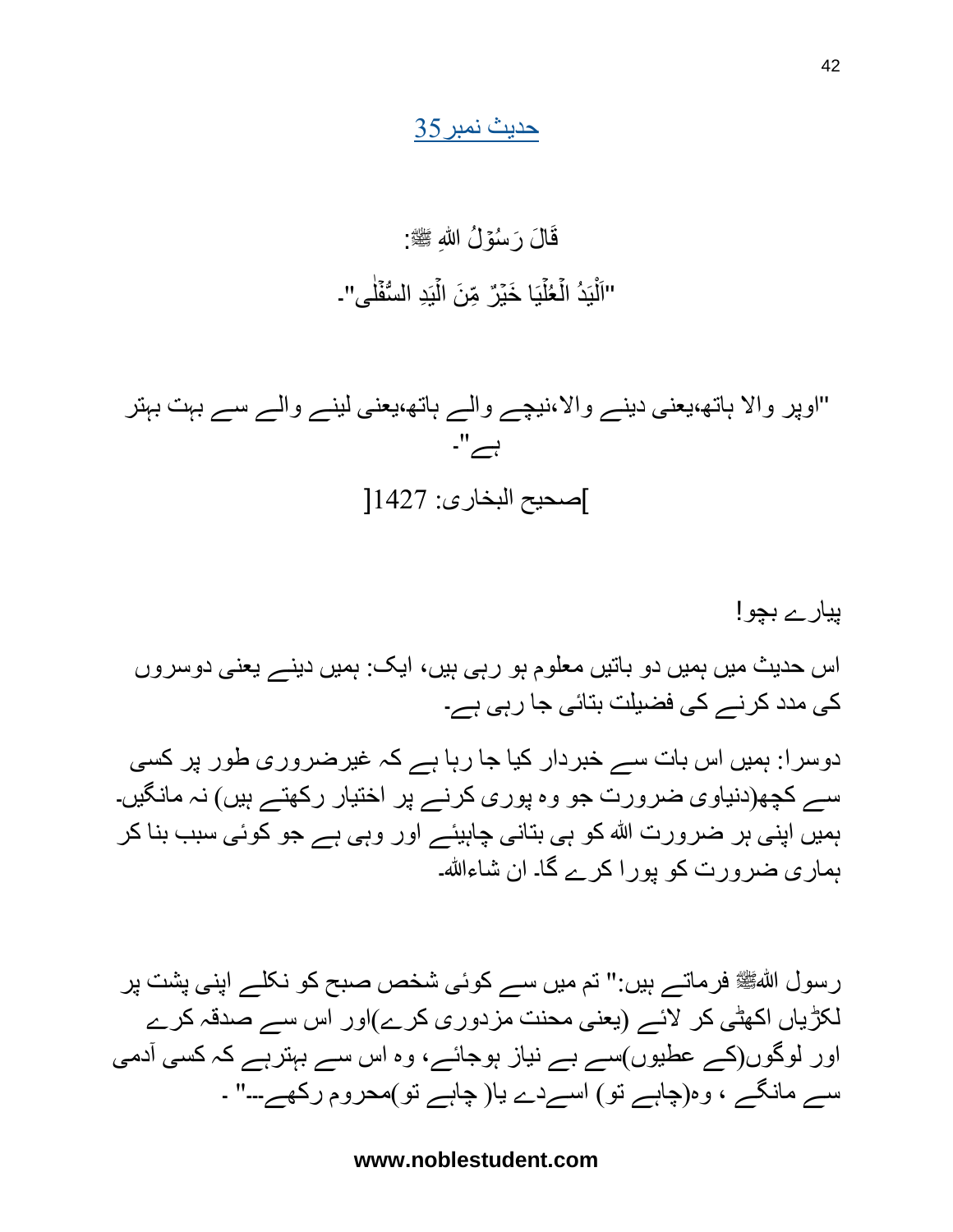## حدیث نمبر35

قَالَ رَسُوْلُ اللهِ ﷺ:

"اَلْیَدُ الْعُلْیَا خَیْرٌ مِّنَ الْیَدِ السُّفْلٰی"۔

"اوپر والا ہاتھ،یعنی دینے والا،نیچے والے ہاتھ،یعنی لینے والے سے بہت بہتر ہے"۔

[صحیح البخاری: 1427]

پیارے بچو!

اس حدیث میں ہمیں دو باتیں معلوم ہو رہی ہیں، ایک: ہمیں دینے یعنی دوسروں کی مدد کرنے کی فضیلت بتائی جا رہی ہے۔

دوسرا: ہمیں اس بات سے خبردار کیا جا رہا ہے کہ غیرضروری طور پر کسی سے کچھ(دنیاوی ضرورت جو وہ پوری کرنے پر اختیار رکھتے ہیں) نہ مانگیں۔ ہمیں اپنی ہر ضرورت اللہ کو ہی بتانی چاہیئے اور وہی ہے جو کوئی سبب بنا کر ہماری ضرورت کو پورا کرے گا۔ ان شاءاللہ۔

رسول اللہﷺ فرماتے ہیں:" تم میں سے کوئی شخص صبح کو نکلے اپنی پشت پر لکڑیاں اکھٹی کر لائے (یعنی محنت مزدوری کرے)اور اس سے صدقہ کرے اور لوگوں(کے عطیوں)سے بے نیاز ہوجائے، وہ اس سے بہترہے کہ کسی آدمی سے مانگے ، وہ(چاہے تو) اسےدے یا( چاہے تو)محروم رکھے--" ۔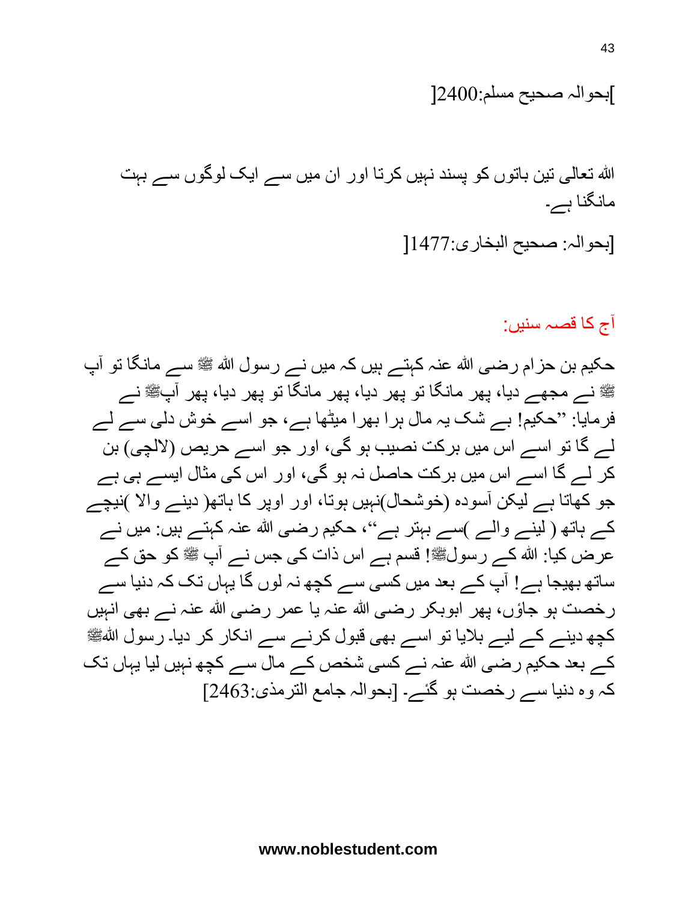]بحوالہ صحیح مسلم:2400[

اللہ تعالی تین باتوں کو پسند نہیں کرتا اور ان میں سے ایک لوگوں سے بہت مانگنا ہے۔

[بحوالہ: صحیح البخاری:1477]

آج کا قصہ سنیں:

حکیم بن حزام رضی اللہ عنہ کہتے ہیں کہ میں نے رسول اللہ ﷺ سے مانگا تو آپ ﷺ نے مجھے دیا، پھر مانگا تو پھر دیا، پھر مانگا تو پھر دیا، پھر آپﷺ نے فرمایا: ”حکیم! بے شک یہ مال ہرا بھرا میٹھا ہے، جو اسے خوش دلی سے لے لے گا تو اسے اس میں برکت نصیب ہو گی، اور جو اسے حریص (لالچی) بن کر لے گا اسے اس میں برکت حاصل نہ ہو گی، اور اس کی مثال ایسے ہی ہے جو کھاتا ہے لیکن آسودہ (خوشحال)نہیں ہوتا، اور اوپر کا ہاتھ( دینے والا )نیچے کے ہاتھ ( لینے والے )سے بہتر ہے“، حکیم رضی اللہ عنہ کہتے ہیں: میں نے عرض کیا: اللہ کے رسولﷺ! قسم ہے اس ذات کی جس نے آپ ﷺ کو حق کے ساتھ بھیجا ہے! آپ کے بعد میں کسی سے کچھ نہ لوں گا یہاں تک کہ دنیا سے رخصت ہو جاؤں، پھر ابوبکر رضی اللہ عنہ یا عمر رضی اللہ عنہ نے بھی انہیں کچھ دینے کے لیے بلایا تو اسے بھی قبول کرنے سے انکار کر دیا۔ رسول اللہﷺ کے بعد حکیم رضی اللہ عنہ نے کسی شخص کے مال سے کچھ نہیں لیا یہاں تک کہ وہ دنیا سے رخصت ہو گئے۔ [بحوالہ جامع الترمذی:2463]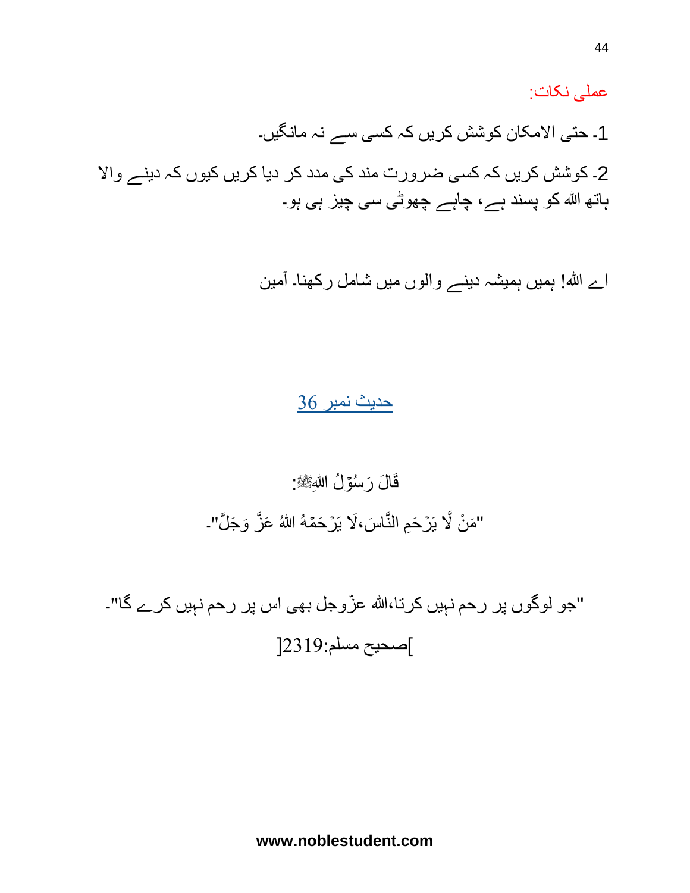عملی نکات:

1۔ حتی الامکان کوشش کریں کہ کسی سے نہ مانگیں۔

2۔ کوشش کریں کہ کسی ضرورت مند کی مدد کر دیا کریں کیوں کہ دینے والا ہاتھ اللہ کو پسند ہے، چاہے چھوٹی سی چیز ہی ہو۔

اے اللہ! ہمیں ہمیشہ دینے والوں میں شامل رکھنا۔ آمین

## حدیث نمبر 36

قَالَ رَسُوْلُ اللّٰهِﷺ:

"مَنْ لَّا يَرْحَمِ النَّاسَ،لَا يَرْحَمْهُ اللهُ عَزَّ وَجَلَّ"۔

"جو لوگوں پر رحم نہیں کرتا،اللہ عزّوجل بھی اس پر رحم نہیں کرے گا"۔

[صحیح مسلم:2319]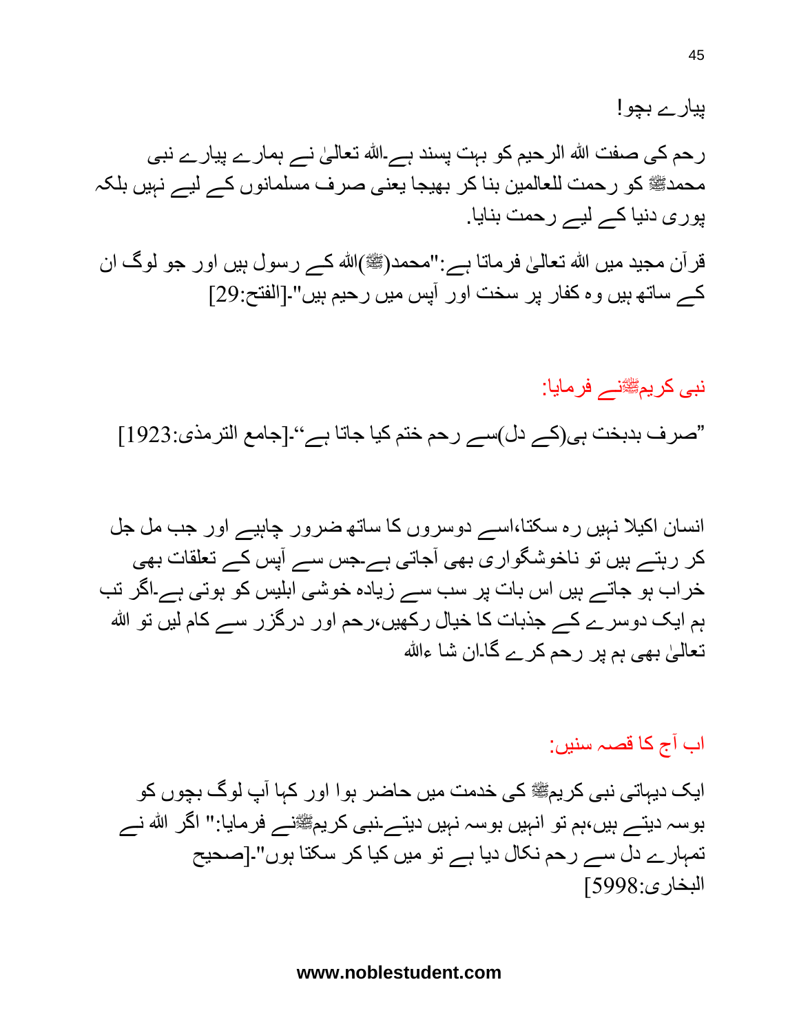پیارے بچو!

رحم کی صفت اللہ الرحیم کو بہت پسند ہے۔اللہ تعالیٰ نے ہمارے پیارے نبی محمدﷺ کو رحمت للعالمین بنا کر بھیجا یعنی صرف مسلمانوں کے لیے نہیں بلکہ پوری دنیا کے لیے رحمت بنایا۔

قرآن مجید میں اللہ تعالیٰ فرماتا ہے:"محمد(ﷺ)اللہ کے رسول ہیں اور جو لوگ ان کے ساتھ ہیں وہ کفار پر سخت اور آپس میں رحیم ہیں"۔[الفتح:29]

**نبی کریمﷺنے فرمایا:**

"صرف بدبخت ہی(کے دل)سے رحم ختم کیا جاتا ہے"۔[جامع الترمذی:1923]

انسان اکیلا نہیں رہ سکتا،اسے دوسروں کا ساتھ ضرور چاہیے اور جب مل جل کر رہتے ہیں تو ناخوشگواری بھی آجاتی ہے۔جس سے آپس کے تعلقات بھی خراب ہو جاتے ہیں اس بات پر سب سے زیادہ خوشی ابلیس کو ہوتی ہے۔اگر تب ہم ایک دوسرے کے جذبات کا خیال رکھیں،رحم اور درگزر سے کام لیں تو اللہ تعالیٰ بھی ہم پر رحم کرے گا۔ان شا ءاللہ

**اب آج کا قصہ سنیں:**

ایک دیہاتی نبی کریمﷺ کی خدمت میں حاضر ہوا اور کہا آپ لوگ بچوں کو بوسہ دیتے ہیں،ہم تو انہیں بوسہ نہیں دیتے۔نبی کریمﷺنے فرمایا:" اگر اللہ نے تمہارے دل سے رحم نکال دیا ہے تو میں کیا کر سکتا ہوں"۔[صحیح البخاری:5998]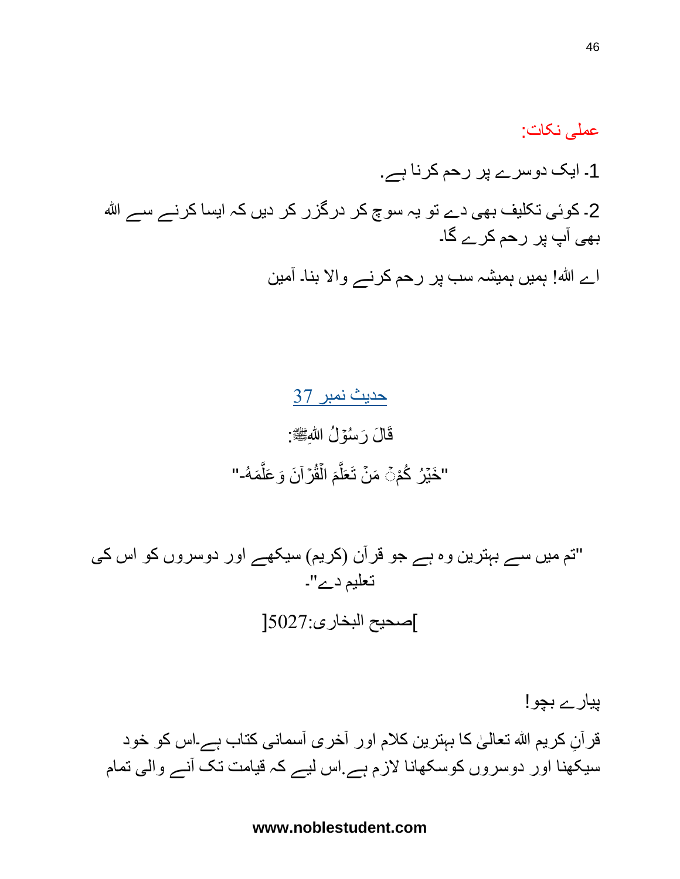عملی نکات:

1۔ ایک دوسرے پر رحم کرنا ہے.

2۔ کوئی تکلیف بھی دے تو یہ سوچ کر درگزر کر دیں کہ ایسا کرنے سے اللہ بھی آپ پر رحم کرے گا۔

اے اللہ! ہمیں ہمیشہ سب پر رحم کرنے والا بنا۔ آمین

## حدیث نمبر 37

قَالَ رَسُوْلُ اللهِﷺ:

"خَيْرُ كُمْ مَنْ تَعَلَّمَ الْقُرْآنَ وَعَلَّمَهُ۔"

"تم میں سے بہترین وہ ہے جو قرآن (کریم) سیکھے اور دوسروں کو اس کی تعلیم دے"۔

]صحیح البخاری:5027[

پیارے بچو!

قرآنِ کریم اللہ تعالیٰ کا بہترین کلام اور آخری آسمانی کتاب ہے۔اس کو خود سیکھنا اور دوسروں کوسکھانا لازم ہے.اس لیے کہ قیامت تک آنے والی تمام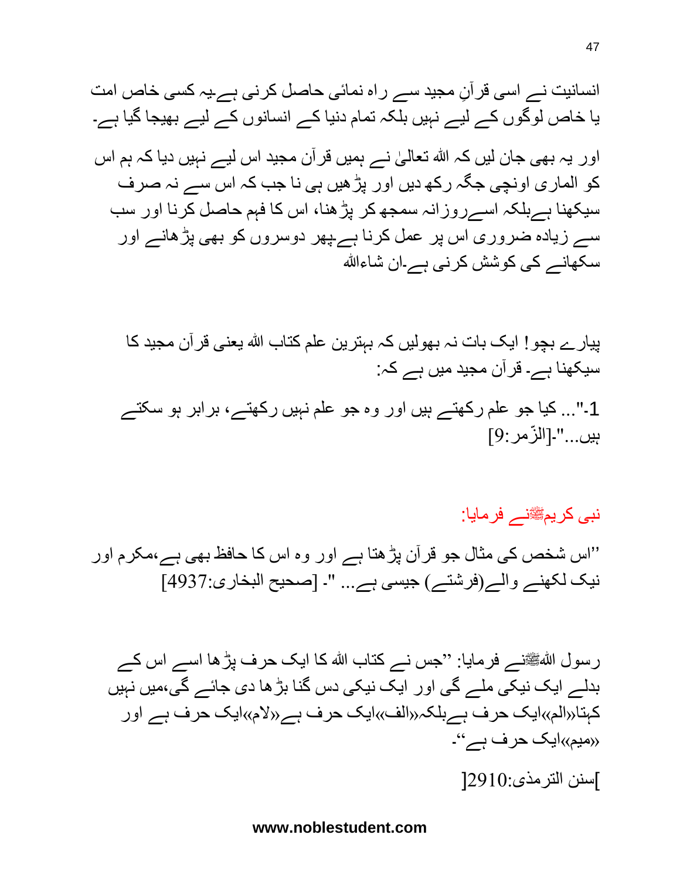انسانیت نے اسی قرآنِ مجید سے راہ نمائی حاصل کرنی ہے۔یہ کسی خاص امت یا خاص لوگوں کے لیے نہیں بلکہ تمام دنیا کے انسانوں کے لیے بھیجا گیا ہے۔

اور یہ بھی جان لیں کہ اللہ تعالیٰ نے ہمیں قرآن مجید اس لیے نہیں دیا کہ ہم اس کو الماری اونچی جگہ رکھ دیں اور پڑھیں ہی نا جب کہ اس سے نہ صرف سیکھنا ہے بلکہ اسے روزانہ سمجھ کر پڑھنا، اس کا فہم حاصل کرنا اور سب سے زیادہ ضروری اس پر عمل کرنا ہے۔پھر دوسروں کو بھی پڑھانے اور سکھانے کی کوشش کرنی ہے۔ان شاءاللہ

پیارے بچو! ایک بات نہ بھولیں کہ بہترین علم کتاب اللہ یعنی قرآن مجید کا سیکھنا ہے۔ قرآن مجید میں ہے کہ:

1-"... کیا جو علم رکھتے ہیں اور وہ جو علم نہیں رکھتے، برابر ہو سکتے ہیں..."-[الزّمر:9]

نبی کریمﷺنے فرمایا:

''اس شخص کی مثال جو قرآن پڑھتا ہے اور وہ اس کا حافظ بھی ہے،مکرم اور نیک لکھنے والے(فرشتے) جیسی ہے... "- [صحیح البخاری:4937]

رسول اللہﷺنے فرمایا: ''جس نے کتاب اللہ کا ایک حرف پڑھا اسے اس کے بدلے ایک نیکی ملے گی اور ایک نیکی دس گنا بڑھا دی جائے گی،میں نہیں کہتا«الم»ایک حرف ہے بلکہ«الف»ایک حرف ہے«لام»ایک حرف ہے اور «میم»ایک حرف ہے''۔

]سنن الترمذی:2910[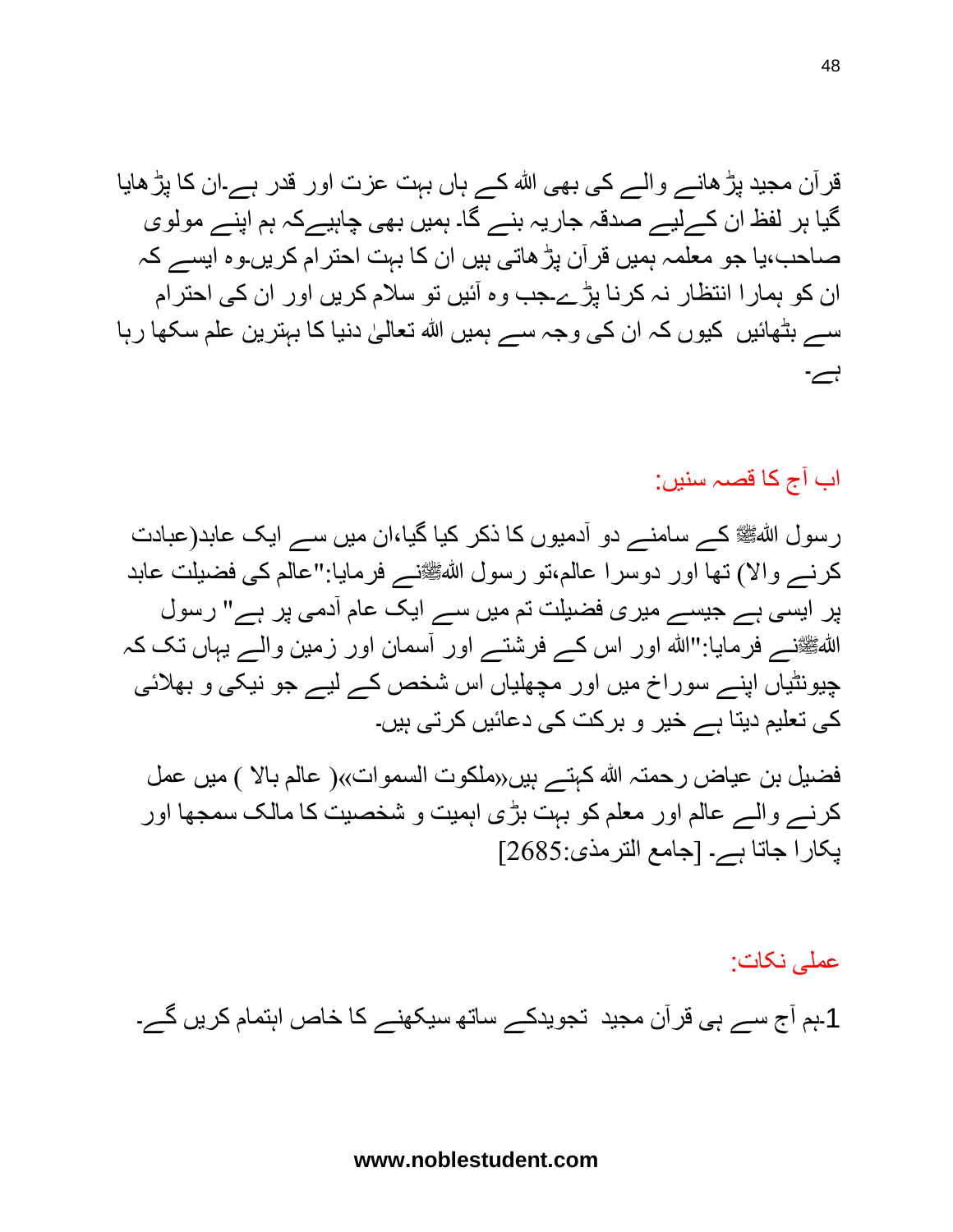قرآن مجید پڑھانے والے کی بھی اللہ کے ہاں بہت عزت اور قدر ہے۔ان کا پڑھایا گیا ہر لفظ ان کےلیے صدقہ جاریہ بنے گا۔ ہمیں بھی چاہیےکہ ہم اپنے مولوی صاحب،یا جو معلمہ ہمیں قرآن پڑھاتی ہیں ان کا بہت احترام کریں۔وہ ایسے کہ ان کو ہمارا انتظار نہ کرنا پڑے۔جب وہ آئیں تو سلام کریں اور ان کی احترام سے بٹھائیں کیوں کہ ان کی وجہ سے ہمیں اللہ تعالیٰ دنیا کا بہترین علم سکھا رہا ہے۔

## اب آج کا قصہ سنیں:

رسول اللہﷺ کے سامنے دو آدمیوں کا ذکر کیا گیا،ان میں سے ایک عابد(عبادت کرنے والا) تھا اور دوسرا عالم،تو رسول اللہﷺنے فرمایا:"عالم کی فضیلت عابد پر ایسی ہے جیسے میری فضیلت تم میں سے ایک عام آدمی پر ہے" رسول اللہﷺنے فرمایا:"اللہ اور اس کے فرشتے اور آسمان اور زمین والے یہاں تک کہ چیونٹیاں اپنے سوراخ میں اور مچھلیاں اس شخص کے لیے جو نیکی و بھلائی کی تعلیم دیتا ہے خیر و برکت کی دعائیں کرتی ہیں۔

فضیل بن عیاض رحمتہ اللہ کہتے ہیں«ملکوت السموات»( عالم بالا ) میں عمل کرنے والے عالم اور معلم کو بہت بڑی اہمیت و شخصیت کا مالک سمجھا اور پکارا جاتا ہے۔ [جامع الترمذی:2685]

## عملی نکات:

1۔ہم آج سے ہی قرآن مجید تجویدکے ساتھ سیکھنے کا خاص اہتمام کریں گے۔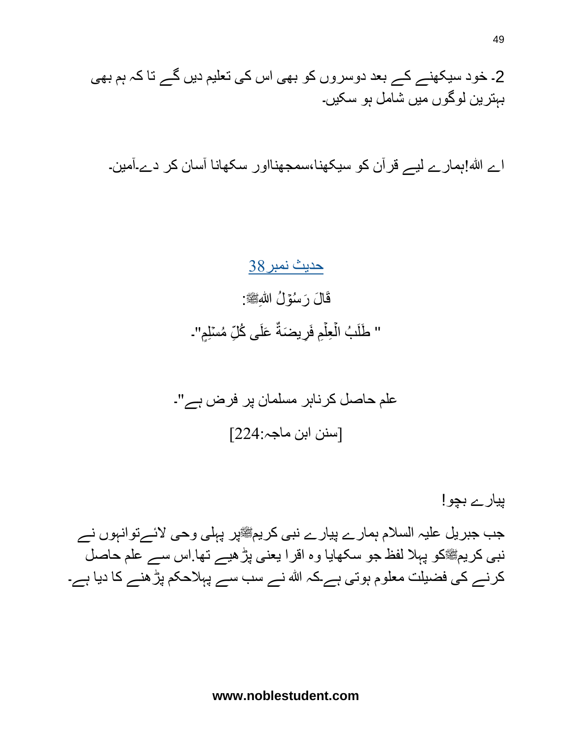2۔ خود سیکھنے کے بعد دوسروں کو بھی اس کی تعلیم دیں گے تا کہ ہم بھی بہترین لوگوں میں شامل ہو سکیں۔

اے اللہ!ہمارے لیے قرآن کو سیکھنا،سمجھنااور سکھانا آسان کر دے۔آمین۔

## حدیث نمبر38

قَالَ رَسُوۡلُ اللہِﷺ:

" طَلَبُ الۡعِلۡمِ فَرِیضَۃٌ عَلَی کُلِّ مُسۡلِمٍ"۔

علم حاصل کرناہر مسلمان پر فرض ہے"۔

[سنن ابن ماجہ:224]

پیارے بچو!

جب جبریل علیہ السلام ہمارے پیارے نبی کریمﷺپر پہلی وحی لائےتوانہوں نے نبی کریمﷺکو پہلا لفظ جو سکھایا وہ اقرا یعنی پڑھیے تھا.اس سے علم حاصل کرنے کی فضیلت معلوم ہوتی ہے۔کہ اللہ نے سب سے پہلاحکم پڑھنے کا دیا ہے۔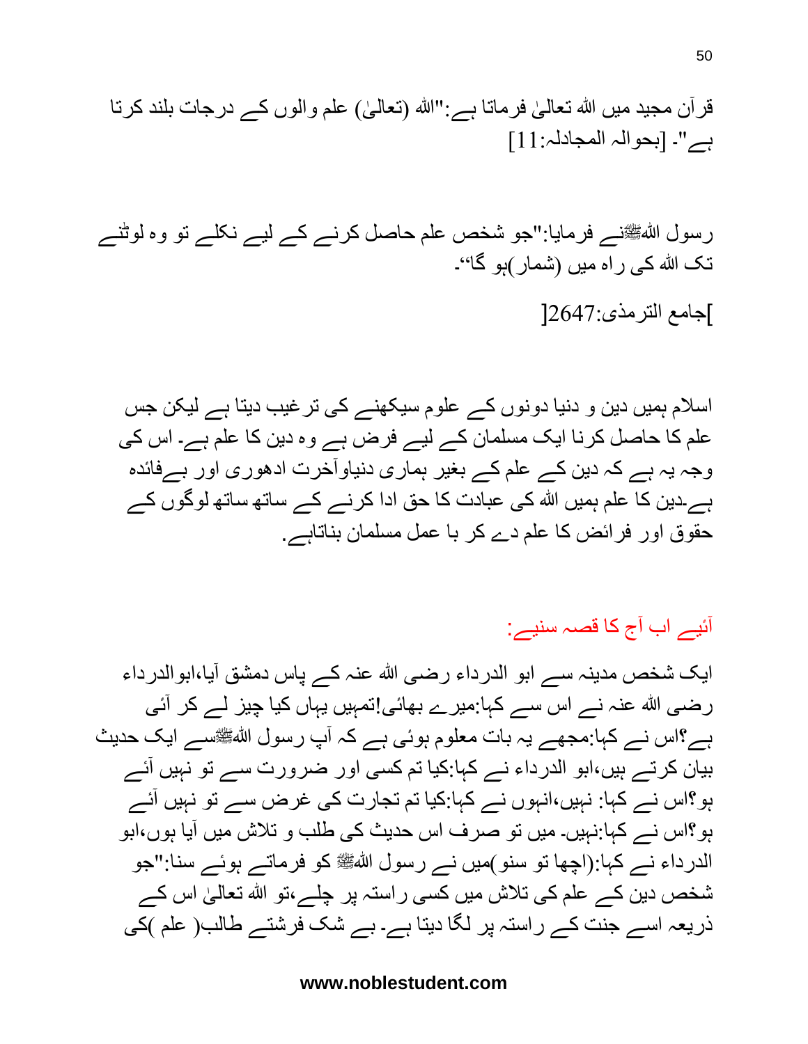قرآن مجید میں اللہ تعالیٰ فرماتا ہے:"اللہ (تعالیٰ) علم والوں کے درجات بلند کرتا ہے"۔ [بحوالہ المجادلہ:11]

رسول اللہ ﷺنے فرمایا:"جو شخص علم حاصل کرنے کے لیے نکلے تو وہ لوٹنے تک اللہ کی راہ میں (شمار)ہو گا"۔

]جامع الترمذی:2647[

اسلام ہمیں دین و دنیا دونوں کے علوم سیکھنے کی ترغیب دیتا ہے لیکن جس علم کا حاصل کرنا ایک مسلمان کے لیے فرض ہے وہ دین کا علم ہے۔ اس کی وجہ یہ ہے کہ دین کے علم کے بغیر ہماری دنیاوآخرت ادھوری اور بےفائدہ ہے۔دین کا علم ہمیں اللہ کی عبادت کا حق ادا کرنے کے ساتھ ساتھ لوگوں کے حقوق اور فرائض کا علم دے کر با عمل مسلمان بناتاہے۔

آئیے اب آج کا قصہ سنیے:

ایک شخص مدینہ سے ابو الدرداء رضی اللہ عنہ کے پاس دمشق آیا،ابوالدرداء رضی اللہ عنہ نے اس سے کہا:میرے بھائی!تمہیں یہاں کیا چیز لے کر آئی ہے؟اس نے کہا:مجھے یہ بات معلوم ہوئی ہے کہ آپ رسول اللہ ﷺسے ایک حدیث بیان کرتے ہیں،ابو الدرداء نے کہا:کیا تم کسی اور ضرورت سے تو نہیں آئے ہو؟اس نے کہا: نہیں،انہوں نے کہا:کیا تم تجارت کی غرض سے تو نہیں آئے ہو؟اس نے کہا:نہیں۔ میں تو صرف اس حدیث کی طلب و تلاش میں آیا ہوں،ابو الدرداء نے کہا:(اچھا تو سنو)میں نے رسول اللہ ﷺ کو فرماتے ہوئے سنا:"جو شخص دین کے علم کی تلاش میں کسی راستہ پر چلے،تو اللہ تعالیٰ اس کے ذریعہ اسے جنت کے راستہ پر لگا دیتا ہے۔ بے شک فرشتے طالب( علم )کی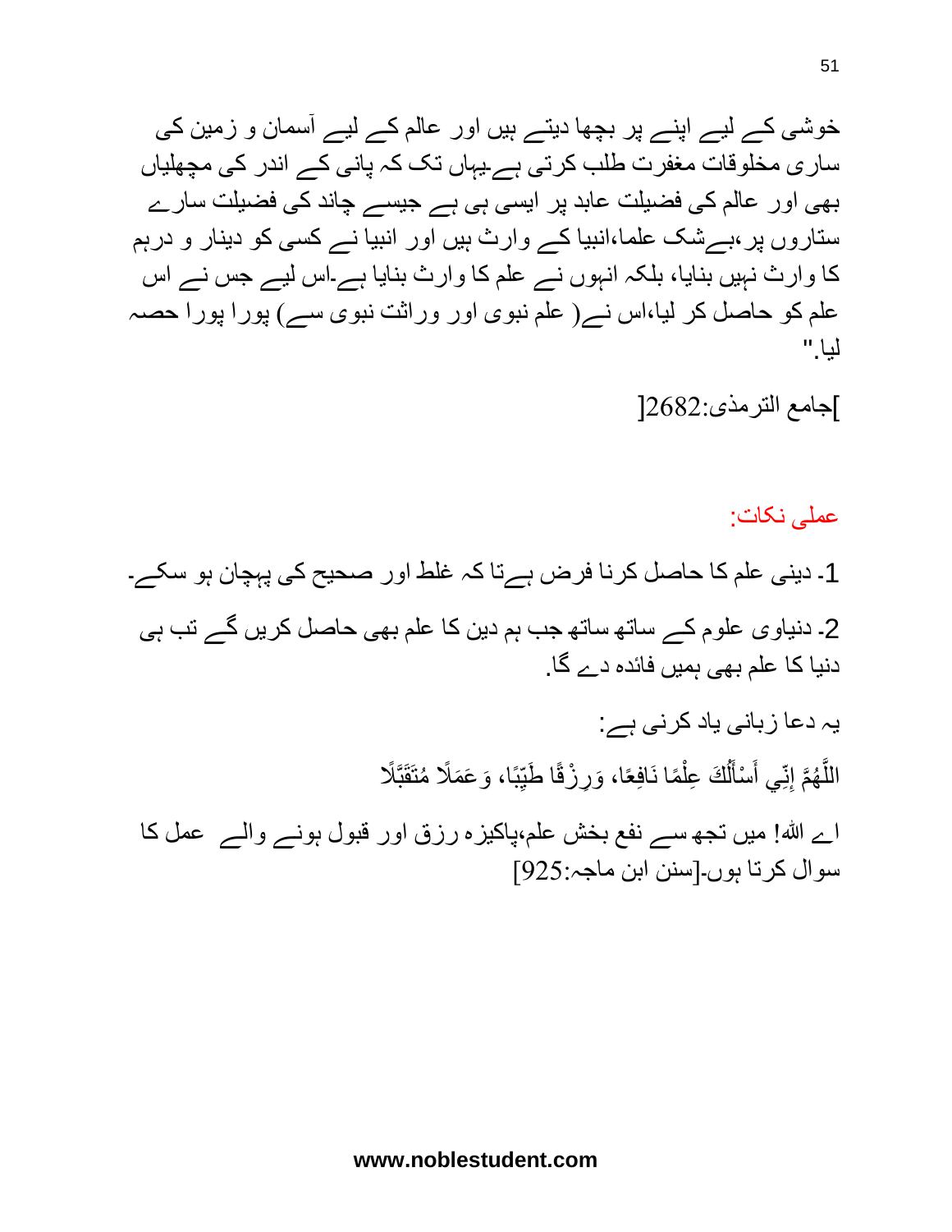خوشی کے لیے اپنے پر بچھا دیتے ہیں اور عالم کے لیے آسمان و زمین کی ساری مخلوقات مغفرت طلب کرتی ہے یہاں تک کہ پانی کے اندر کی مچھلیاں بھی اور عالم کی فضیلت عابد پر ایسی ہی ہے جیسے چاند کی فضیلت سارے ستاروں پر، بے شک علما،انبیا کے وارث ہیں اور انبیا نے کسی کو دینار و درہم کا وارث نہیں بنایا، بلکہ انہوں نے علم کا وارث بنایا ہے۔اس لیے جس نے اس علم کو حاصل کر لیا،اس نے( علم نبوی اور وراثت نبوی سے) پورا پورا حصہ لیا."

]جامع الترمذی:2682[

عملی نکات:

1۔ دینی علم کا حاصل کرنا فرض ہے تا کہ غلط اور صحیح کی پہچان ہو سکے۔

2۔ دنیاوی علوم کے ساتھ ساتھ جب ہم دین کا علم بھی حاصل کریں گے تب ہی دنیا کا علم بھی ہمیں فائدہ دے گا.

یہ دعا زبانی یاد کرنی ہے:

اللَّهُمَّ إِنِّي أَسْأَلُكَ عِلْمًا نَافِعًا، وَرِزْقًا طَيِّبًا، وَعَمَلًا مُتَقَبَّلًا

اے اللہ! میں تجھ سے نفع بخش علم،پاکیزہ رزق اور قبول ہونے والے عمل کا سوال کرتا ہوں۔[سنن ابن ماجہ:925]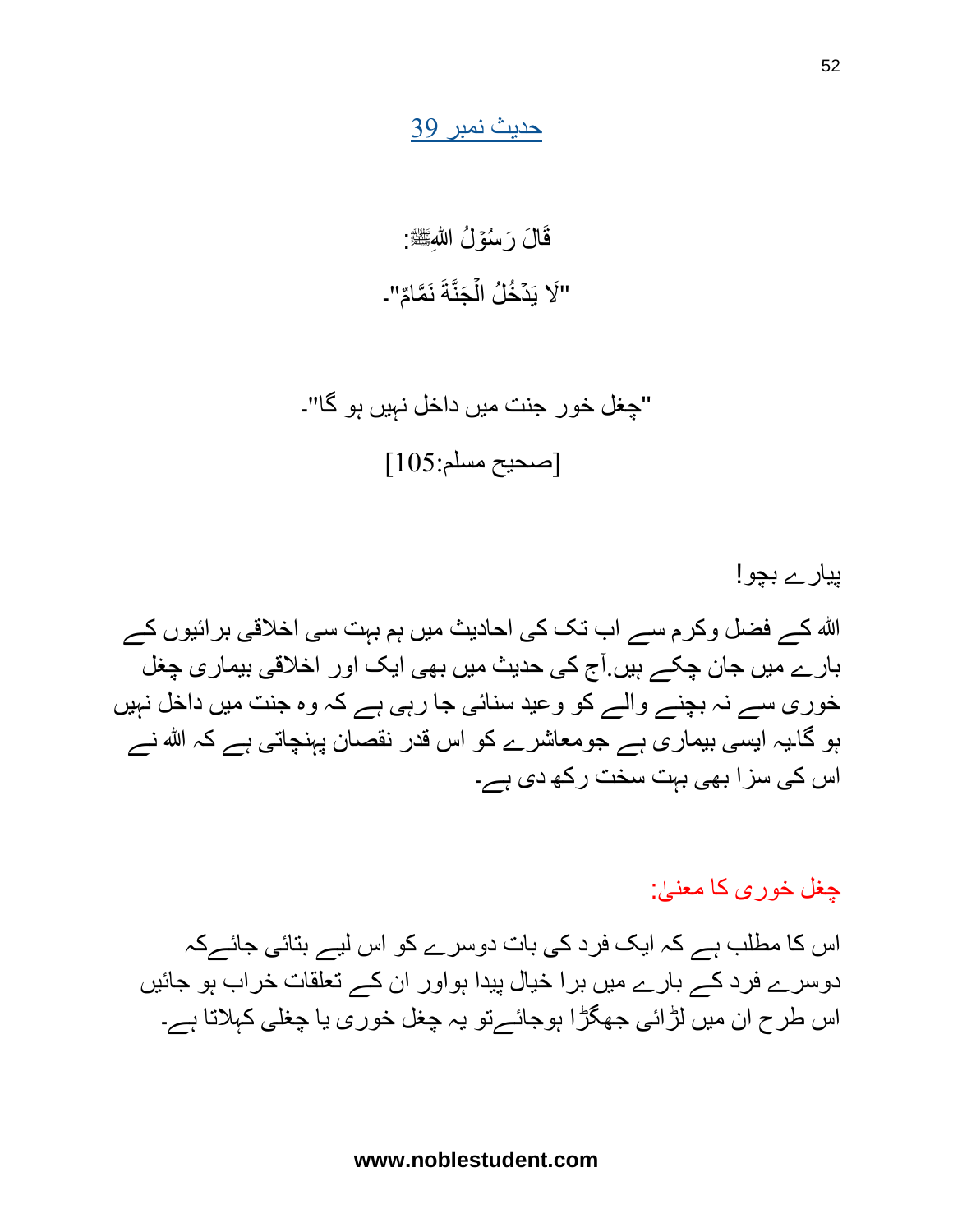## حدیث نمبر 39

قَالَ رَسُوْلُ اللهِﷺ:

"لَا يَدْخُلُ الْجَنَّةَ نَمَّامٌ"۔

"چغل خور جنت میں داخل نہیں ہو گا"۔

[صحیح مسلم:105]

پیارے بچو!

اللہ کے فضل وکرم سے اب تک کی احادیث میں ہم بہت سی اخلاقی برائیوں کے بارے میں جان چکے ہیں.آج کی حدیث میں بھی ایک اور اخلاقی بیماری چغل خوری سے نہ بچنے والے کو وعید سنائی جا رہی ہے کہ وہ جنت میں داخل نہیں ہو گا۔یہ ایسی بیماری ہے جومعاشرے کو اس قدر نقصان پہنچاتی ہے کہ اللہ نے اس کی سزا بھی بہت سخت رکھ دی ہے۔

### چغل خوری کا معنیٰ:

اس کا مطلب ہے کہ ایک فرد کی بات دوسرے کو اس لیے بتائی جائےکہ دوسرے فرد کے بارے میں برا خیال پیدا ہواور ان کے تعلقات خراب ہو جائیں اس طرح ان میں لڑائی جھگڑا ہوجائےتو یہ چغل خوری یا چغلی کہلاتا ہے۔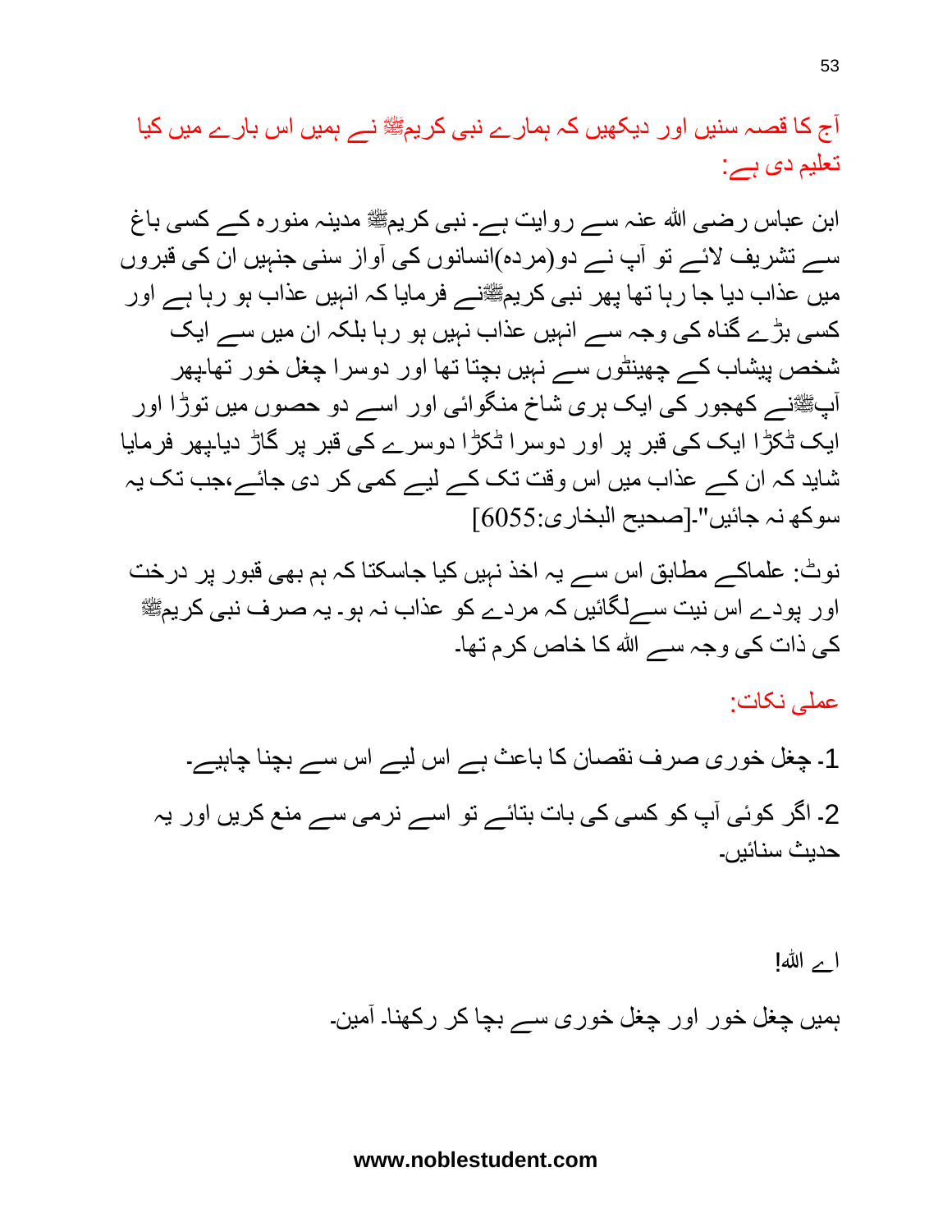آج کا قصہ سنیں اور دیکھیں کہ ہمارے نبی کریمﷺ نے ہمیں اس بارے میں کیا تعلیم دی ہے:

ابن عباس رضی اللہ عنہ سے روایت ہے۔ نبی کریمﷺ مدینہ منورہ کے کسی باغ سے تشریف لائے تو آپ نے دو(مردہ)انسانوں کی آواز سنی جنہیں ان کی قبروں میں عذاب دیا جا رہا تھا پھر نبی کریمﷺنے فرمایا کہ انہیں عذاب ہو رہا ہے اور کسی بڑے گناہ کی وجہ سے انہیں عذاب نہیں ہو رہا بلکہ ان میں سے ایک شخص پیشاب کے چھینٹوں سے نہیں بچتا تھا اور دوسرا چغل خور تھا۔پھر آپﷺنے کھجور کی ایک ہری شاخ منگوائی اور اسے دو حصوں میں توڑا اور ایک ٹکڑا ایک کی قبر پر اور دوسرا ٹکڑا دوسرے کی قبر پر گاڑ دیا۔پھر فرمایا شاید کہ ان کے عذاب میں اس وقت تک کے لیے کمی کر دی جائے،جب تک یہ سوکھ نہ جائیں"۔[صحیح البخاری:6055]

نوٹ: علماکے مطابق اس سے یہ اخذ نہیں کیا جاسکتا کہ ہم بھی قبور پر درخت اور پودے اس نیت سےلگائیں کہ مردے کو عذاب نہ ہو۔ یہ صرف نبی کریمﷺ کی ذات کی وجہ سے اللہ کا خاص کرم تھا۔

عملی نکات:

1۔ چغل خوری صرف نقصان کا باعث ہے اس لیے اس سے بچنا چاہیے۔

2۔ اگر کوئی آپ کو کسی کی بات بتائے تو اسے نرمی سے منع کریں اور یہ حدیث سنائیں۔

اے اللہ!

ہمیں چغل خور اور چغل خوری سے بچا کر رکھنا۔ آمین۔

www.noblestudent.com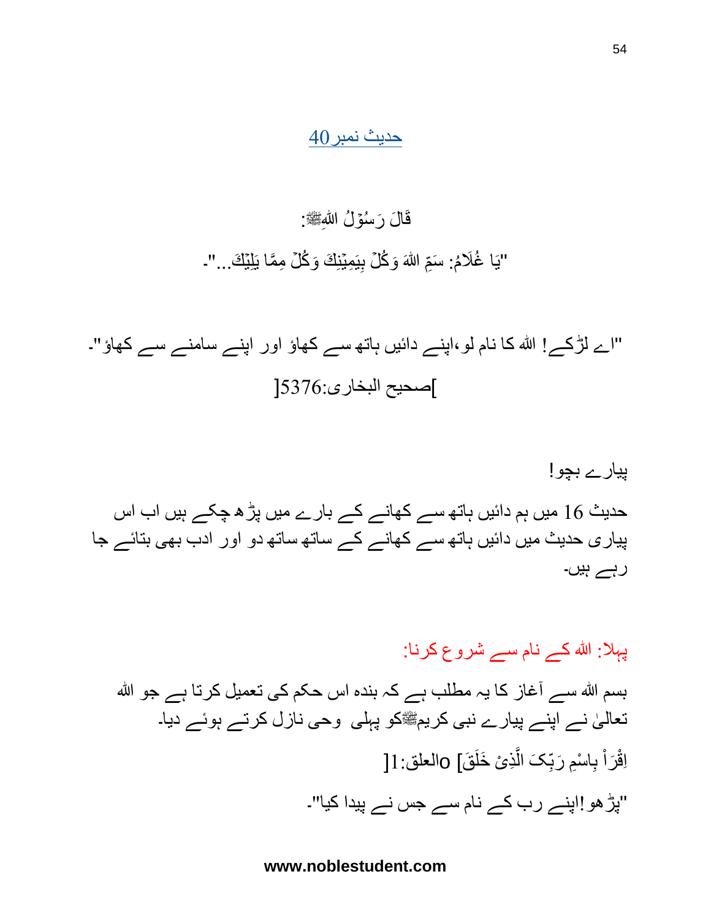## حدیث نمبر 40

قَالَ رَسُوۡلُ اللهِﷺ:

"یَا غُلَامُ: سَمِّ اللهَ وَكُلۡ بِيَمِيۡنِكَ وَكُلۡ مِمَّا يَلِيۡكَ..."۔

"اے لڑکے! اللہ کا نام لو،اپنے دائیں ہاتھ سے کھاؤ اور اپنے سامنے سے کھاؤ"۔

[صحیح البخاری:5376]

پیارے بچو!

حدیث 16 میں ہم دائیں ہاتھ سے کھانے کے بارے میں پڑھ چکے ہیں اب اس پیاری حدیث میں دائیں ہاتھ سے کھانے کے ساتھ ساتھ دو اور ادب بھی بتائے جا رہے ہیں۔

### پہلا: اللہ کے نام سے شروع کرنا:

بسم اللہ سے آغاز کا یہ مطلب ہے کہ بندہ اس حکم کی تعمیل کرتا ہے جو اللہ تعالیٰ نے اپنے پیارے نبی کریمﷺکو پہلی وحی نازل کرتے ہوئے دیا۔

اِقْرَاْ بِاسْمِ رَبِّکَ الَّذِیْ خَلَقَ o [العلق:1]

"پڑھو!اپنے رب کے نام سے جس نے پیدا کیا"۔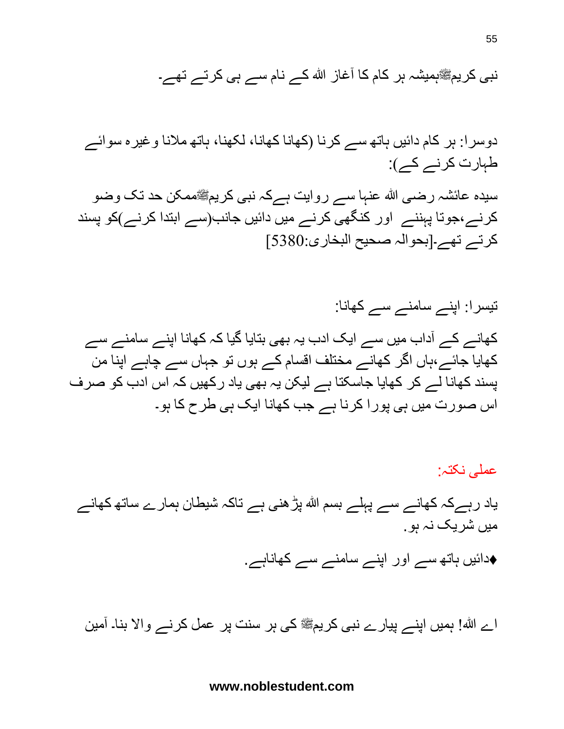نبی کریمﷺہمیشہ ہر کام کا آغاز اللہ کے نام سے ہی کرتے تھے۔

دوسرا: ہر کام دائیں ہاتھ سے کرنا (کھانا کھانا، لکھنا، ہاتھ ملانا وغیرہ سوائے طہارت کرنے کے):

سیدہ عائشہ رضی اللہ عنہا سے روایت ہےکہ نبی کریمﷺممکن حد تک وضو کرنے،جوتا پہننے اور کنگھی کرنے میں دائیں جانب(سے ابتدا کرنے)کو پسند کرتے تھے۔[بحوالہ صحیح البخاری:5380]

تیسرا: اپنے سامنے سے کھانا:

کھانے کے آداب میں سے ایک ادب یہ بھی بتایا گیا کہ کھانا اپنے سامنے سے کھایا جائے،ہاں اگر کھانے مختلف اقسام کے ہوں تو جہاں سے چاہے اپنا من پسند کھانا لے کر کھایا جاسکتا ہے لیکن یہ بھی یاد رکھیں کہ اس ادب کو صرف اس صورت میں ہی پورا کرنا ہے جب کھانا ایک ہی طرح کا ہو۔

عملی نکتہ:

یاد رہےکہ کھانے سے پہلے بسم اللہ پڑھنی ہے تاکہ شیطان ہمارے ساتھ کھانے میں شریک نہ ہو.

♦دائیں ہاتھ سے اور اپنے سامنے سے کھاناہے.

اے اللہ! ہمیں اپنے پیارے نبی کریمﷺ کی ہر سنت پر عمل کرنے والا بنا۔ آمین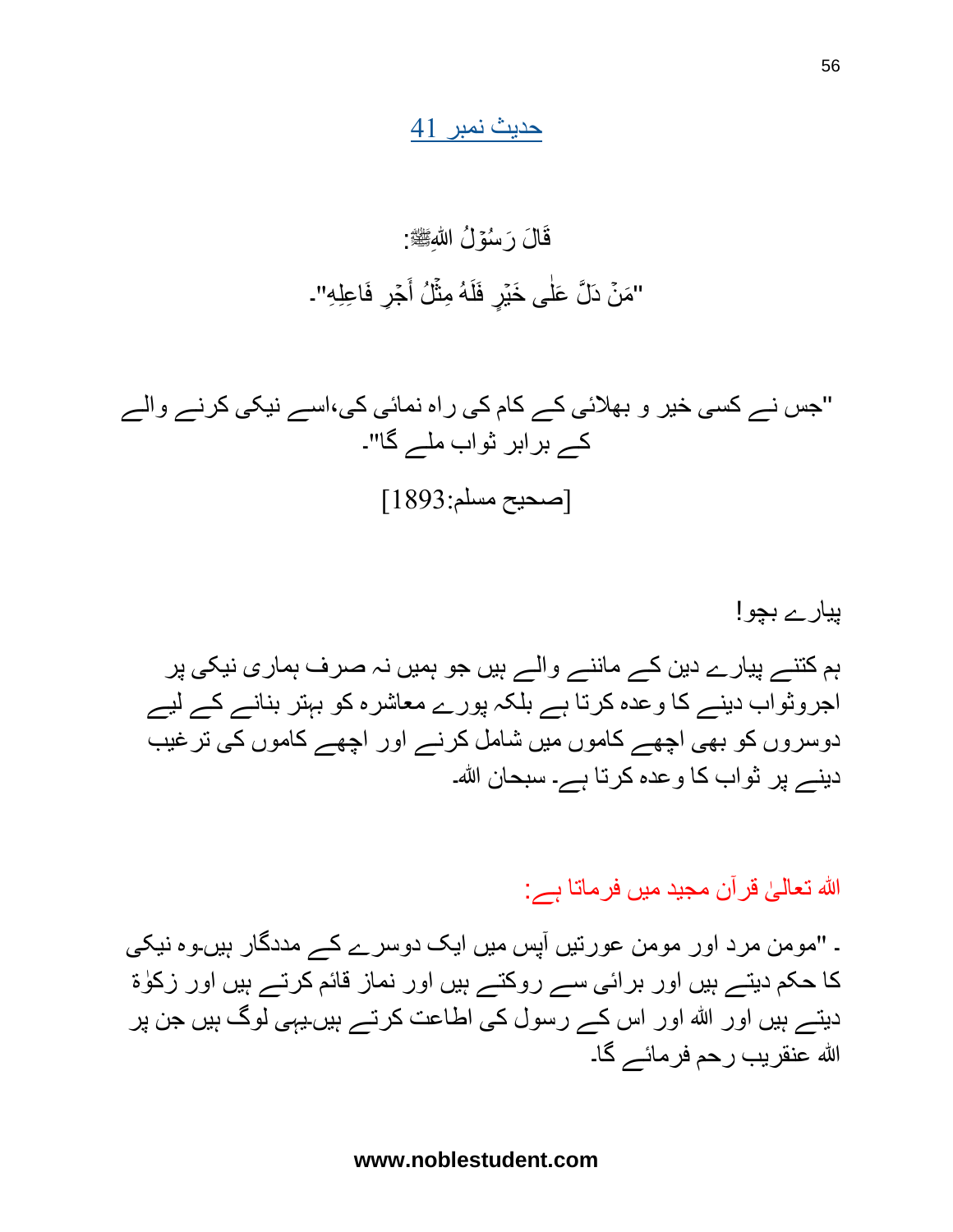## حدیث نمبر 41

قَالَ رَسُوْلُ اللهِﷺ:

"مَنْ دَلَّ عَلٰی خَیْرٍ فَلَهُ مِثْلُ أَجْرِ فَاعِلِهِ"۔

"جس نے کسی خیر و بھلائی کے کام کی راہ نمائی کی،اسے نیکی کرنے والے کے برابر ثواب ملے گا"۔

[صحیح مسلم:1893]

پیارے بچو!

ہم کتنے پیارے دین کے ماننے والے ہیں جو ہمیں نہ صرف ہماری نیکی پر اجروثواب دینے کا وعدہ کرتا ہے بلکہ پورے معاشرہ کو بہتر بنانے کے لیے دوسروں کو بھی اچھے کاموں میں شامل کرنے اور اچھے کاموں کی ترغیب دینے پر ثواب کا وعدہ کرتا ہے۔ سبحان اللہ۔

اللہ تعالیٰ قرآن مجید میں فرماتا ہے:

۔ "مومن مرد اور مومن عورتیں آپس میں ایک دوسرے کے مددگار ہیں۔وہ نیکی کا حکم دیتے ہیں اور برائی سے روکتے ہیں اور نماز قائم کرتے ہیں اور زکوٰۃ دیتے ہیں اور اللہ اور اس کے رسول کی اطاعت کرتے ہیں۔یہی لوگ ہیں جن پر اللہ عنقریب رحم فرمائے گا۔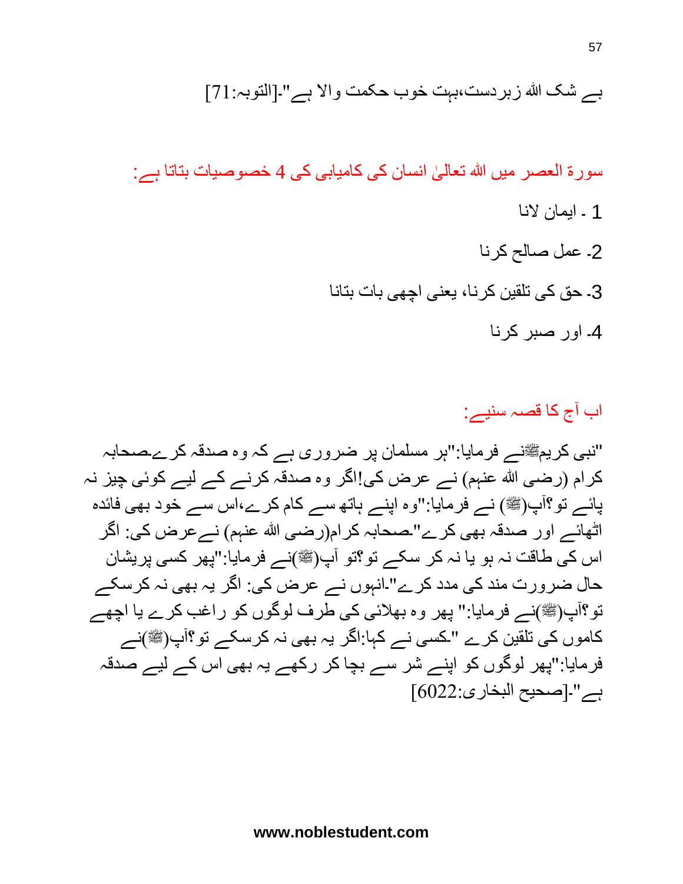بے شک اللہ زبردست،بہت خوب حکمت والا ہے"۔[التوبہ:71]

سورۃ العصر میں اللہ تعالیٰ انسان کی کامیابی کی 4 خصوصیات بتاتا ہے:

1 ۔ ایمان لانا

2۔ عمل صالح کرنا

3۔ حق کی تلقین کرنا، یعنی اچھی بات بتانا

4۔ اور صبر کرنا

اب آج کا قصہ سنیے:

"نبی کریمﷺنے فرمایا:"ہر مسلمان پر ضروری ہے کہ وہ صدقہ کرے۔صحابہ کرام (رضی اللہ عنہم) نے عرض کی!اگر وہ صدقہ کرنے کے لیے کوئی چیز نہ پائے تو؟آپ(ﷺ) نے فرمایا:"وہ اپنے ہاتھ سے کام کرے،اس سے خود بھی فائدہ اٹھائے اور صدقہ بھی کرے"۔صحابہ کرام(رضی اللہ عنہم) نےعرض کی: اگر اس کی طاقت نہ ہو یا نہ کر سکے تو؟تو آپ(ﷺ)نے فرمایا:"پھر کسی پریشان حال ضرورت مند کی مدد کرے"۔انہوں نے عرض کی: اگر یہ بھی نہ کرسکے تو؟آپ(ﷺ)نے فرمایا:" پھر وہ بھلائی کی طرف لوگوں کو راغب کرے یا اچھے کاموں کی تلقین کرے "۔کسی نے کہا:اگر یہ بھی نہ کرسکے تو؟آپ(ﷺ)نے فرمایا:"پھر لوگوں کو اپنے شر سے بچا کر رکھے یہ بھی اس کے لیے صدقہ ہے"۔[صحیح البخاری:6022]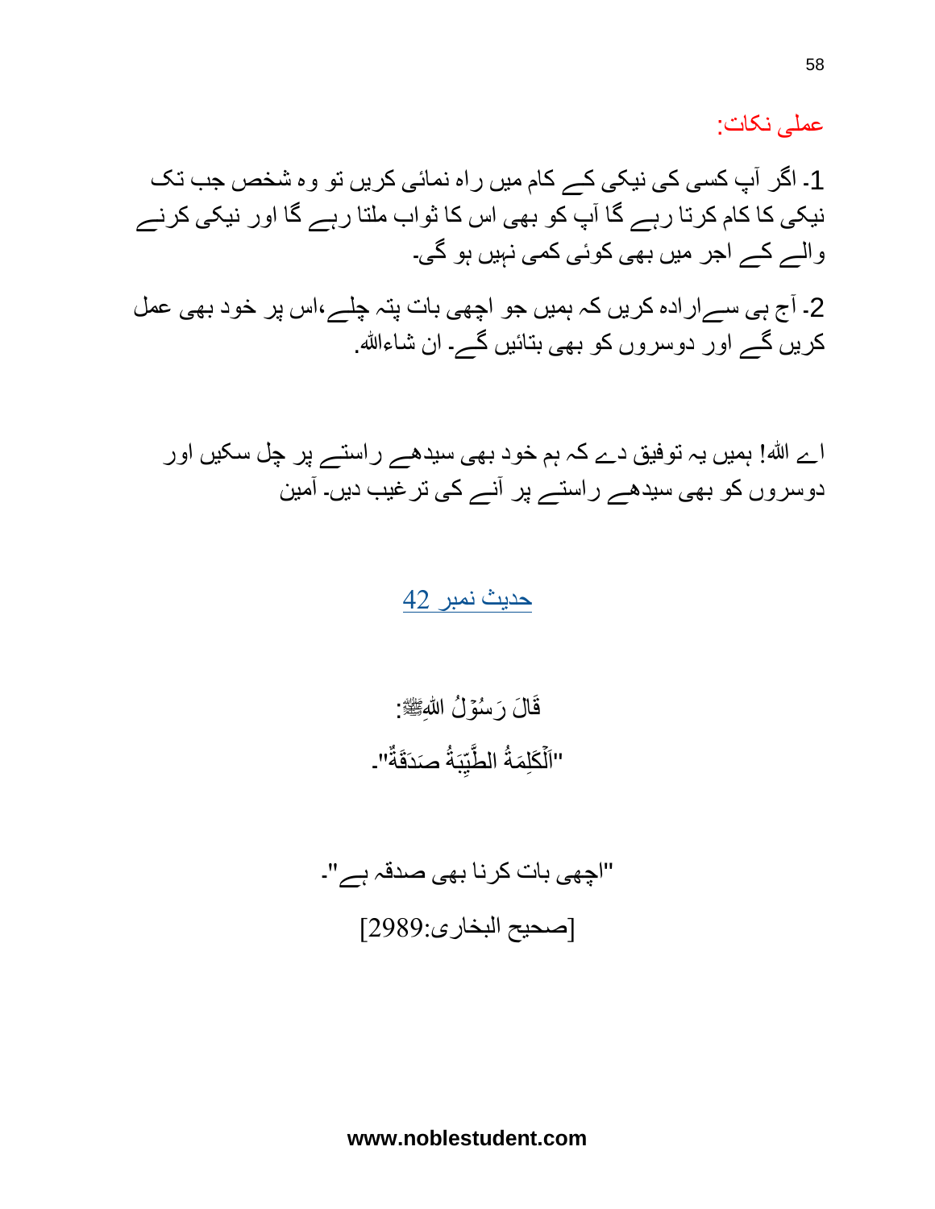عملی نکات:

1۔ اگر آپ کسی کی نیکی کے کام میں راہ نمائی کریں تو وہ شخص جب تک نیکی کا کام کرتا رہے گا آپ کو بھی اس کا ثواب ملتا رہے گا اور نیکی کرنے والے کے اجر میں بھی کوئی کمی نہیں ہو گی۔

2۔ آج ہی سے ارادہ کریں کہ ہمیں جو اچھی بات پتہ چلے،اس پر خود بھی عمل کریں گے اور دوسروں کو بھی بتائیں گے۔ ان شاءاللہ۔

اے اللہ! ہمیں یہ توفیق دے کہ ہم خود بھی سیدھے راستے پر چل سکیں اور دوسروں کو بھی سیدھے راستے پر آنے کی ترغیب دیں۔ آمین

## حدیث نمبر 42

قَالَ رَسُوْلُ اللهِﷺ:

"اَلْكَلِمَةُ الطَّيِّبَةُ صَدَقَةٌ"۔

"اچھی بات کرنا بھی صدقہ ہے"۔

[صحیح البخاری:2989]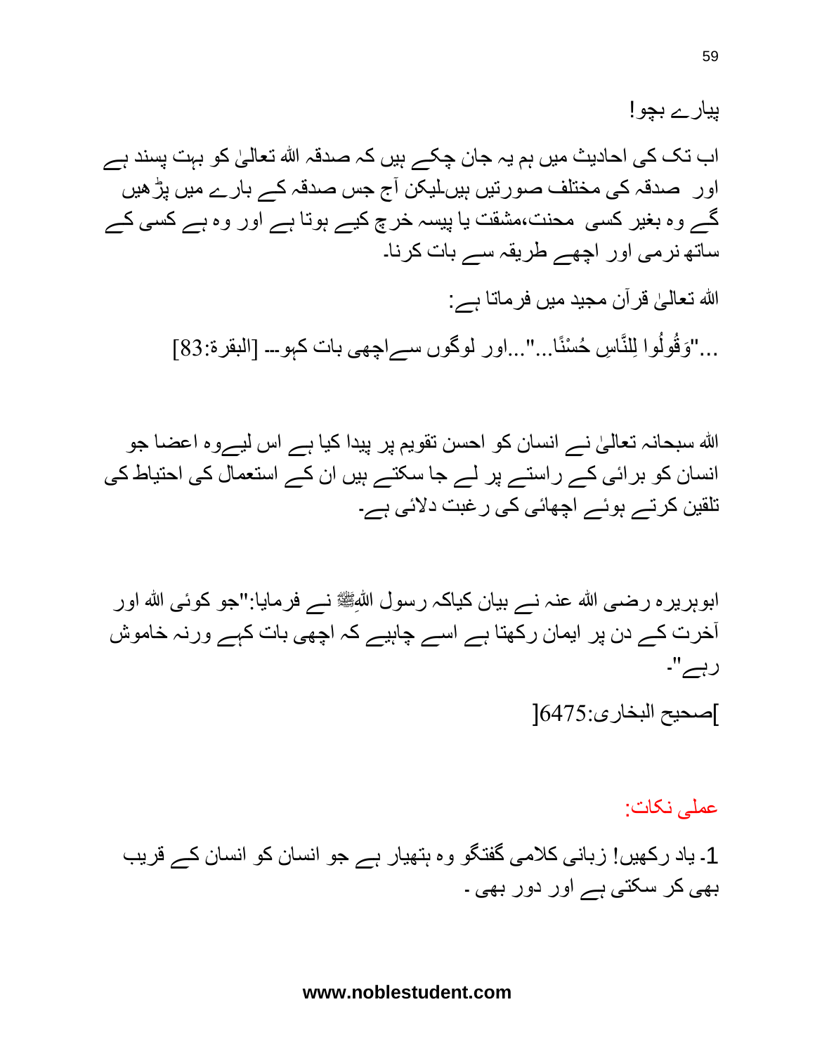پیارے بچو!

اب تک کی احادیث میں ہم یہ جان چکے ہیں کہ صدقہ اللہ تعالیٰ کو بہت پسند ہے اور صدقہ کی مختلف صورتیں ہیں لیکن آج جس صدقہ کے بارے میں پڑھیں گے وہ بغیر کسی محنت،مشقت یا پیسہ خرچ کیے ہوتا ہے اور وہ ہے کسی کے ساتھ نرمی اور اچھے طریقہ سے بات کرنا۔

اللہ تعالیٰ قرآن مجید میں فرماتا ہے:

..."وَقُولُوا لِلنَّاسِ حُسْنًا..."...اور لوگوں سے اچھی بات کہو--- [البقرة:83]

اللہ سبحانہ تعالیٰ نے انسان کو احسن تقویم پر پیدا کیا ہے اس لیے وہ اعضا جو انسان کو برائی کے راستے پر لے جا سکتے ہیں ان کے استعمال کی احتیاط کی تلقین کرتے ہوئے اچھائی کی رغبت دلائی ہے۔

ابوہریرہ رضی اللہ عنہ نے بیان کیاکہ رسول اللہﷺ نے فرمایا:"جو کوئی اللہ اور آخرت کے دن پر ایمان رکھتا ہے اسے چاہیے کہ اچھی بات کہے ورنہ خاموش رہے"۔

]صحیح البخاری:6475[

عملی نکات:

1- یاد رکھیں! زبانی کلامی گفتگو وہ ہتھیار ہے جو انسان کو انسان کے قریب بھی کر سکتی ہے اور دور بھی ۔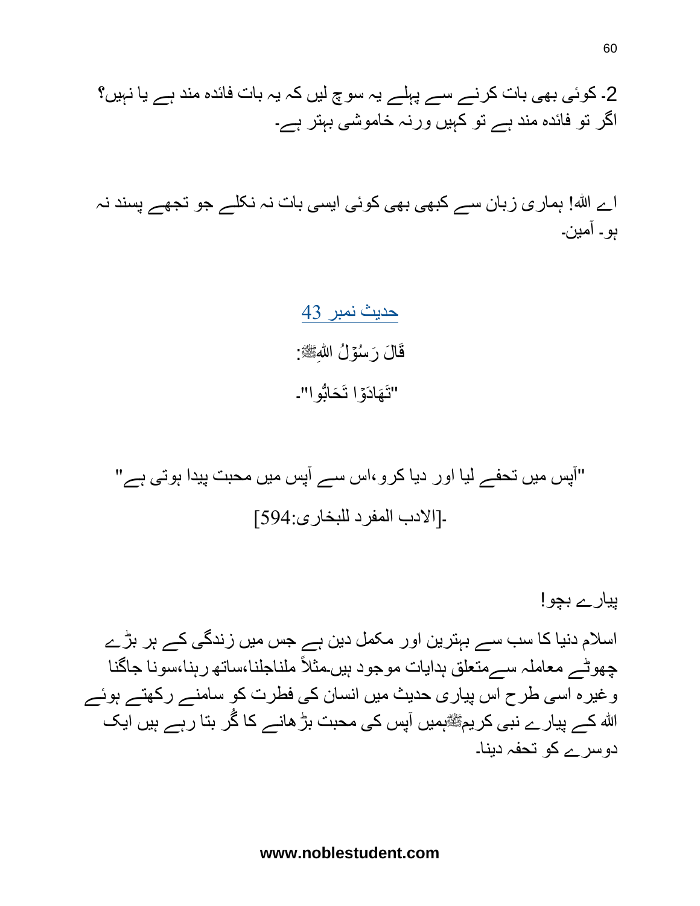2۔ کوئی بھی بات کرنے سے پہلے یہ سوچ لیں کہ یہ بات فائدہ مند ہے یا نہیں؟ اگر تو فائدہ مند ہے تو کہیں ورنہ خاموشی بہتر ہے۔

اے اللہ! ہماری زبان سے کبھی بھی کوئی ایسی بات نہ نکلے جو تجھے پسند نہ ہو۔ آمین۔

## حدیث نمبر 43

قَالَ رَسُوْلُ اللّٰہِﷺ:

"تَهَادَوْا تَحَابُّوا"۔

"آپس میں تحفے لیا اور دیا کرو،اس سے آپس میں محبت پیدا ہوتی ہے"

۔[الادب المفرد للبخاری:594]

پیارے بچو!

اسلام دنیا کا سب سے بہترین اور مکمل دین ہے جس میں زندگی کے ہر بڑے چھوٹے معاملہ سےمتعلق ہدایات موجود ہیں۔مثلاً ملناجلنا،ساتھ رہنا،سونا جاگنا وغیرہ اسی طرح اس پیاری حدیث میں انسان کی فطرت کو سامنے رکھتے ہوئے اللہ کے پیارے نبی کریمﷺہمیں آپس کی محبت بڑھانے کا گُر بتا رہے ہیں ایک دوسرے کو تحفہ دینا۔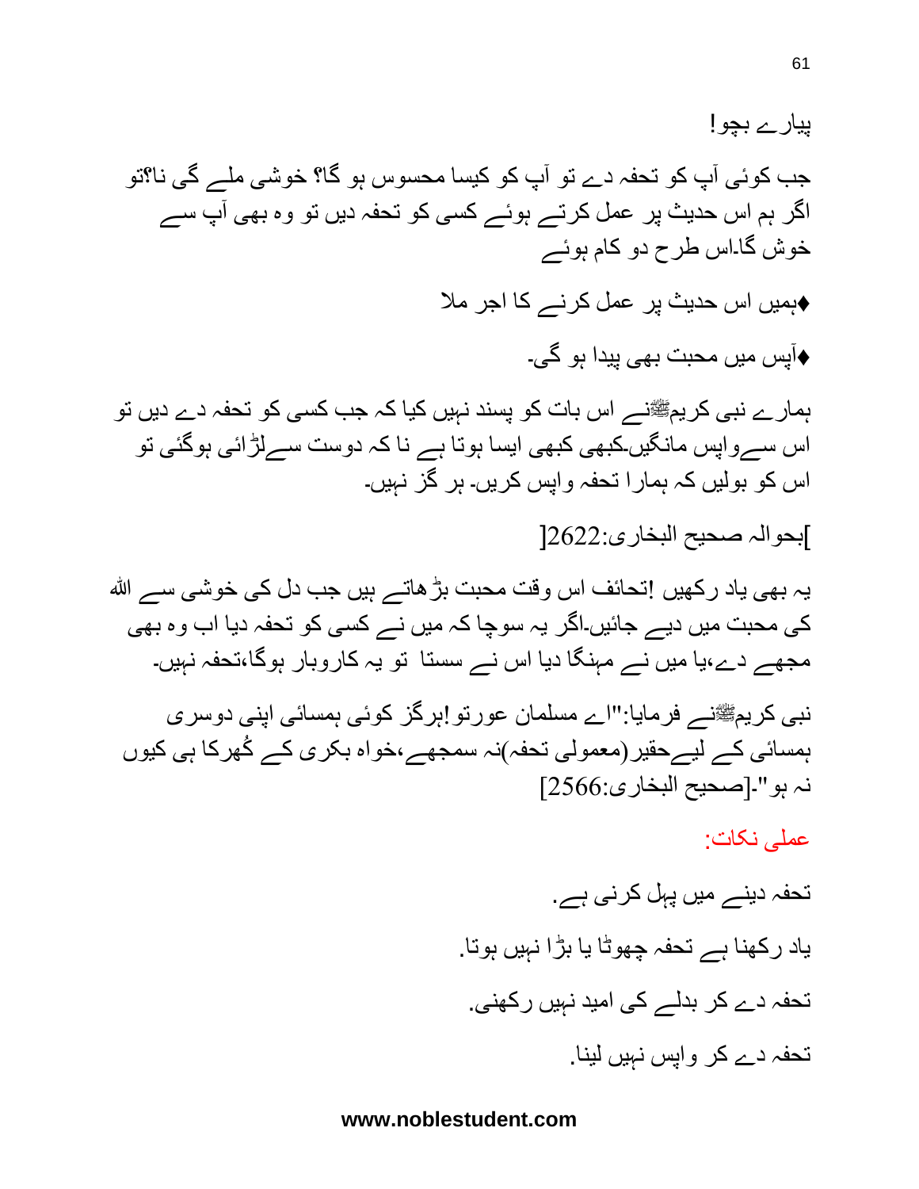پیارے بچو!

جب کوئی آپ کو تحفہ دے تو آپ کو کیسا محسوس ہو گا؟ خوشی ملے گی نا؟تو اگر ہم اس حدیث پر عمل کرتے ہوئے کسی کو تحفہ دیں تو وہ بھی آپ سے خوش گا۔اس طرح دو کام ہوئے

♦ہمیں اس حدیث پر عمل کرنے کا اجر ملا

♦آپس میں محبت بھی پیدا ہو گی۔

ہمارے نبی کریمﷺنے اس بات کو پسند نہیں کیا کہ جب کسی کو تحفہ دے دیں تو اس سےواپس مانگیں۔کبھی کبھی ایسا ہوتا ہے نا کہ دوست سےلڑائی ہوگئی تو اس کو بولیں کہ ہمارا تحفہ واپس کریں۔ ہر گز نہیں۔

]بحوالہ صحیح البخاری:2622[

یہ بھی یاد رکھیں !تحائف اس وقت محبت بڑھاتے ہیں جب دل کی خوشی سے اللہ کی محبت میں دیے جائیں۔اگر یہ سوچا کہ میں نے کسی کو تحفہ دیا اب وہ بھی مجھے دے،یا میں نے مہنگا دیا اس نے سستا تو یہ کاروبار ہوگا،تحفہ نہیں۔

نبی کریمﷺنے فرمایا:"اے مسلمان عورتو!ہرگز کوئی ہمسائی اپنی دوسری ہمسائی کے لیےحقیر(معمولی تحفہ)نہ سمجھے،خواہ بکری کے کُھرکا ہی کیوں نہ ہو"۔[صحیح البخاری:2566]

عملی نکات:

تحفہ دینے میں پہل کرنی ہے.

یاد رکھنا ہے تحفہ چھوٹا یا بڑا نہیں ہوتا.

تحفہ دے کر بدلے کی امید نہیں رکھنی.

تحفہ دے کر واپس نہیں لینا.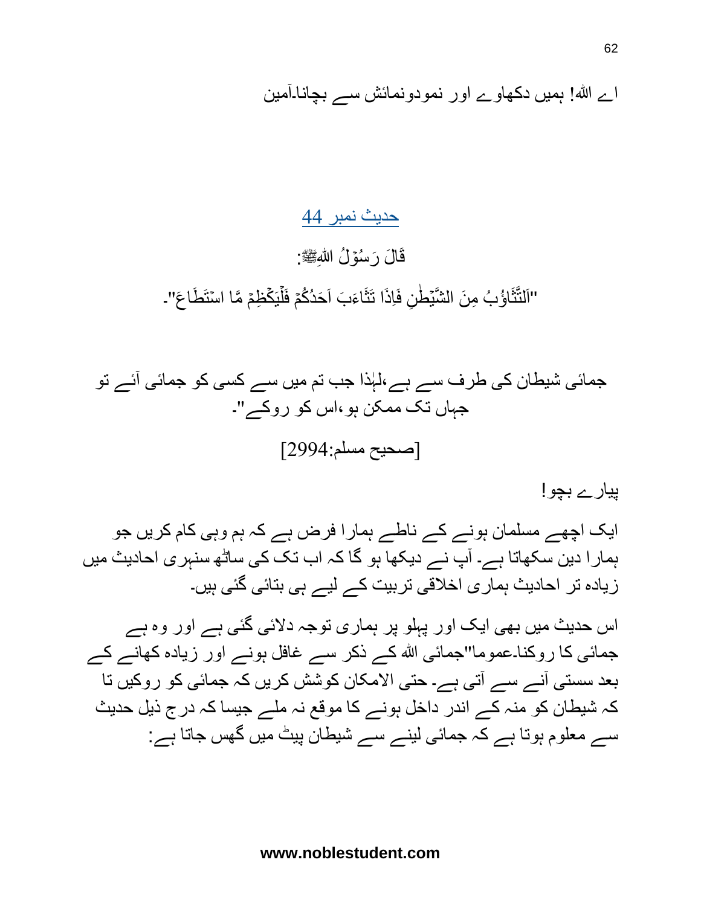اے اللہ! ہمیں دکھاوے اور نمودونمائش سے بچانا۔آمین

## حدیث نمبر 44

قَالَ رَسُوْلُ اللّٰہِﷺ:

"اَلتَّثَاؤُبُ مِنَ الشَّیْطٰنِ فَاِذَا تَثَاءَبَ اَحَدُکُمْ فَلْیَکْظِمْ مَّا اسْتَطَاعَ"۔

جمائی شیطان کی طرف سے ہے،لہٰذا جب تم میں سے کسی کو جمائی آئے تو جہاں تک ممکن ہو،اس کو روکے"۔

[صحیح مسلم:2994]

پیارے بچو!

ایک اچھے مسلمان ہونے کے ناطے ہمارا فرض ہے کہ ہم وہی کام کریں جو ہمارا دین سکھاتا ہے۔ آپ نے دیکھا ہو گا کہ اب تک کی ساٹھ سنہری احادیث میں زیادہ تر احادیث ہماری اخلاقی تربیت کے لیے ہی بتائی گئی ہیں۔

اس حدیث میں بھی ایک اور پہلو پر ہماری توجہ دلائی گئی ہے اور وہ ہے جمائی کا روکنا۔عموما"جمائی اللہ کے ذکر سے غافل ہونے اور زیادہ کھانے کے بعد سستی آنے سے آتی ہے۔ حتی الامکان کوشش کریں کہ جمائی کو روکیں تا کہ شیطان کو منہ کے اندر داخل ہونے کا موقع نہ ملے جیسا کہ درج ذیل حدیث سے معلوم ہوتا ہے کہ جمائی لینے سے شیطان پیٹ میں گھس جاتا ہے: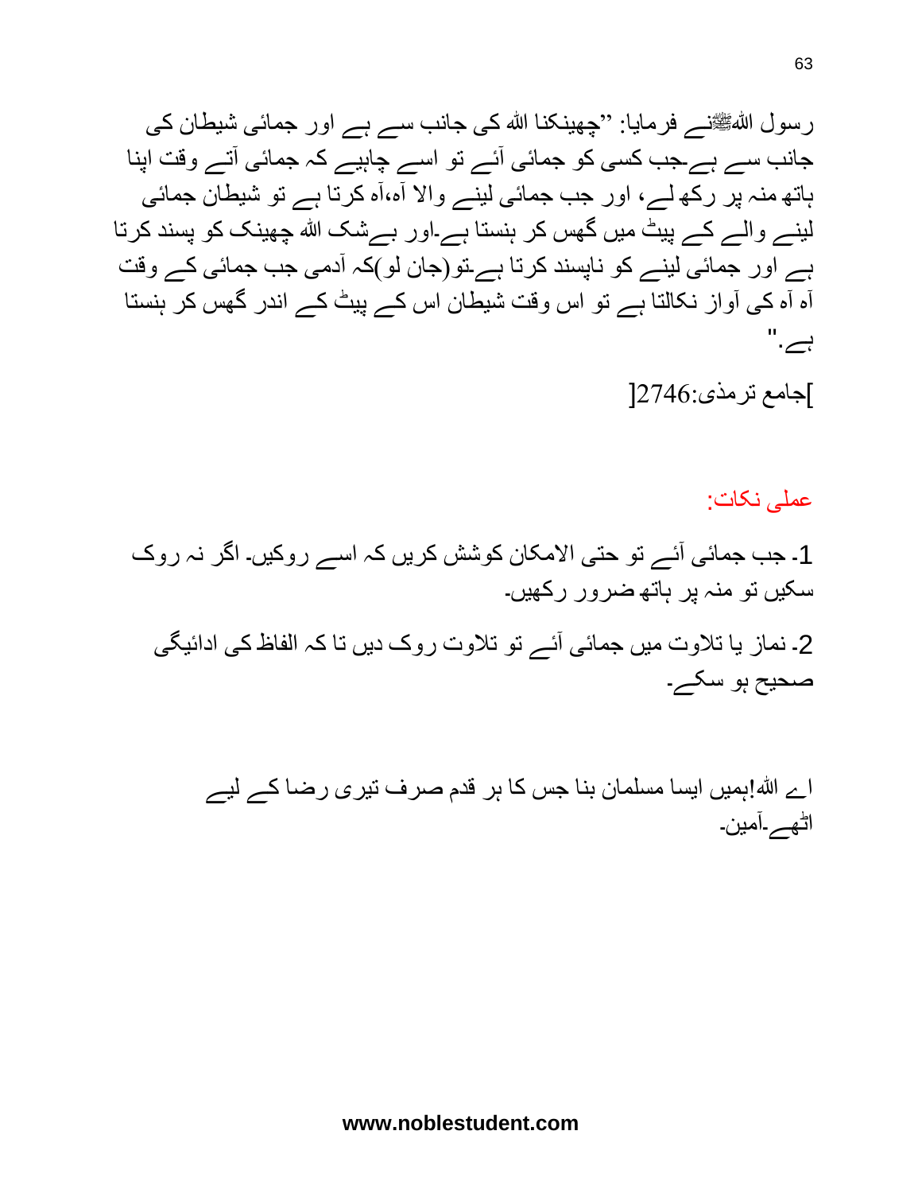رسول اللہﷺنے فرمایا: ''چھینکنا اللہ کی جانب سے ہے اور جمائی شیطان کی جانب سے ہے۔جب کسی کو جمائی آئے تو اسے چاہیے کہ جمائی آتے وقت اپنا ہاتھ منہ پر رکھ لے، اور جب جمائی لینے والا آہ،آہ کرتا ہے تو شیطان جمائی لینے والے کے پیٹ میں گھس کر ہنستا ہے۔اور بےشک اللہ چھینک کو پسند کرتا ہے اور جمائی لینے کو ناپسند کرتا ہے۔تو(جان لو)کہ آدمی جب جمائی کے وقت آہ آہ کی آواز نکالتا ہے تو اس وقت شیطان اس کے پیٹ کے اندر گھس کر ہنستا ہے۔"

[جامع ترمذی:2746]

عملی نکات:

1۔ جب جمائی آئے تو حتی الامکان کوشش کریں کہ اسے روکیں۔ اگر نہ روک سکیں تو منہ پر ہاتھ ضرور رکھیں۔

2۔ نماز یا تلاوت میں جمائی آئے تو تلاوت روک دیں تا کہ الفاظ کی ادائیگی صحیح ہو سکے۔

اے اللہ!ہمیں ایسا مسلمان بنا جس کا ہر قدم صرف تیری رضا کے لیے اٹھے۔آمین۔

www.noblestudent.com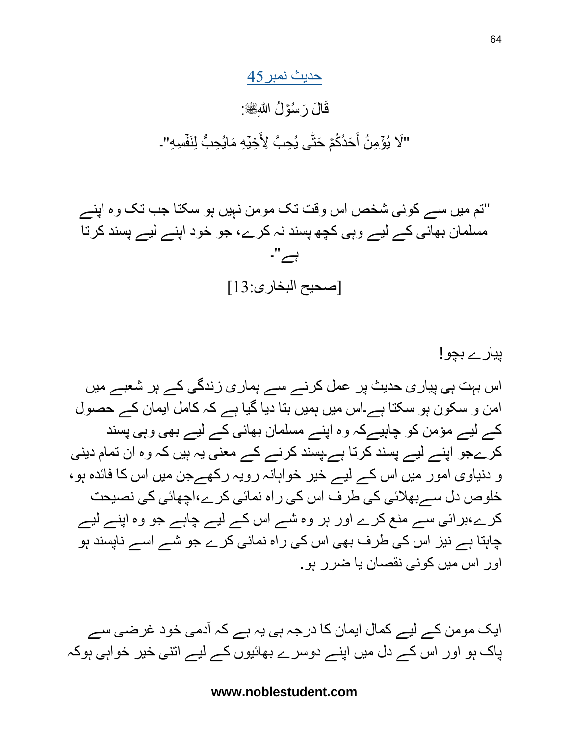## حدیث نمبر45

قَالَ رَسُوْلُ اللّٰہِﷺ:

"لَا یُؤْمِنُ أَحَدُکُمْ حَتّٰی یُحِبَّ لِأَخِیْہِ مَایُحِبُّ لِنَفْسِہِ"۔

"تم میں سے کوئی شخص اس وقت تک مومن نہیں ہو سکتا جب تک وہ اپنے مسلمان بھائی کے لیے وہی کچھ پسند نہ کرے، جو خود اپنے لیے پسند کرتا ہے"۔

[صحیح البخاری:13]

پیارے بچو!

اس بہت ہی پیاری حدیث پر عمل کرنے سے ہماری زندگی کے ہر شعبے میں امن و سکون ہو سکتا ہے۔اس میں ہمیں بتا دیا گیا ہے کہ کامل ایمان کے حصول کے لیے مؤمن کو چاہیےکہ وہ اپنے مسلمان بھائی کے لیے بھی وہی پسند کرےجو اپنے لیے پسند کرتا ہے۔پسند کرنے کے معنی یہ ہیں کہ وہ ان تمام دینی و دنیاوی امور میں اس کے لیے خیر خواہانہ رویہ رکھےجن میں اس کا فائدہ ہو، خلوص دل سےبھلائی کی طرف اس کی راہ نمائی کرے،اچھائی کی نصیحت کرے،برائی سے منع کرے اور ہر وہ شے اس کے لیے چاہے جو وہ اپنے لیے چاہتا ہے نیز اس کی طرف بھی اس کی راہ نمائی کرے جو شے اسے ناپسند ہو اور اس میں کوئی نقصان یا ضرر ہو.

ایک مومن کے لیے کمال ایمان کا درجہ ہی یہ ہے کہ آدمی خود غرضی سے پاک ہو اور اس کے دل میں اپنے دوسرے بھائیوں کے لیے اتنی خیر خواہی ہوکہ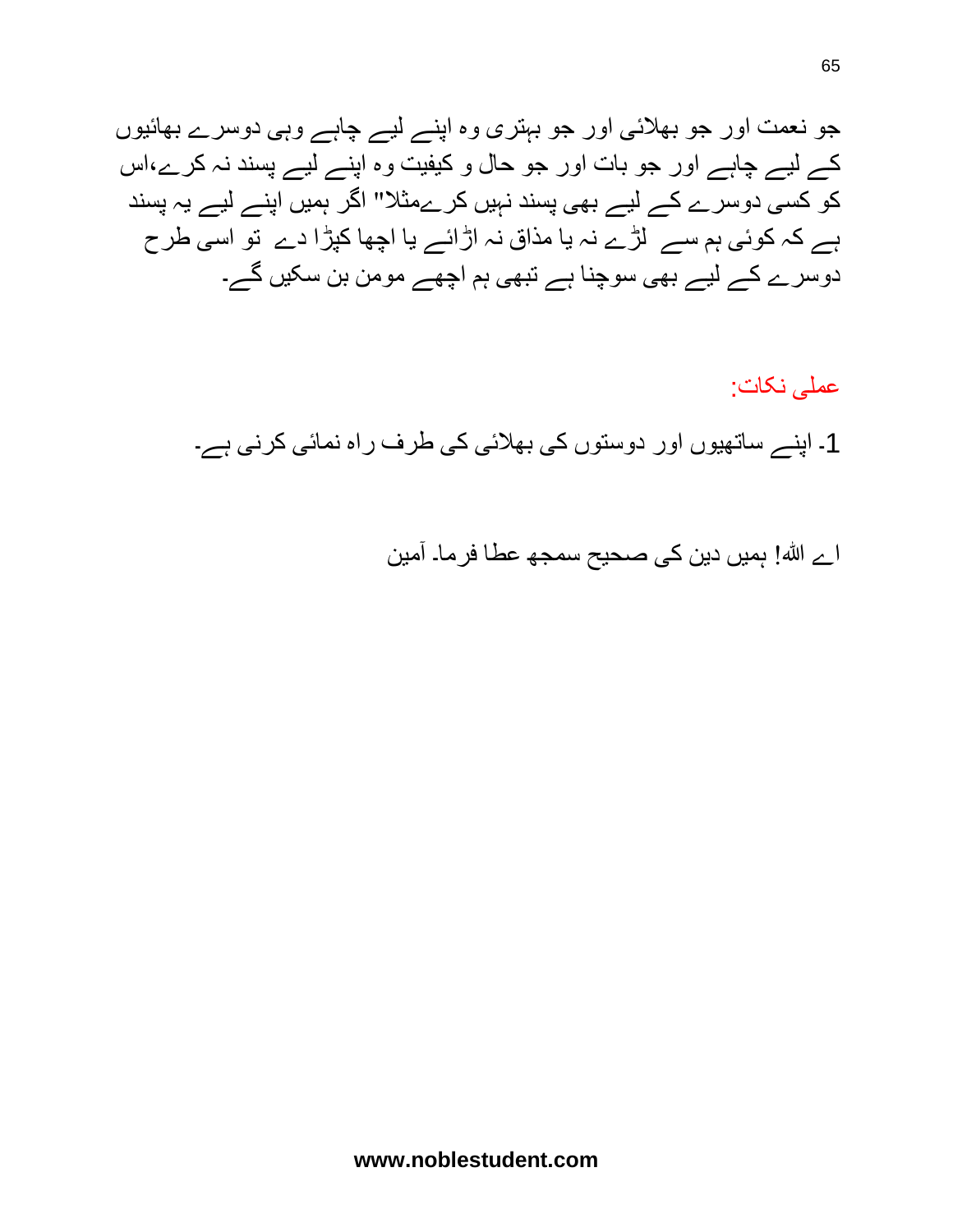جو نعمت اور جو بھلائی اور جو بہتری وہ اپنے لیے چاہے وہی دوسرے بھائیوں کے لیے چاہے اور جو بات اور جو حال و کیفیت وہ اپنے لیے پسند نہ کرے،اس کو کسی دوسرے کے لیے بھی پسند نہیں کرےمثلا" اگر ہمیں اپنے لیے یہ پسند ہے کہ کوئی ہم سے لڑے نہ یا مذاق نہ اڑائے یا اچھا کپڑا دے تو اسی طرح دوسرے کے لیے بھی سوچنا ہے تبھی ہم اچھے مومن بن سکیں گے۔

عملی نکات:

1۔ اپنے ساتھیوں اور دوستوں کی بھلائی کی طرف راہ نمائی کرنی ہے۔

اے اللہ! ہمیں دین کی صحیح سمجھ عطا فرما۔ آمین

www.noblestudent.com